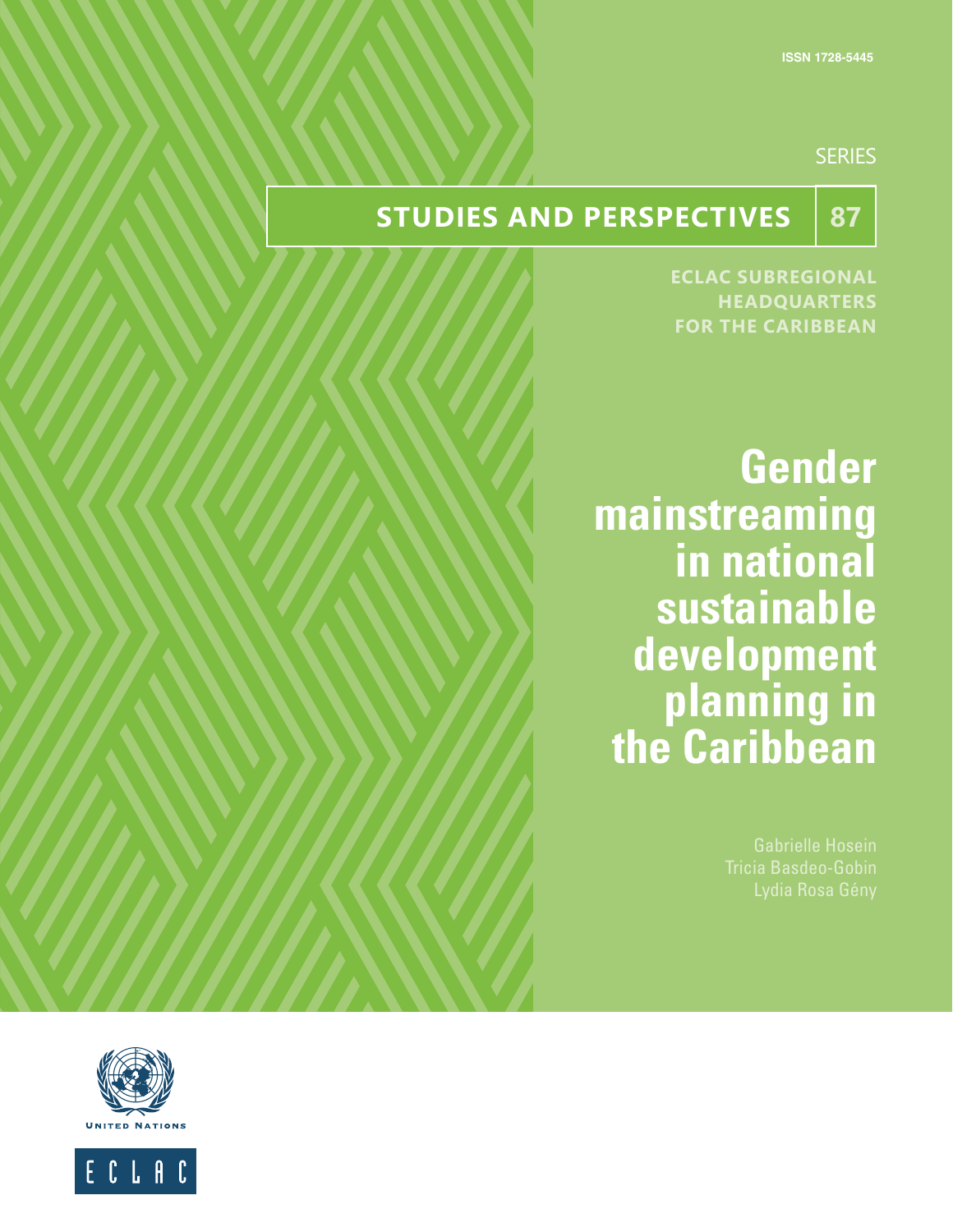ISSN 1728-5445

SERIES

**STUDIES AND PERSPECTIVES 87**

**ECLAC SUBREGIONAL HEADQUARTERS FOR THE CARIBBEAN**

# Gender mainstreaming in national sustainable development planning in the Caribbean

Gabrielle Hosein
Tricia Basdeo-Gobin
Lydia Rosa Gény

UNITED NATIONS

ECLAC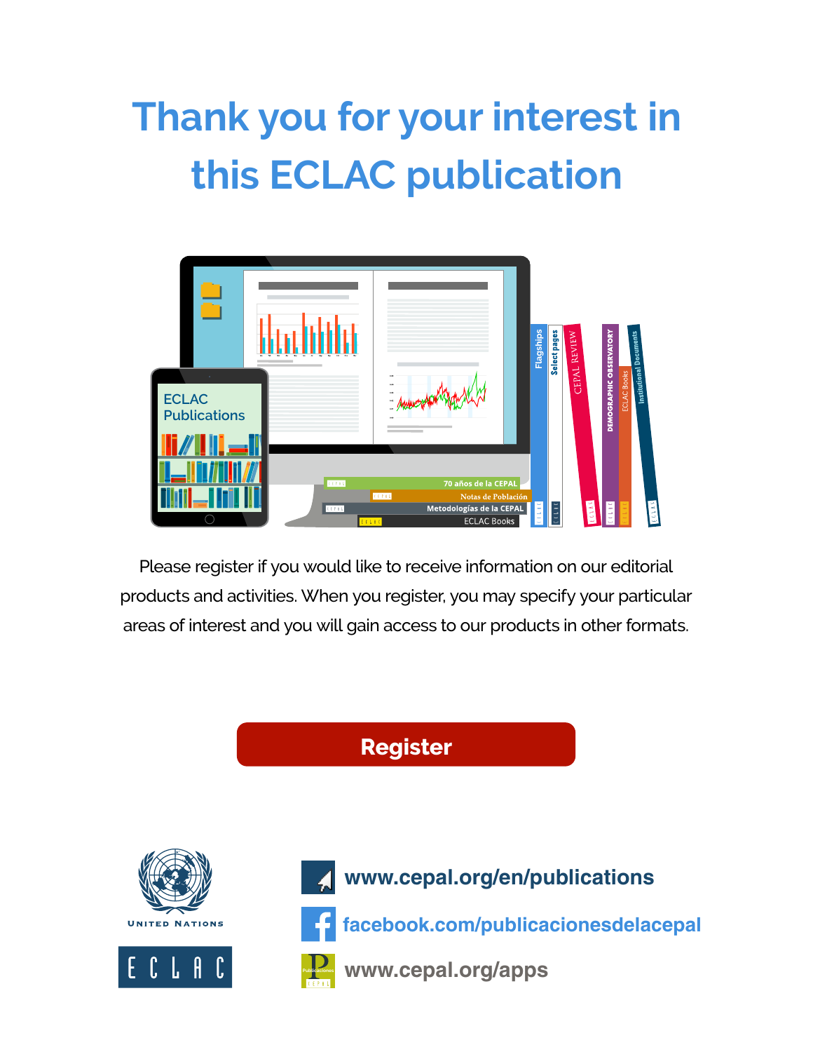# Thank you for your interest in this ECLAC publication

Please register if you would like to receive information on our editorial products and activities. When you register, you may specify your particular areas of interest and you will gain access to our products in other formats.

**Register**

www.cepal.org/en/publications

facebook.com/publicacionesdelacepal

www.cepal.org/apps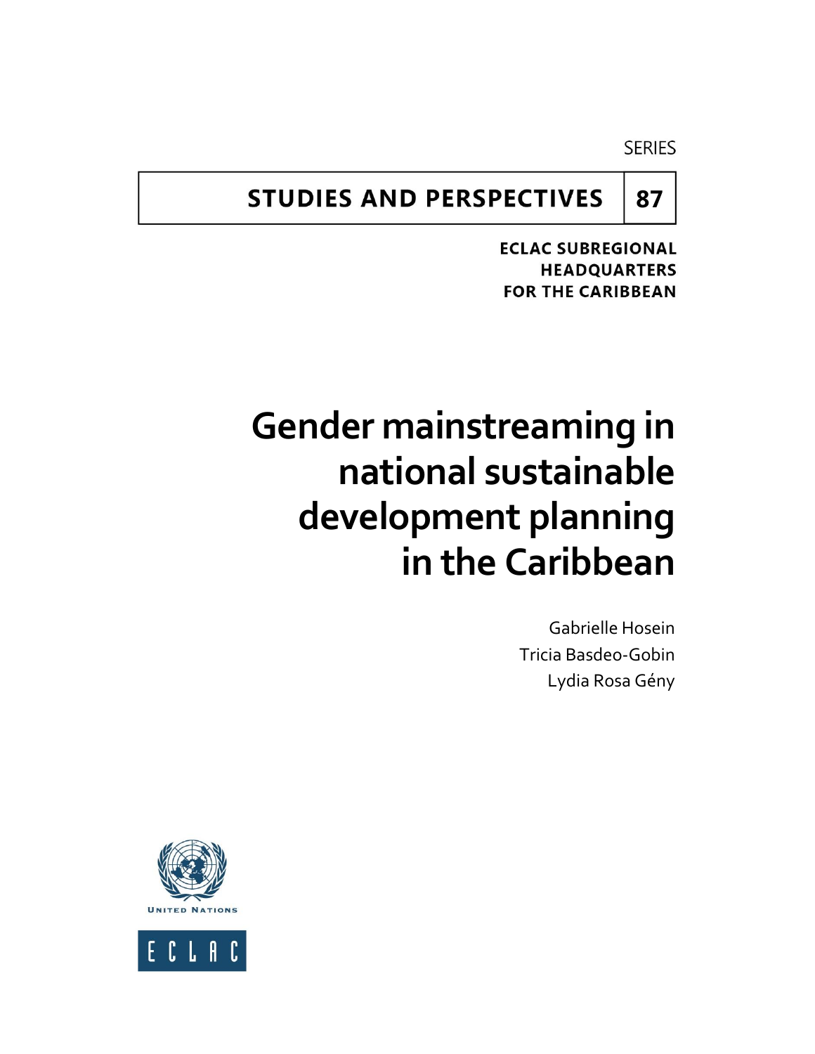SERIES

**STUDIES AND PERSPECTIVES | 87**

**ECLAC SUBREGIONAL HEADQUARTERS FOR THE CARIBBEAN**

# Gender mainstreaming in national sustainable development planning in the Caribbean

Gabrielle Hosein
Tricia Basdeo-Gobin
Lydia Rosa Gény

UNITED NATIONS

ECLAC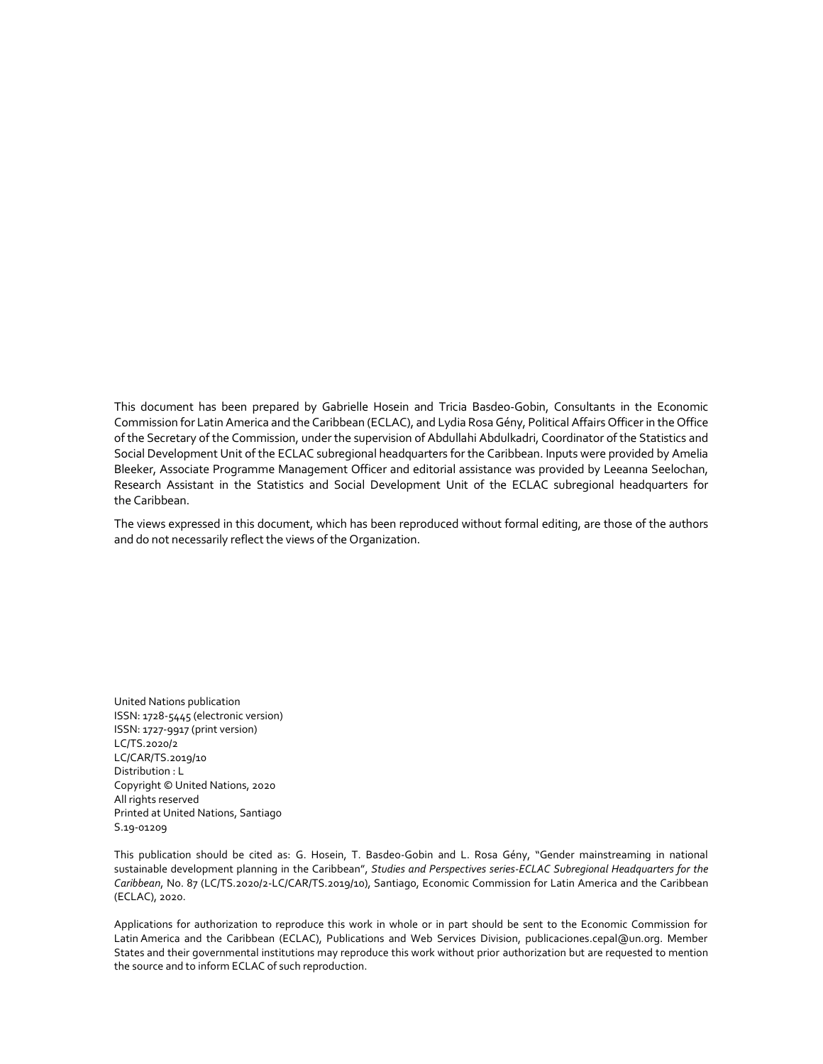This document has been prepared by Gabrielle Hosein and Tricia Basdeo-Gobin, Consultants in the Economic Commission for Latin America and the Caribbean (ECLAC), and Lydia Rosa Gény, Political Affairs Officer in the Office of the Secretary of the Commission, under the supervision of Abdullahi Abdulkadri, Coordinator of the Statistics and Social Development Unit of the ECLAC subregional headquarters for the Caribbean. Inputs were provided by Amelia Bleeker, Associate Programme Management Officer and editorial assistance was provided by Leeanna Seelochan, Research Assistant in the Statistics and Social Development Unit of the ECLAC subregional headquarters for the Caribbean.

The views expressed in this document, which has been reproduced without formal editing, are those of the authors and do not necessarily reflect the views of the Organization.

United Nations publication
ISSN: 1728-5445 (electronic version)
ISSN: 1727-9917 (print version)
LC/TS.2020/2
LC/CAR/TS.2019/10
Distribution : L
Copyright © United Nations, 2020
All rights reserved
Printed at United Nations, Santiago
S.19-01209

This publication should be cited as: G. Hosein, T. Basdeo-Gobin and L. Rosa Gény, "Gender mainstreaming in national sustainable development planning in the Caribbean", *Studies and Perspectives series-ECLAC Subregional Headquarters for the Caribbean*, No. 87 (LC/TS.2020/2-LC/CAR/TS.2019/10), Santiago, Economic Commission for Latin America and the Caribbean (ECLAC), 2020.

Applications for authorization to reproduce this work in whole or in part should be sent to the Economic Commission for Latin America and the Caribbean (ECLAC), Publications and Web Services Division, publicaciones.cepal@un.org. Member States and their governmental institutions may reproduce this work without prior authorization but are requested to mention the source and to inform ECLAC of such reproduction.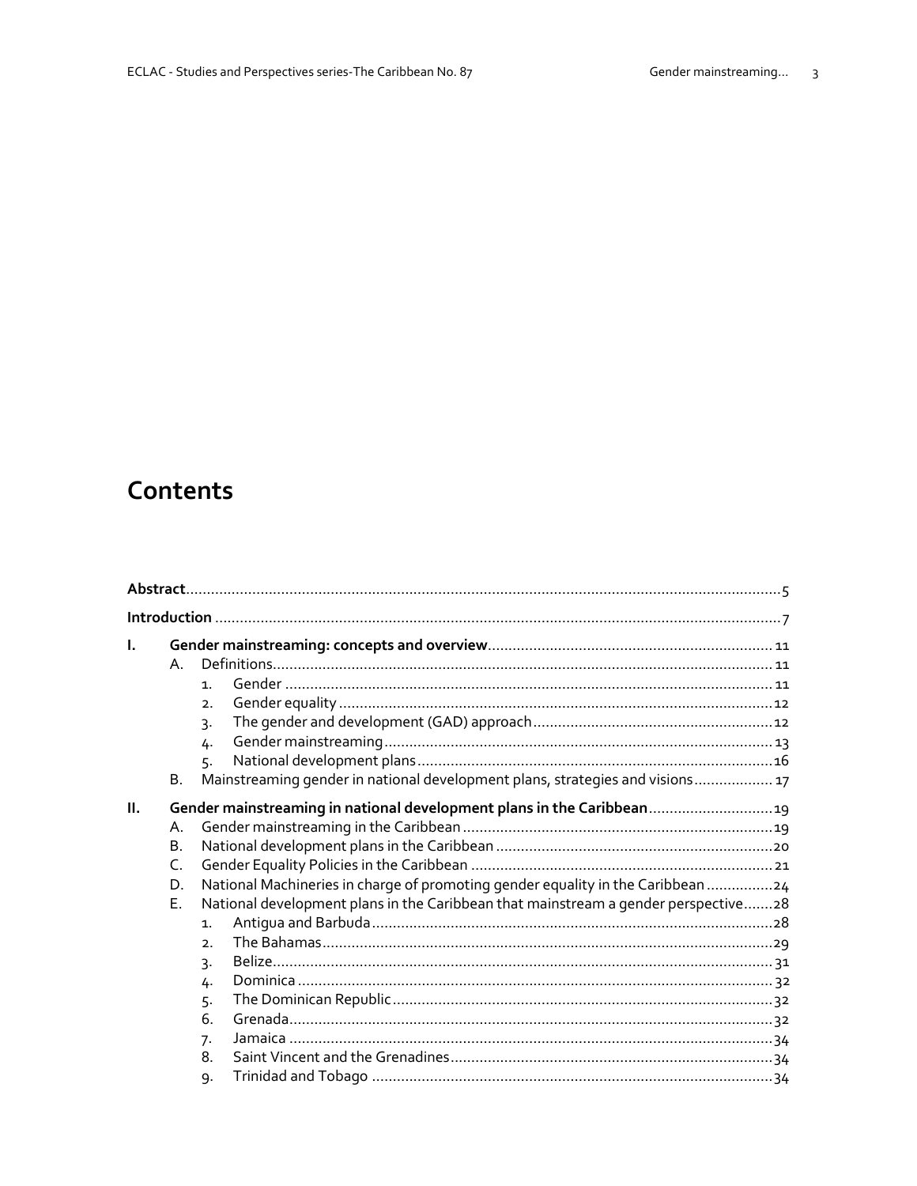# Contents

**Abstract** .......... 5

**Introduction** .......... 7

**I. Gender mainstreaming: concepts and overview** .......... 11

- A. Definitions .......... 11
  1. Gender .......... 11
  2. Gender equality .......... 12
  3. The gender and development (GAD) approach .......... 12
  4. Gender mainstreaming .......... 13
  5. National development plans .......... 16
- B. Mainstreaming gender in national development plans, strategies and visions .......... 17

**II. Gender mainstreaming in national development plans in the Caribbean** .......... 19

- A. Gender mainstreaming in the Caribbean .......... 19
- B. National development plans in the Caribbean .......... 20
- C. Gender Equality Policies in the Caribbean .......... 21
- D. National Machineries in charge of promoting gender equality in the Caribbean .......... 24
- E. National development plans in the Caribbean that mainstream a gender perspective .......... 28
  1. Antigua and Barbuda .......... 28
  2. The Bahamas .......... 29
  3. Belize .......... 31
  4. Dominica .......... 32
  5. The Dominican Republic .......... 32
  6. Grenada .......... 32
  7. Jamaica .......... 34
  8. Saint Vincent and the Grenadines .......... 34
  9. Trinidad and Tobago .......... 34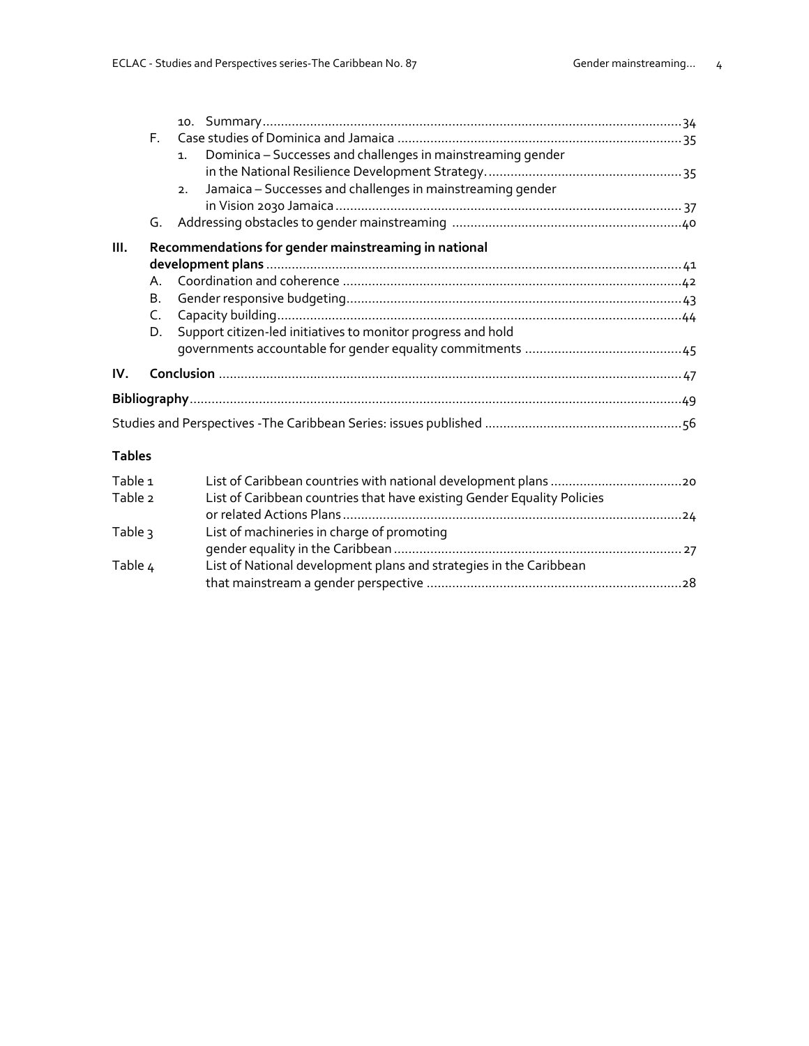10. Summary ... 34

F. Case studies of Dominica and Jamaica ... 35

1. Dominica – Successes and challenges in mainstreaming gender in the National Resilience Development Strategy. ... 35
2. Jamaica – Successes and challenges in mainstreaming gender in Vision 2030 Jamaica ... 37

G. Addressing obstacles to gender mainstreaming ... 40

**III. Recommendations for gender mainstreaming in national development plans** ... 41

A. Coordination and coherence ... 42

B. Gender responsive budgeting ... 43

C. Capacity building ... 44

D. Support citizen-led initiatives to monitor progress and hold governments accountable for gender equality commitments ... 45

**IV. Conclusion** ... 47

**Bibliography** ... 49

Studies and Perspectives -The Caribbean Series: issues published ... 56

**Tables**

| | | |
|---|---|---|
| Table 1 | List of Caribbean countries with national development plans | 20 |
| Table 2 | List of Caribbean countries that have existing Gender Equality Policies or related Actions Plans | 24 |
| Table 3 | List of machineries in charge of promoting gender equality in the Caribbean | 27 |
| Table 4 | List of National development plans and strategies in the Caribbean that mainstream a gender perspective | 28 |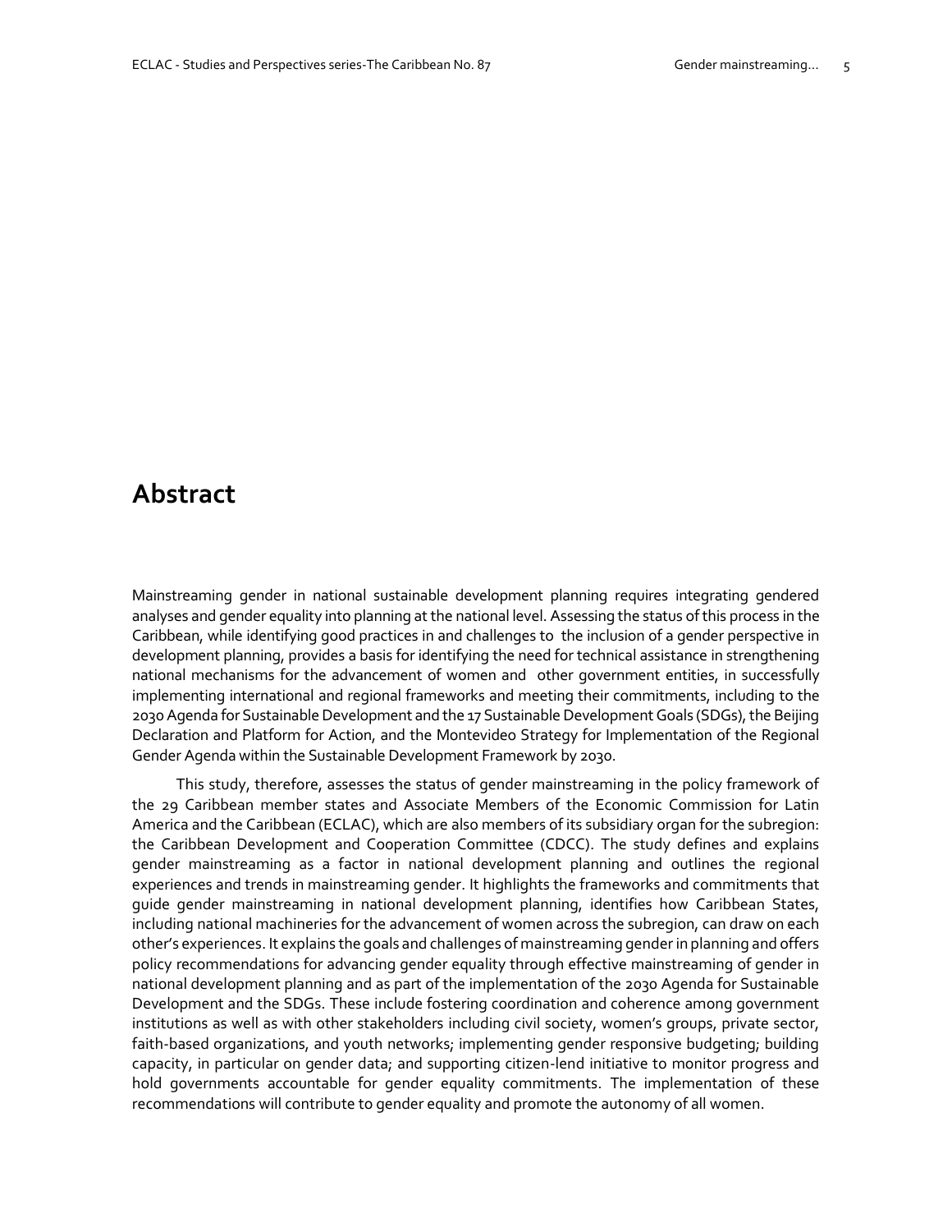# Abstract

Mainstreaming gender in national sustainable development planning requires integrating gendered analyses and gender equality into planning at the national level. Assessing the status of this process in the Caribbean, while identifying good practices in and challenges to the inclusion of a gender perspective in development planning, provides a basis for identifying the need for technical assistance in strengthening national mechanisms for the advancement of women and other government entities, in successfully implementing international and regional frameworks and meeting their commitments, including to the 2030 Agenda for Sustainable Development and the 17 Sustainable Development Goals (SDGs), the Beijing Declaration and Platform for Action, and the Montevideo Strategy for Implementation of the Regional Gender Agenda within the Sustainable Development Framework by 2030.

This study, therefore, assesses the status of gender mainstreaming in the policy framework of the 29 Caribbean member states and Associate Members of the Economic Commission for Latin America and the Caribbean (ECLAC), which are also members of its subsidiary organ for the subregion: the Caribbean Development and Cooperation Committee (CDCC). The study defines and explains gender mainstreaming as a factor in national development planning and outlines the regional experiences and trends in mainstreaming gender. It highlights the frameworks and commitments that guide gender mainstreaming in national development planning, identifies how Caribbean States, including national machineries for the advancement of women across the subregion, can draw on each other's experiences. It explains the goals and challenges of mainstreaming gender in planning and offers policy recommendations for advancing gender equality through effective mainstreaming of gender in national development planning and as part of the implementation of the 2030 Agenda for Sustainable Development and the SDGs. These include fostering coordination and coherence among government institutions as well as with other stakeholders including civil society, women's groups, private sector, faith-based organizations, and youth networks; implementing gender responsive budgeting; building capacity, in particular on gender data; and supporting citizen-lend initiative to monitor progress and hold governments accountable for gender equality commitments. The implementation of these recommendations will contribute to gender equality and promote the autonomy of all women.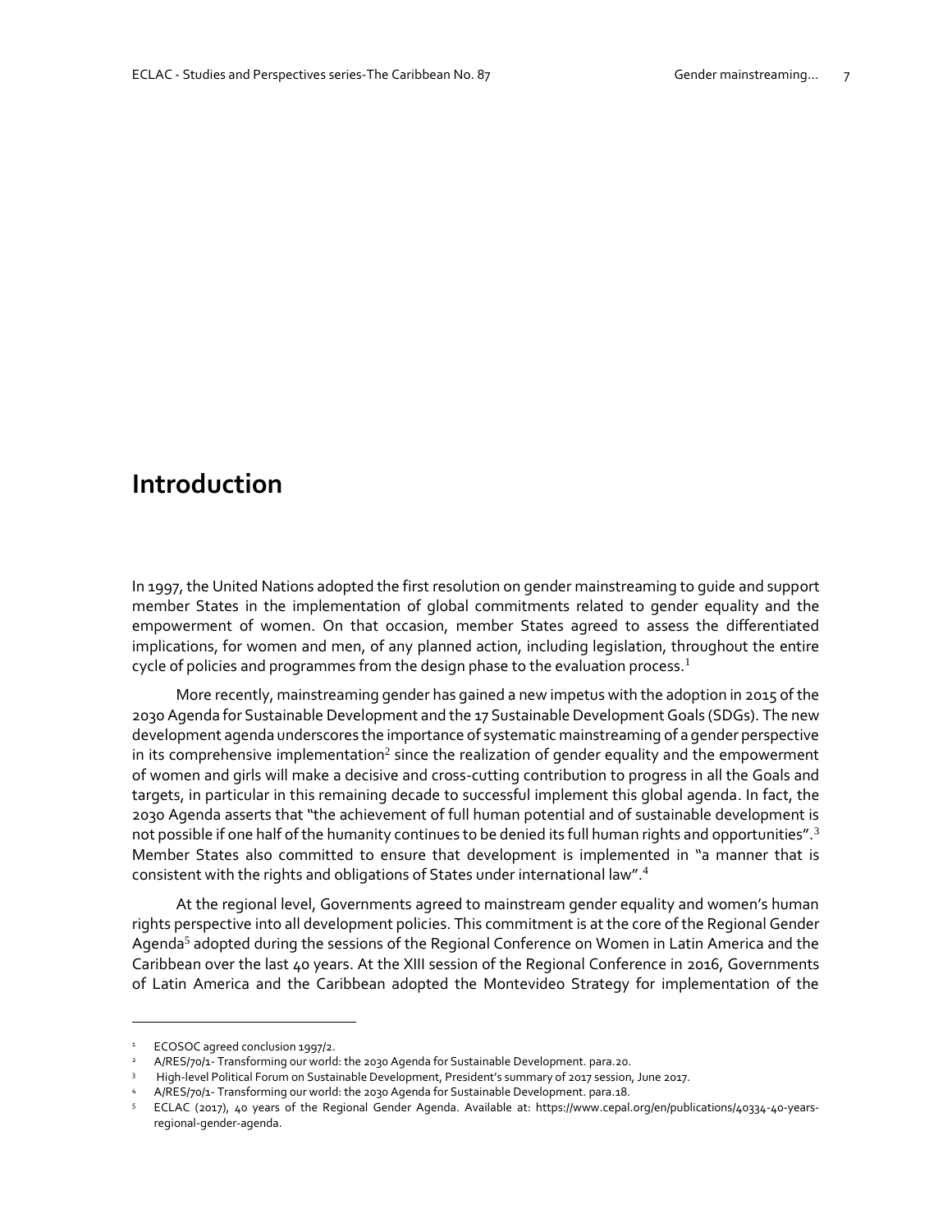# Introduction

In 1997, the United Nations adopted the first resolution on gender mainstreaming to guide and support member States in the implementation of global commitments related to gender equality and the empowerment of women. On that occasion, member States agreed to assess the differentiated implications, for women and men, of any planned action, including legislation, throughout the entire cycle of policies and programmes from the design phase to the evaluation process.[1]

More recently, mainstreaming gender has gained a new impetus with the adoption in 2015 of the 2030 Agenda for Sustainable Development and the 17 Sustainable Development Goals (SDGs). The new development agenda underscores the importance of systematic mainstreaming of a gender perspective in its comprehensive implementation[2] since the realization of gender equality and the empowerment of women and girls will make a decisive and cross-cutting contribution to progress in all the Goals and targets, in particular in this remaining decade to successful implement this global agenda. In fact, the 2030 Agenda asserts that "the achievement of full human potential and of sustainable development is not possible if one half of the humanity continues to be denied its full human rights and opportunities".[3] Member States also committed to ensure that development is implemented in "a manner that is consistent with the rights and obligations of States under international law".[4]

At the regional level, Governments agreed to mainstream gender equality and women's human rights perspective into all development policies. This commitment is at the core of the Regional Gender Agenda[5] adopted during the sessions of the Regional Conference on Women in Latin America and the Caribbean over the last 40 years. At the XIII session of the Regional Conference in 2016, Governments of Latin America and the Caribbean adopted the Montevideo Strategy for implementation of the

---

[1] ECOSOC agreed conclusion 1997/2.

[2] A/RES/70/1- Transforming our world: the 2030 Agenda for Sustainable Development. para.20.

[3] High-level Political Forum on Sustainable Development, President's summary of 2017 session, June 2017.

[4] A/RES/70/1- Transforming our world: the 2030 Agenda for Sustainable Development. para.18.

[5] ECLAC (2017), 40 years of the Regional Gender Agenda. Available at: https://www.cepal.org/en/publications/40334-40-years-regional-gender-agenda.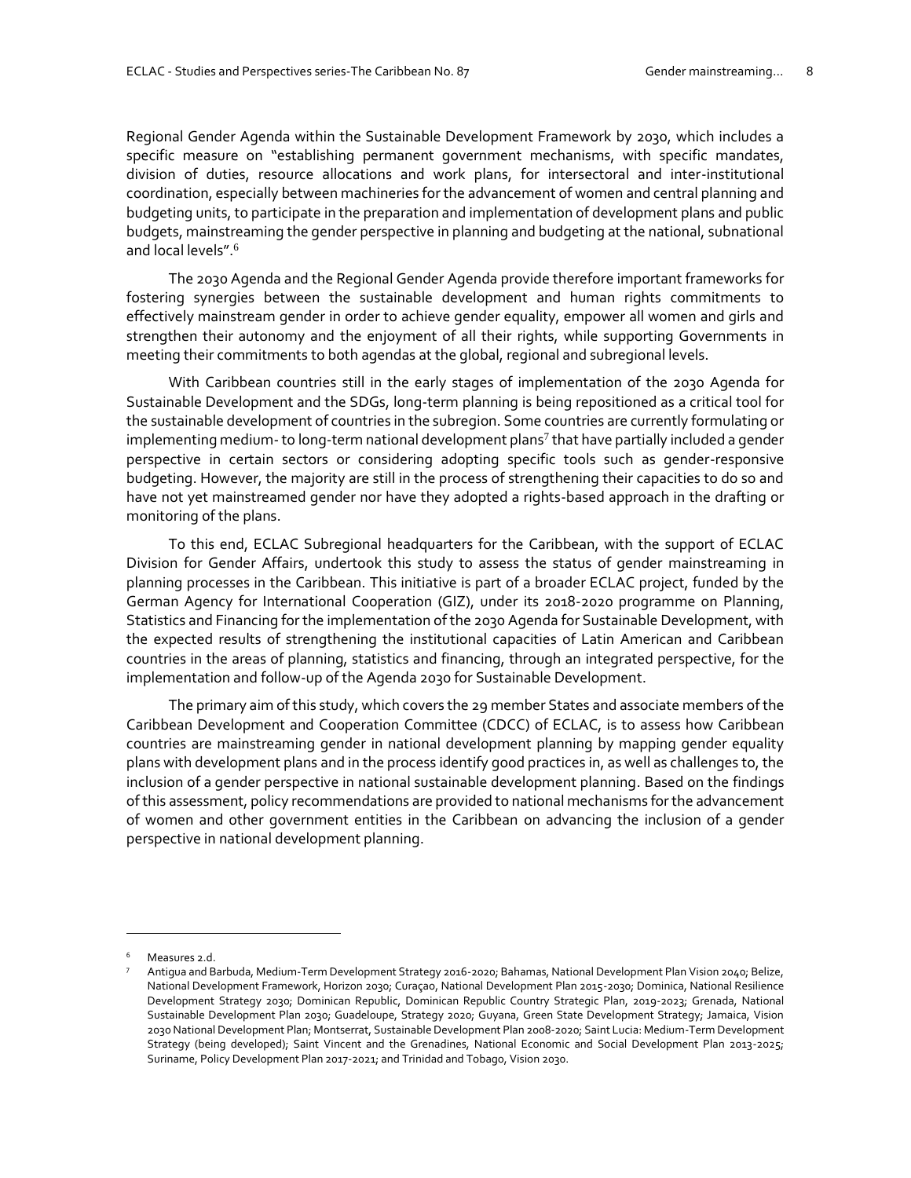Regional Gender Agenda within the Sustainable Development Framework by 2030, which includes a specific measure on "establishing permanent government mechanisms, with specific mandates, division of duties, resource allocations and work plans, for intersectoral and inter-institutional coordination, especially between machineries for the advancement of women and central planning and budgeting units, to participate in the preparation and implementation of development plans and public budgets, mainstreaming the gender perspective in planning and budgeting at the national, subnational and local levels".[6]

The 2030 Agenda and the Regional Gender Agenda provide therefore important frameworks for fostering synergies between the sustainable development and human rights commitments to effectively mainstream gender in order to achieve gender equality, empower all women and girls and strengthen their autonomy and the enjoyment of all their rights, while supporting Governments in meeting their commitments to both agendas at the global, regional and subregional levels.

With Caribbean countries still in the early stages of implementation of the 2030 Agenda for Sustainable Development and the SDGs, long-term planning is being repositioned as a critical tool for the sustainable development of countries in the subregion. Some countries are currently formulating or implementing medium- to long-term national development plans[7] that have partially included a gender perspective in certain sectors or considering adopting specific tools such as gender-responsive budgeting. However, the majority are still in the process of strengthening their capacities to do so and have not yet mainstreamed gender nor have they adopted a rights-based approach in the drafting or monitoring of the plans.

To this end, ECLAC Subregional headquarters for the Caribbean, with the support of ECLAC Division for Gender Affairs, undertook this study to assess the status of gender mainstreaming in planning processes in the Caribbean. This initiative is part of a broader ECLAC project, funded by the German Agency for International Cooperation (GIZ), under its 2018-2020 programme on Planning, Statistics and Financing for the implementation of the 2030 Agenda for Sustainable Development, with the expected results of strengthening the institutional capacities of Latin American and Caribbean countries in the areas of planning, statistics and financing, through an integrated perspective, for the implementation and follow-up of the Agenda 2030 for Sustainable Development.

The primary aim of this study, which covers the 29 member States and associate members of the Caribbean Development and Cooperation Committee (CDCC) of ECLAC, is to assess how Caribbean countries are mainstreaming gender in national development planning by mapping gender equality plans with development plans and in the process identify good practices in, as well as challenges to, the inclusion of a gender perspective in national sustainable development planning. Based on the findings of this assessment, policy recommendations are provided to national mechanisms for the advancement of women and other government entities in the Caribbean on advancing the inclusion of a gender perspective in national development planning.

---

[6] Measures 2.d.

[7] Antigua and Barbuda, Medium-Term Development Strategy 2016-2020; Bahamas, National Development Plan Vision 2040; Belize, National Development Framework, Horizon 2030; Curaçao, National Development Plan 2015-2030; Dominica, National Resilience Development Strategy 2030; Dominican Republic, Dominican Republic Country Strategic Plan, 2019-2023; Grenada, National Sustainable Development Plan 2030; Guadeloupe, Strategy 2020; Guyana, Green State Development Strategy; Jamaica, Vision 2030 National Development Plan; Montserrat, Sustainable Development Plan 2008-2020; Saint Lucia: Medium-Term Development Strategy (being developed); Saint Vincent and the Grenadines, National Economic and Social Development Plan 2013-2025; Suriname, Policy Development Plan 2017-2021; and Trinidad and Tobago, Vision 2030.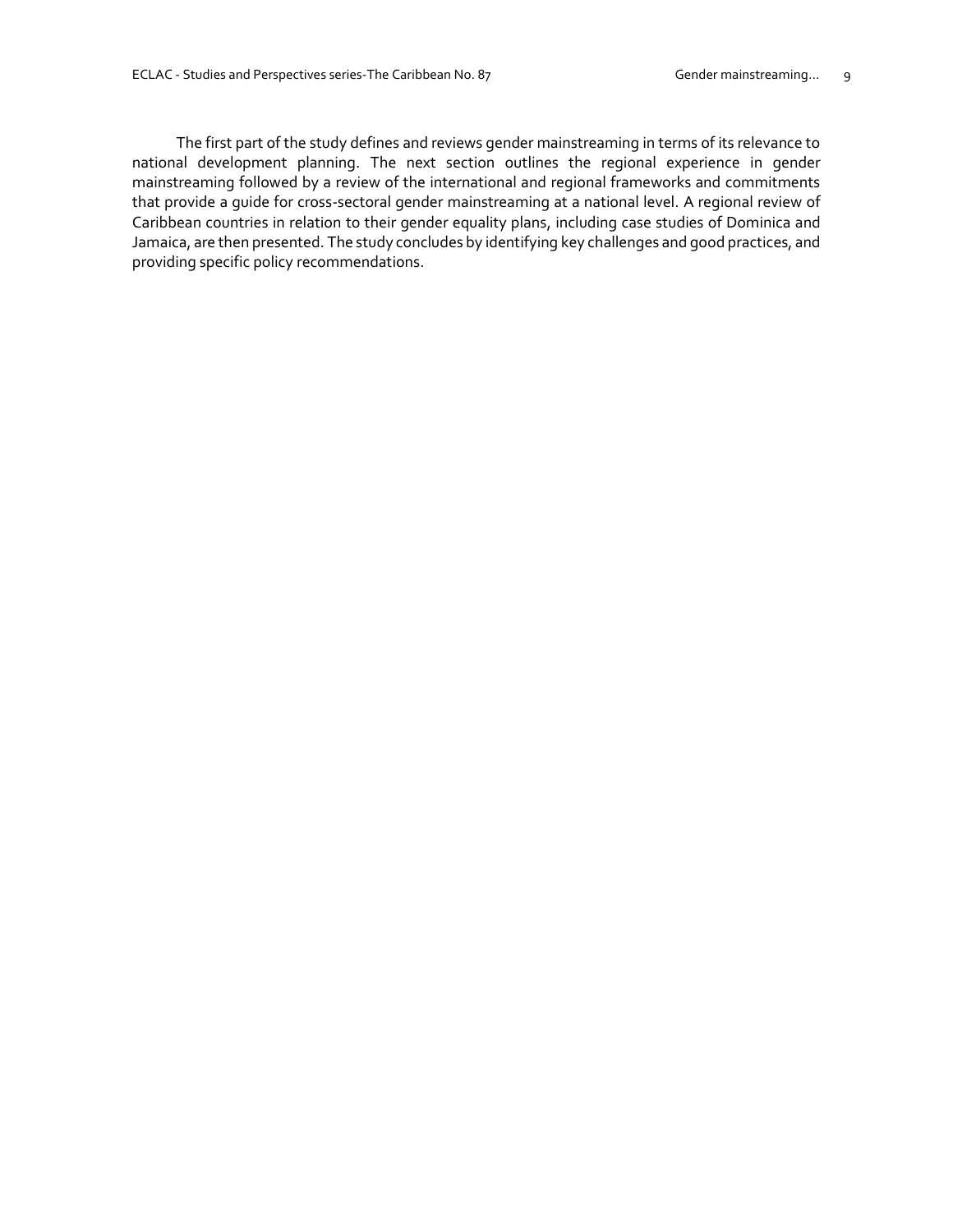The first part of the study defines and reviews gender mainstreaming in terms of its relevance to national development planning. The next section outlines the regional experience in gender mainstreaming followed by a review of the international and regional frameworks and commitments that provide a guide for cross-sectoral gender mainstreaming at a national level. A regional review of Caribbean countries in relation to their gender equality plans, including case studies of Dominica and Jamaica, are then presented. The study concludes by identifying key challenges and good practices, and providing specific policy recommendations.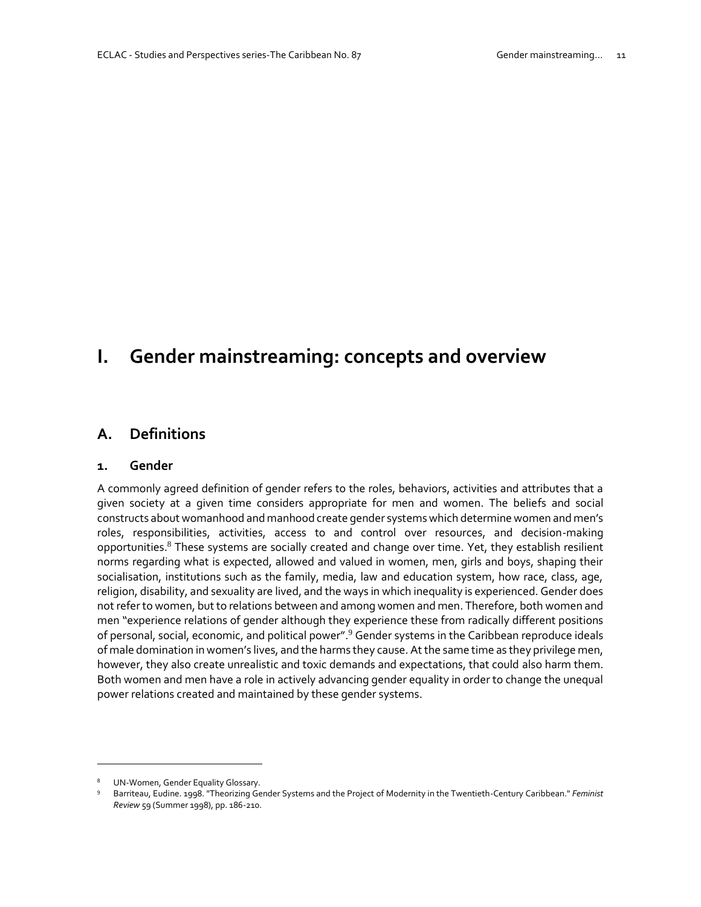# I. Gender mainstreaming: concepts and overview

## A. Definitions

### 1. Gender

A commonly agreed definition of gender refers to the roles, behaviors, activities and attributes that a given society at a given time considers appropriate for men and women. The beliefs and social constructs about womanhood and manhood create gender systems which determine women and men's roles, responsibilities, activities, access to and control over resources, and decision-making opportunities.[8] These systems are socially created and change over time. Yet, they establish resilient norms regarding what is expected, allowed and valued in women, men, girls and boys, shaping their socialisation, institutions such as the family, media, law and education system, how race, class, age, religion, disability, and sexuality are lived, and the ways in which inequality is experienced. Gender does not refer to women, but to relations between and among women and men. Therefore, both women and men "experience relations of gender although they experience these from radically different positions of personal, social, economic, and political power".[9] Gender systems in the Caribbean reproduce ideals of male domination in women's lives, and the harms they cause. At the same time as they privilege men, however, they also create unrealistic and toxic demands and expectations, that could also harm them. Both women and men have a role in actively advancing gender equality in order to change the unequal power relations created and maintained by these gender systems.

---

[8] UN-Women, Gender Equality Glossary.

[9] Barriteau, Eudine. 1998. "Theorizing Gender Systems and the Project of Modernity in the Twentieth-Century Caribbean." *Feminist Review* 59 (Summer 1998), pp. 186-210.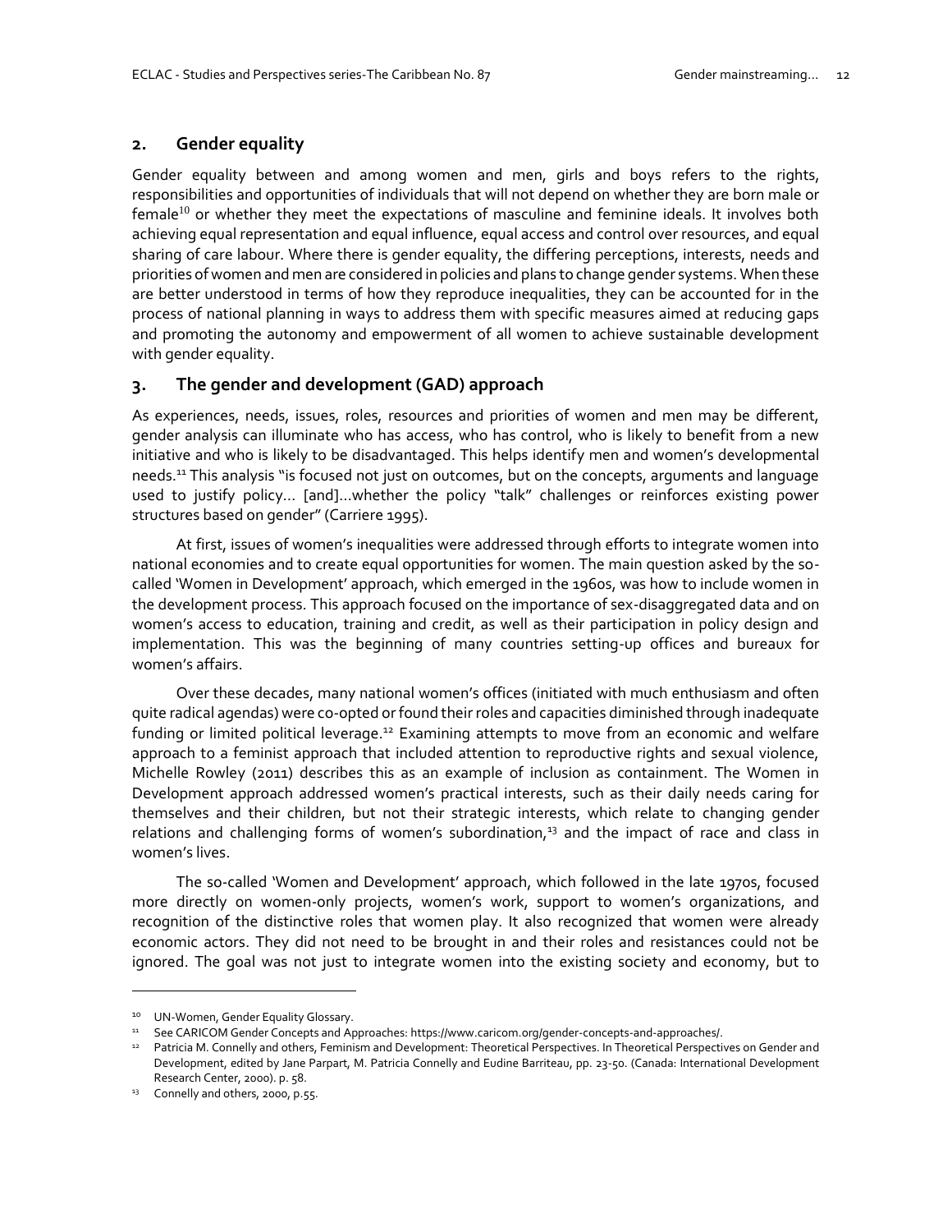## 2. Gender equality

Gender equality between and among women and men, girls and boys refers to the rights, responsibilities and opportunities of individuals that will not depend on whether they are born male or female[10] or whether they meet the expectations of masculine and feminine ideals. It involves both achieving equal representation and equal influence, equal access and control over resources, and equal sharing of care labour. Where there is gender equality, the differing perceptions, interests, needs and priorities of women and men are considered in policies and plans to change gender systems. When these are better understood in terms of how they reproduce inequalities, they can be accounted for in the process of national planning in ways to address them with specific measures aimed at reducing gaps and promoting the autonomy and empowerment of all women to achieve sustainable development with gender equality.

## 3. The gender and development (GAD) approach

As experiences, needs, issues, roles, resources and priorities of women and men may be different, gender analysis can illuminate who has access, who has control, who is likely to benefit from a new initiative and who is likely to be disadvantaged. This helps identify men and women's developmental needs.[11] This analysis "is focused not just on outcomes, but on the concepts, arguments and language used to justify policy… [and]…whether the policy "talk" challenges or reinforces existing power structures based on gender" (Carriere 1995).

At first, issues of women's inequalities were addressed through efforts to integrate women into national economies and to create equal opportunities for women. The main question asked by the so-called 'Women in Development' approach, which emerged in the 1960s, was how to include women in the development process. This approach focused on the importance of sex-disaggregated data and on women's access to education, training and credit, as well as their participation in policy design and implementation. This was the beginning of many countries setting-up offices and bureaux for women's affairs.

Over these decades, many national women's offices (initiated with much enthusiasm and often quite radical agendas) were co-opted or found their roles and capacities diminished through inadequate funding or limited political leverage.[12] Examining attempts to move from an economic and welfare approach to a feminist approach that included attention to reproductive rights and sexual violence, Michelle Rowley (2011) describes this as an example of inclusion as containment. The Women in Development approach addressed women's practical interests, such as their daily needs caring for themselves and their children, but not their strategic interests, which relate to changing gender relations and challenging forms of women's subordination,[13] and the impact of race and class in women's lives.

The so-called 'Women and Development' approach, which followed in the late 1970s, focused more directly on women-only projects, women's work, support to women's organizations, and recognition of the distinctive roles that women play. It also recognized that women were already economic actors. They did not need to be brought in and their roles and resistances could not be ignored. The goal was not just to integrate women into the existing society and economy, but to

---

[10] UN-Women, Gender Equality Glossary.

[11] See CARICOM Gender Concepts and Approaches: https://www.caricom.org/gender-concepts-and-approaches/.

[12] Patricia M. Connelly and others, Feminism and Development: Theoretical Perspectives. In Theoretical Perspectives on Gender and Development, edited by Jane Parpart, M. Patricia Connelly and Eudine Barriteau, pp. 23-50. (Canada: International Development Research Center, 2000). p. 58.

[13] Connelly and others, 2000, p.55.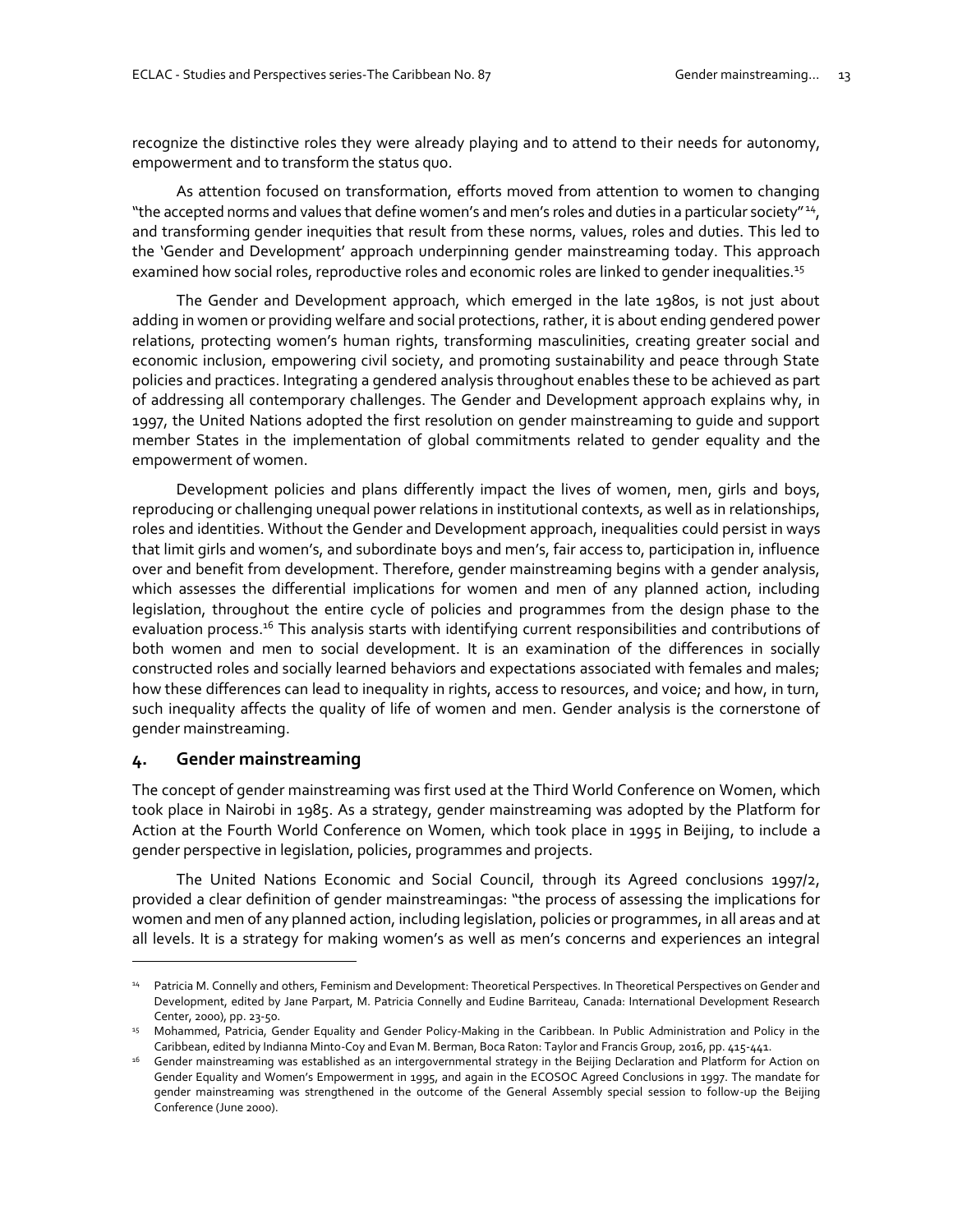recognize the distinctive roles they were already playing and to attend to their needs for autonomy, empowerment and to transform the status quo.

As attention focused on transformation, efforts moved from attention to women to changing "the accepted norms and values that define women's and men's roles and duties in a particular society"[14], and transforming gender inequities that result from these norms, values, roles and duties. This led to the 'Gender and Development' approach underpinning gender mainstreaming today. This approach examined how social roles, reproductive roles and economic roles are linked to gender inequalities.[15]

The Gender and Development approach, which emerged in the late 1980s, is not just about adding in women or providing welfare and social protections, rather, it is about ending gendered power relations, protecting women's human rights, transforming masculinities, creating greater social and economic inclusion, empowering civil society, and promoting sustainability and peace through State policies and practices. Integrating a gendered analysis throughout enables these to be achieved as part of addressing all contemporary challenges. The Gender and Development approach explains why, in 1997, the United Nations adopted the first resolution on gender mainstreaming to guide and support member States in the implementation of global commitments related to gender equality and the empowerment of women.

Development policies and plans differently impact the lives of women, men, girls and boys, reproducing or challenging unequal power relations in institutional contexts, as well as in relationships, roles and identities. Without the Gender and Development approach, inequalities could persist in ways that limit girls and women's, and subordinate boys and men's, fair access to, participation in, influence over and benefit from development. Therefore, gender mainstreaming begins with a gender analysis, which assesses the differential implications for women and men of any planned action, including legislation, throughout the entire cycle of policies and programmes from the design phase to the evaluation process.[16] This analysis starts with identifying current responsibilities and contributions of both women and men to social development. It is an examination of the differences in socially constructed roles and socially learned behaviors and expectations associated with females and males; how these differences can lead to inequality in rights, access to resources, and voice; and how, in turn, such inequality affects the quality of life of women and men. Gender analysis is the cornerstone of gender mainstreaming.

## 4. Gender mainstreaming

The concept of gender mainstreaming was first used at the Third World Conference on Women, which took place in Nairobi in 1985. As a strategy, gender mainstreaming was adopted by the Platform for Action at the Fourth World Conference on Women, which took place in 1995 in Beijing, to include a gender perspective in legislation, policies, programmes and projects.

The United Nations Economic and Social Council, through its Agreed conclusions 1997/2, provided a clear definition of gender mainstreamingas: "the process of assessing the implications for women and men of any planned action, including legislation, policies or programmes, in all areas and at all levels. It is a strategy for making women's as well as men's concerns and experiences an integral

---

[14] Patricia M. Connelly and others, Feminism and Development: Theoretical Perspectives. In Theoretical Perspectives on Gender and Development, edited by Jane Parpart, M. Patricia Connelly and Eudine Barriteau, Canada: International Development Research Center, 2000), pp. 23-50.

[15] Mohammed, Patricia, Gender Equality and Gender Policy-Making in the Caribbean. In Public Administration and Policy in the Caribbean, edited by Indianna Minto-Coy and Evan M. Berman, Boca Raton: Taylor and Francis Group, 2016, pp. 415-441.

[16] Gender mainstreaming was established as an intergovernmental strategy in the Beijing Declaration and Platform for Action on Gender Equality and Women's Empowerment in 1995, and again in the ECOSOC Agreed Conclusions in 1997. The mandate for gender mainstreaming was strengthened in the outcome of the General Assembly special session to follow-up the Beijing Conference (June 2000).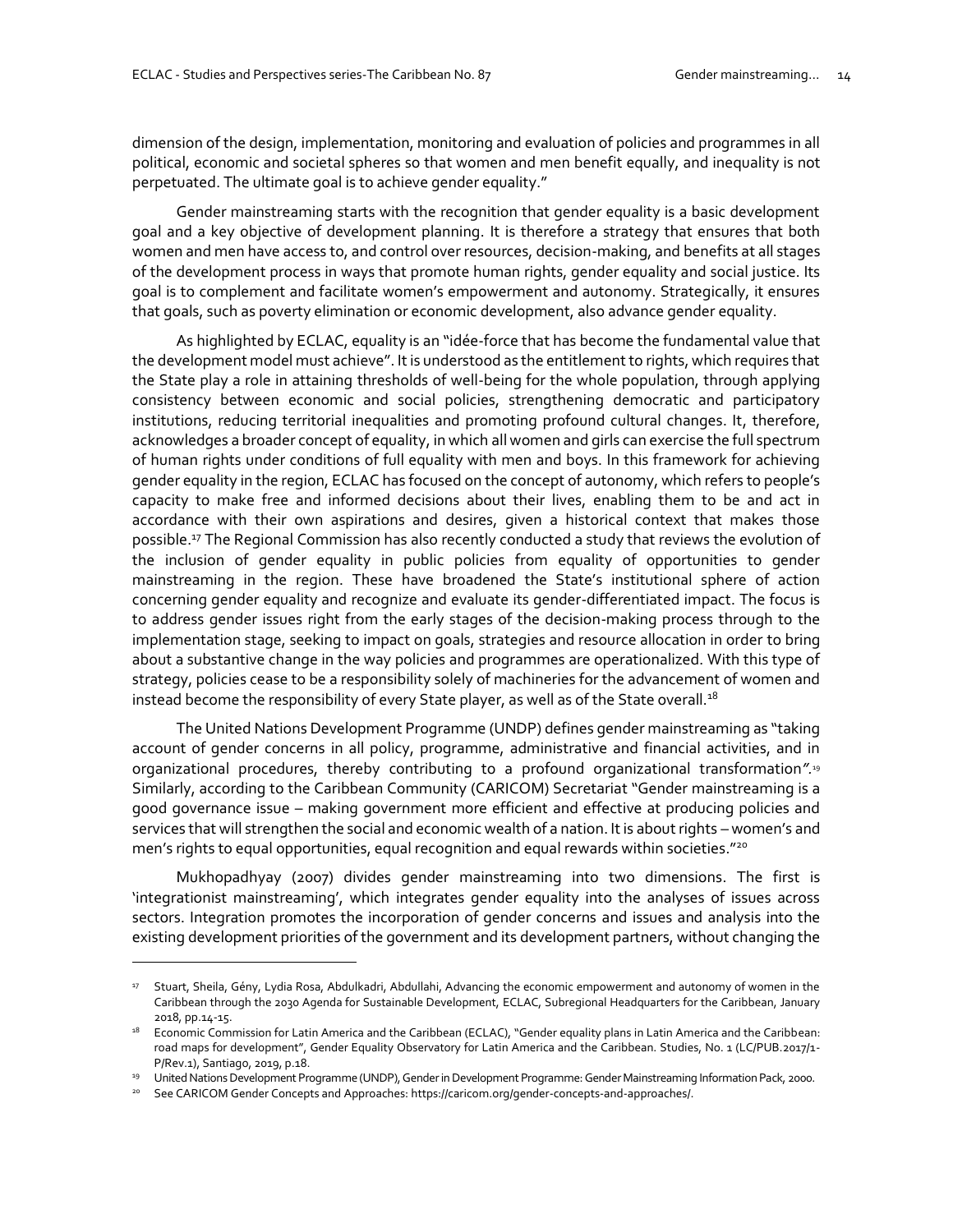dimension of the design, implementation, monitoring and evaluation of policies and programmes in all political, economic and societal spheres so that women and men benefit equally, and inequality is not perpetuated. The ultimate goal is to achieve gender equality."

Gender mainstreaming starts with the recognition that gender equality is a basic development goal and a key objective of development planning. It is therefore a strategy that ensures that both women and men have access to, and control over resources, decision-making, and benefits at all stages of the development process in ways that promote human rights, gender equality and social justice. Its goal is to complement and facilitate women's empowerment and autonomy. Strategically, it ensures that goals, such as poverty elimination or economic development, also advance gender equality.

As highlighted by ECLAC, equality is an "idée-force that has become the fundamental value that the development model must achieve". It is understood as the entitlement to rights, which requires that the State play a role in attaining thresholds of well-being for the whole population, through applying consistency between economic and social policies, strengthening democratic and participatory institutions, reducing territorial inequalities and promoting profound cultural changes. It, therefore, acknowledges a broader concept of equality, in which all women and girls can exercise the full spectrum of human rights under conditions of full equality with men and boys. In this framework for achieving gender equality in the region, ECLAC has focused on the concept of autonomy, which refers to people's capacity to make free and informed decisions about their lives, enabling them to be and act in accordance with their own aspirations and desires, given a historical context that makes those possible.[17] The Regional Commission has also recently conducted a study that reviews the evolution of the inclusion of gender equality in public policies from equality of opportunities to gender mainstreaming in the region. These have broadened the State's institutional sphere of action concerning gender equality and recognize and evaluate its gender-differentiated impact. The focus is to address gender issues right from the early stages of the decision-making process through to the implementation stage, seeking to impact on goals, strategies and resource allocation in order to bring about a substantive change in the way policies and programmes are operationalized. With this type of strategy, policies cease to be a responsibility solely of machineries for the advancement of women and instead become the responsibility of every State player, as well as of the State overall.[18]

The United Nations Development Programme (UNDP) defines gender mainstreaming as "taking account of gender concerns in all policy, programme, administrative and financial activities, and in organizational procedures, thereby contributing to a profound organizational transformation".[19] Similarly, according to the Caribbean Community (CARICOM) Secretariat "Gender mainstreaming is a good governance issue – making government more efficient and effective at producing policies and services that will strengthen the social and economic wealth of a nation. It is about rights – women's and men's rights to equal opportunities, equal recognition and equal rewards within societies."[20]

Mukhopadhyay (2007) divides gender mainstreaming into two dimensions. The first is 'integrationist mainstreaming', which integrates gender equality into the analyses of issues across sectors. Integration promotes the incorporation of gender concerns and issues and analysis into the existing development priorities of the government and its development partners, without changing the

---

[17] Stuart, Sheila, Gény, Lydia Rosa, Abdulkadri, Abdullahi, Advancing the economic empowerment and autonomy of women in the Caribbean through the 2030 Agenda for Sustainable Development, ECLAC, Subregional Headquarters for the Caribbean, January 2018, pp.14-15.

[18] Economic Commission for Latin America and the Caribbean (ECLAC), "Gender equality plans in Latin America and the Caribbean: road maps for development", Gender Equality Observatory for Latin America and the Caribbean. Studies, No. 1 (LC/PUB.2017/1-P/Rev.1), Santiago, 2019, p.18.

[19] United Nations Development Programme (UNDP), Gender in Development Programme: Gender Mainstreaming Information Pack, 2000.

[20] See CARICOM Gender Concepts and Approaches: https://caricom.org/gender-concepts-and-approaches/.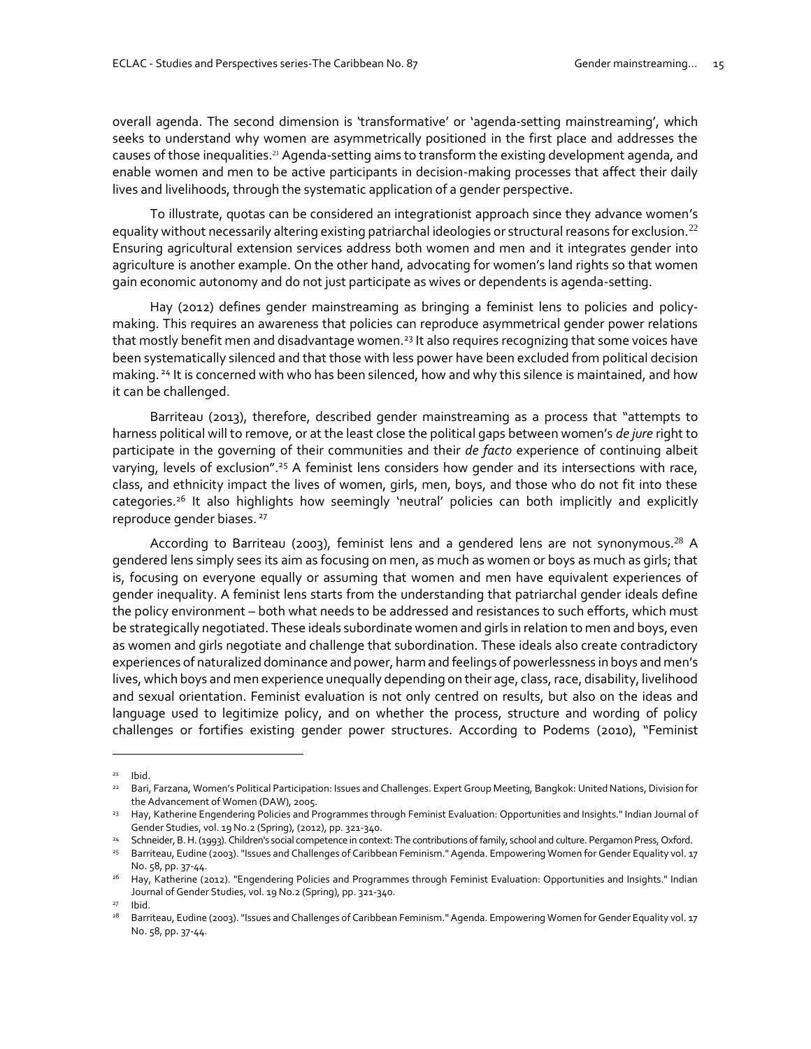overall agenda. The second dimension is 'transformative' or 'agenda-setting mainstreaming', which seeks to understand why women are asymmetrically positioned in the first place and addresses the causes of those inequalities.[21] Agenda-setting aims to transform the existing development agenda, and enable women and men to be active participants in decision-making processes that affect their daily lives and livelihoods, through the systematic application of a gender perspective.

To illustrate, quotas can be considered an integrationist approach since they advance women's equality without necessarily altering existing patriarchal ideologies or structural reasons for exclusion.[22] Ensuring agricultural extension services address both women and men and it integrates gender into agriculture is another example. On the other hand, advocating for women's land rights so that women gain economic autonomy and do not just participate as wives or dependents is agenda-setting.

Hay (2012) defines gender mainstreaming as bringing a feminist lens to policies and policy-making. This requires an awareness that policies can reproduce asymmetrical gender power relations that mostly benefit men and disadvantage women.[23] It also requires recognizing that some voices have been systematically silenced and that those with less power have been excluded from political decision making.[24] It is concerned with who has been silenced, how and why this silence is maintained, and how it can be challenged.

Barriteau (2013), therefore, described gender mainstreaming as a process that "attempts to harness political will to remove, or at the least close the political gaps between women's *de jure* right to participate in the governing of their communities and their *de facto* experience of continuing albeit varying, levels of exclusion".[25] A feminist lens considers how gender and its intersections with race, class, and ethnicity impact the lives of women, girls, men, boys, and those who do not fit into these categories.[26] It also highlights how seemingly 'neutral' policies can both implicitly and explicitly reproduce gender biases.[27]

According to Barriteau (2003), feminist lens and a gendered lens are not synonymous.[28] A gendered lens simply sees its aim as focusing on men, as much as women or boys as much as girls; that is, focusing on everyone equally or assuming that women and men have equivalent experiences of gender inequality. A feminist lens starts from the understanding that patriarchal gender ideals define the policy environment – both what needs to be addressed and resistances to such efforts, which must be strategically negotiated. These ideals subordinate women and girls in relation to men and boys, even as women and girls negotiate and challenge that subordination. These ideals also create contradictory experiences of naturalized dominance and power, harm and feelings of powerlessness in boys and men's lives, which boys and men experience unequally depending on their age, class, race, disability, livelihood and sexual orientation. Feminist evaluation is not only centred on results, but also on the ideas and language used to legitimize policy, and on whether the process, structure and wording of policy challenges or fortifies existing gender power structures. According to Podems (2010), "Feminist

---

[21] Ibid.

[22] Bari, Farzana, Women's Political Participation: Issues and Challenges. Expert Group Meeting, Bangkok: United Nations, Division for the Advancement of Women (DAW), 2005.

[23] Hay, Katherine Engendering Policies and Programmes through Feminist Evaluation: Opportunities and Insights." Indian Journal of Gender Studies, vol. 19 No.2 (Spring), (2012), pp. 321-340.

[24] Schneider, B. H. (1993). Children's social competence in context: The contributions of family, school and culture. Pergamon Press, Oxford.

[25] Barriteau, Eudine (2003). "Issues and Challenges of Caribbean Feminism." Agenda. Empowering Women for Gender Equality vol. 17 No. 58, pp. 37-44.

[26] Hay, Katherine (2012). "Engendering Policies and Programmes through Feminist Evaluation: Opportunities and Insights." Indian Journal of Gender Studies, vol. 19 No.2 (Spring), pp. 321-340.

[27] Ibid.

[28] Barriteau, Eudine (2003). "Issues and Challenges of Caribbean Feminism." Agenda. Empowering Women for Gender Equality vol. 17 No. 58, pp. 37-44.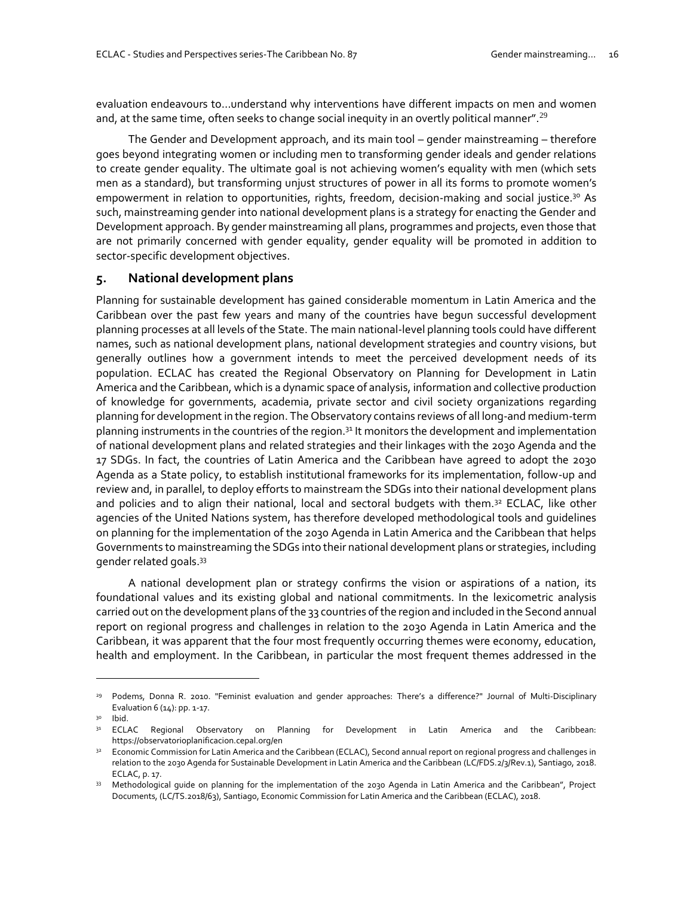evaluation endeavours to…understand why interventions have different impacts on men and women and, at the same time, often seeks to change social inequity in an overtly political manner".[29]

The Gender and Development approach, and its main tool – gender mainstreaming – therefore goes beyond integrating women or including men to transforming gender ideals and gender relations to create gender equality. The ultimate goal is not achieving women's equality with men (which sets men as a standard), but transforming unjust structures of power in all its forms to promote women's empowerment in relation to opportunities, rights, freedom, decision-making and social justice.[30] As such, mainstreaming gender into national development plans is a strategy for enacting the Gender and Development approach. By gender mainstreaming all plans, programmes and projects, even those that are not primarily concerned with gender equality, gender equality will be promoted in addition to sector-specific development objectives.

## 5. National development plans

Planning for sustainable development has gained considerable momentum in Latin America and the Caribbean over the past few years and many of the countries have begun successful development planning processes at all levels of the State. The main national-level planning tools could have different names, such as national development plans, national development strategies and country visions, but generally outlines how a government intends to meet the perceived development needs of its population. ECLAC has created the Regional Observatory on Planning for Development in Latin America and the Caribbean, which is a dynamic space of analysis, information and collective production of knowledge for governments, academia, private sector and civil society organizations regarding planning for development in the region. The Observatory contains reviews of all long-and medium-term planning instruments in the countries of the region.[31] It monitors the development and implementation of national development plans and related strategies and their linkages with the 2030 Agenda and the 17 SDGs. In fact, the countries of Latin America and the Caribbean have agreed to adopt the 2030 Agenda as a State policy, to establish institutional frameworks for its implementation, follow-up and review and, in parallel, to deploy efforts to mainstream the SDGs into their national development plans and policies and to align their national, local and sectoral budgets with them.[32] ECLAC, like other agencies of the United Nations system, has therefore developed methodological tools and guidelines on planning for the implementation of the 2030 Agenda in Latin America and the Caribbean that helps Governments to mainstreaming the SDGs into their national development plans or strategies, including gender related goals.[33]

A national development plan or strategy confirms the vision or aspirations of a nation, its foundational values and its existing global and national commitments. In the lexicometric analysis carried out on the development plans of the 33 countries of the region and included in the Second annual report on regional progress and challenges in relation to the 2030 Agenda in Latin America and the Caribbean, it was apparent that the four most frequently occurring themes were economy, education, health and employment. In the Caribbean, in particular the most frequent themes addressed in the

---

[29] Podems, Donna R. 2010. "Feminist evaluation and gender approaches: There's a difference?" Journal of Multi-Disciplinary Evaluation 6 (14): pp. 1-17.

[30] Ibid.

[31] ECLAC Regional Observatory on Planning for Development in Latin America and the Caribbean: https://observatorioplanificacion.cepal.org/en

[32] Economic Commission for Latin America and the Caribbean (ECLAC), Second annual report on regional progress and challenges in relation to the 2030 Agenda for Sustainable Development in Latin America and the Caribbean (LC/FDS.2/3/Rev.1), Santiago, 2018. ECLAC, p. 17.

[33] Methodological guide on planning for the implementation of the 2030 Agenda in Latin America and the Caribbean", Project Documents, (LC/TS.2018/63), Santiago, Economic Commission for Latin America and the Caribbean (ECLAC), 2018.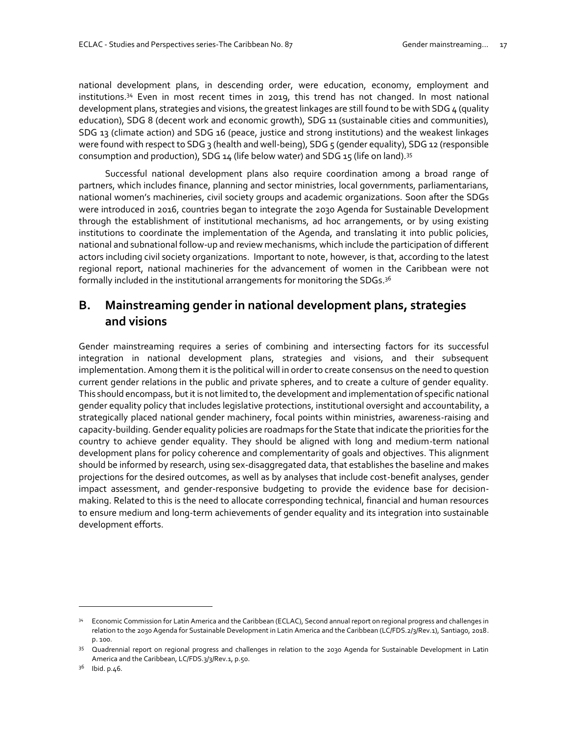national development plans, in descending order, were education, economy, employment and institutions.[34] Even in most recent times in 2019, this trend has not changed. In most national development plans, strategies and visions, the greatest linkages are still found to be with SDG 4 (quality education), SDG 8 (decent work and economic growth), SDG 11 (sustainable cities and communities), SDG 13 (climate action) and SDG 16 (peace, justice and strong institutions) and the weakest linkages were found with respect to SDG 3 (health and well-being), SDG 5 (gender equality), SDG 12 (responsible consumption and production), SDG 14 (life below water) and SDG 15 (life on land).[35]

Successful national development plans also require coordination among a broad range of partners, which includes finance, planning and sector ministries, local governments, parliamentarians, national women's machineries, civil society groups and academic organizations. Soon after the SDGs were introduced in 2016, countries began to integrate the 2030 Agenda for Sustainable Development through the establishment of institutional mechanisms, ad hoc arrangements, or by using existing institutions to coordinate the implementation of the Agenda, and translating it into public policies, national and subnational follow-up and review mechanisms, which include the participation of different actors including civil society organizations. Important to note, however, is that, according to the latest regional report, national machineries for the advancement of women in the Caribbean were not formally included in the institutional arrangements for monitoring the SDGs.[36]

## B. Mainstreaming gender in national development plans, strategies and visions

Gender mainstreaming requires a series of combining and intersecting factors for its successful integration in national development plans, strategies and visions, and their subsequent implementation. Among them it is the political will in order to create consensus on the need to question current gender relations in the public and private spheres, and to create a culture of gender equality. This should encompass, but it is not limited to, the development and implementation of specific national gender equality policy that includes legislative protections, institutional oversight and accountability, a strategically placed national gender machinery, focal points within ministries, awareness-raising and capacity-building. Gender equality policies are roadmaps for the State that indicate the priorities for the country to achieve gender equality. They should be aligned with long and medium-term national development plans for policy coherence and complementarity of goals and objectives. This alignment should be informed by research, using sex-disaggregated data, that establishes the baseline and makes projections for the desired outcomes, as well as by analyses that include cost-benefit analyses, gender impact assessment, and gender-responsive budgeting to provide the evidence base for decision-making. Related to this is the need to allocate corresponding technical, financial and human resources to ensure medium and long-term achievements of gender equality and its integration into sustainable development efforts.

---

[34] Economic Commission for Latin America and the Caribbean (ECLAC), Second annual report on regional progress and challenges in relation to the 2030 Agenda for Sustainable Development in Latin America and the Caribbean (LC/FDS.2/3/Rev.1), Santiago, 2018. p. 100.

[35] Quadrennial report on regional progress and challenges in relation to the 2030 Agenda for Sustainable Development in Latin America and the Caribbean, LC/FDS.3/3/Rev.1, p.50.

[36] Ibid. p.46.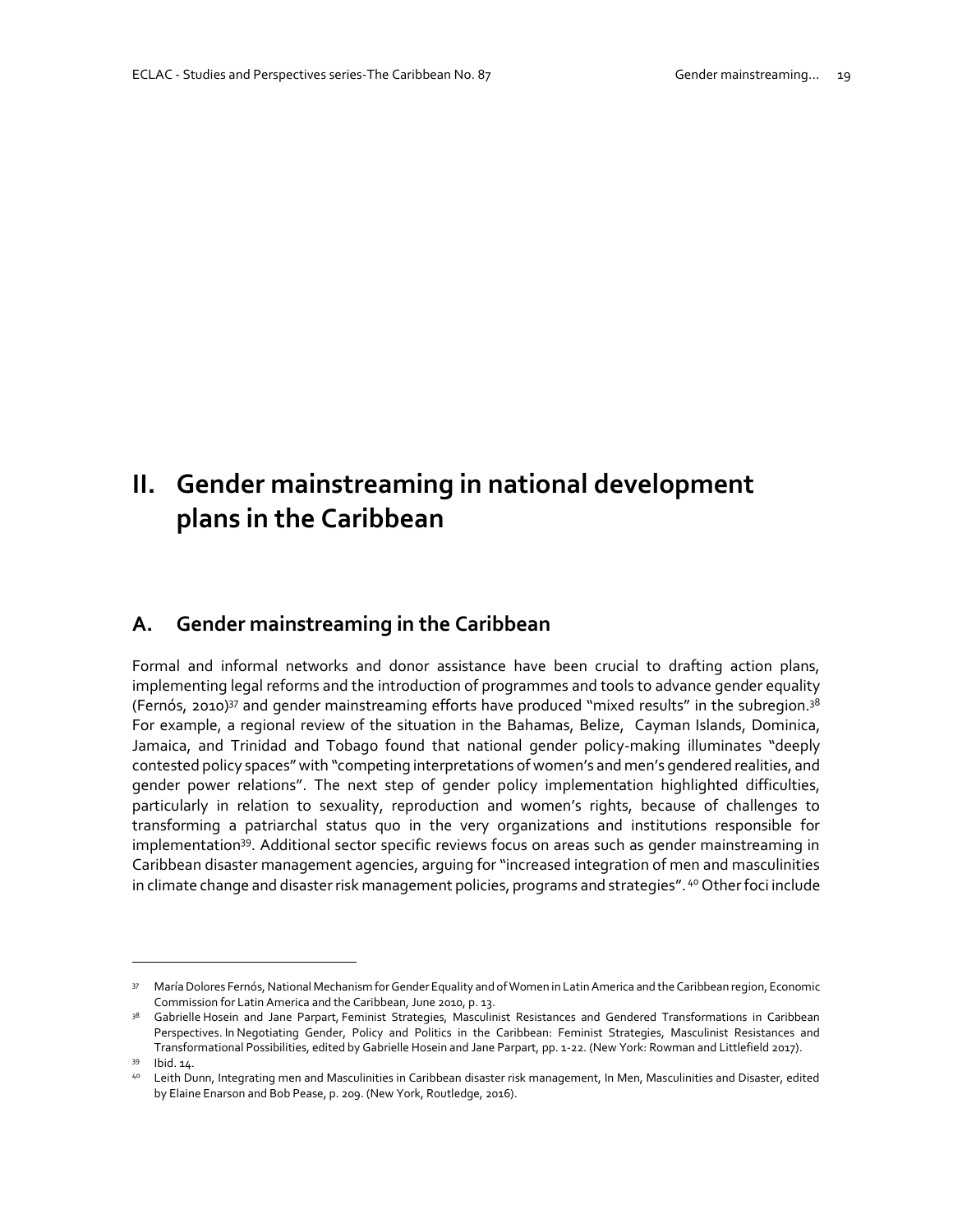# II. Gender mainstreaming in national development plans in the Caribbean

## A. Gender mainstreaming in the Caribbean

Formal and informal networks and donor assistance have been crucial to drafting action plans, implementing legal reforms and the introduction of programmes and tools to advance gender equality (Fernós, 2010)[37] and gender mainstreaming efforts have produced "mixed results" in the subregion.[38] For example, a regional review of the situation in the Bahamas, Belize, Cayman Islands, Dominica, Jamaica, and Trinidad and Tobago found that national gender policy-making illuminates "deeply contested policy spaces" with "competing interpretations of women's and men's gendered realities, and gender power relations". The next step of gender policy implementation highlighted difficulties, particularly in relation to sexuality, reproduction and women's rights, because of challenges to transforming a patriarchal status quo in the very organizations and institutions responsible for implementation[39]. Additional sector specific reviews focus on areas such as gender mainstreaming in Caribbean disaster management agencies, arguing for "increased integration of men and masculinities in climate change and disaster risk management policies, programs and strategies". [40] Other foci include

---

[37] María Dolores Fernós, National Mechanism for Gender Equality and of Women in Latin America and the Caribbean region, Economic Commission for Latin America and the Caribbean, June 2010, p. 13.

[38] Gabrielle Hosein and Jane Parpart, Feminist Strategies, Masculinist Resistances and Gendered Transformations in Caribbean Perspectives. In Negotiating Gender, Policy and Politics in the Caribbean: Feminist Strategies, Masculinist Resistances and Transformational Possibilities, edited by Gabrielle Hosein and Jane Parpart, pp. 1-22. (New York: Rowman and Littlefield 2017).

[39] Ibid. 14.

[40] Leith Dunn, Integrating men and Masculinities in Caribbean disaster risk management, In Men, Masculinities and Disaster, edited by Elaine Enarson and Bob Pease, p. 209. (New York, Routledge, 2016).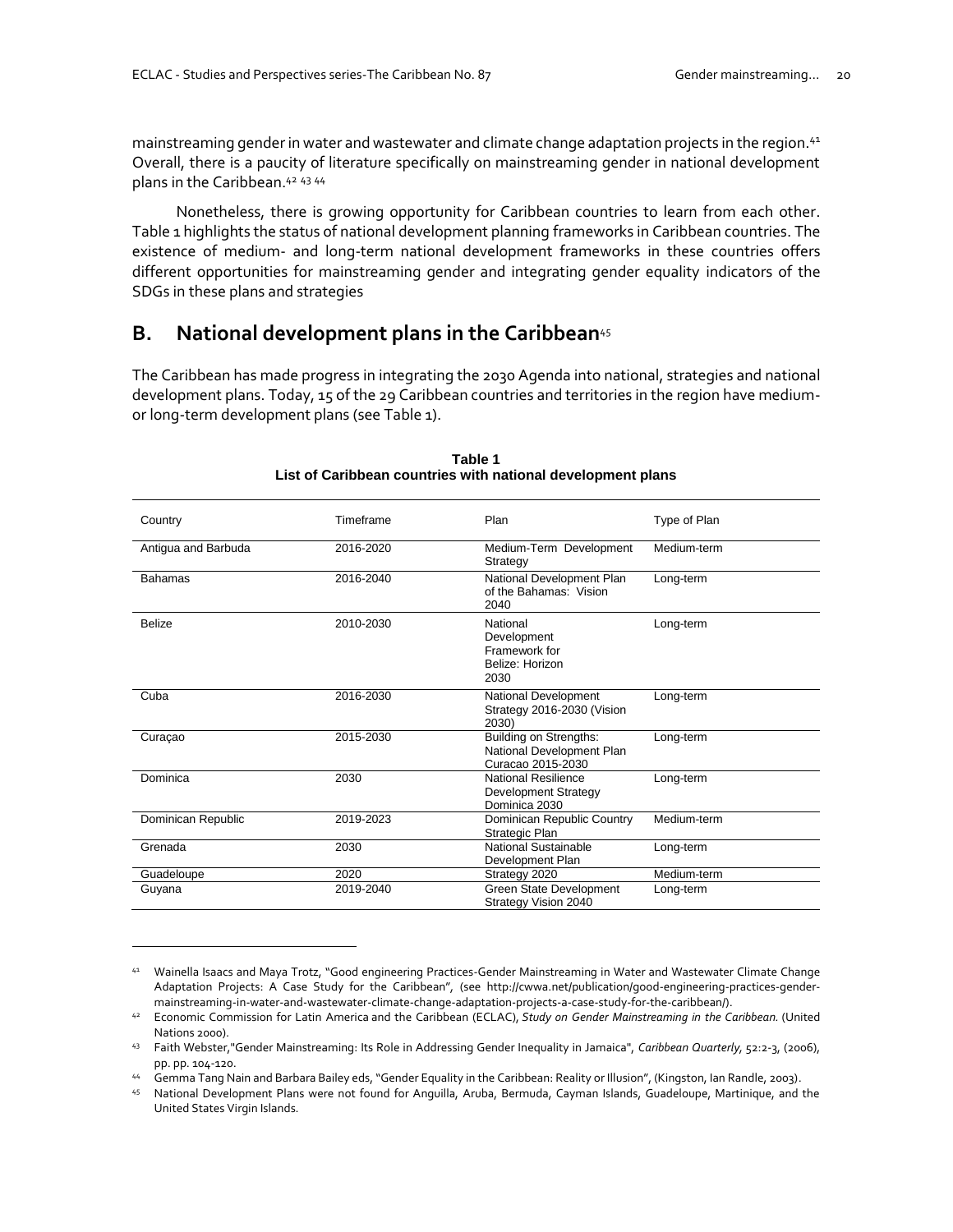mainstreaming gender in water and wastewater and climate change adaptation projects in the region.[41] Overall, there is a paucity of literature specifically on mainstreaming gender in national development plans in the Caribbean.[42] [43] [44]

Nonetheless, there is growing opportunity for Caribbean countries to learn from each other. Table 1 highlights the status of national development planning frameworks in Caribbean countries. The existence of medium- and long-term national development frameworks in these countries offers different opportunities for mainstreaming gender and integrating gender equality indicators of the SDGs in these plans and strategies

## B. National development plans in the Caribbean[45]

The Caribbean has made progress in integrating the 2030 Agenda into national, strategies and national development plans. Today, 15 of the 29 Caribbean countries and territories in the region have medium- or long-term development plans (see Table 1).

**Table 1**
**List of Caribbean countries with national development plans**

| Country | Timeframe | Plan | Type of Plan |
|---|---|---|---|
| Antigua and Barbuda | 2016-2020 | Medium-Term Development Strategy | Medium-term |
| Bahamas | 2016-2040 | National Development Plan of the Bahamas: Vision 2040 | Long-term |
| Belize | 2010-2030 | National Development Framework for Belize: Horizon 2030 | Long-term |
| Cuba | 2016-2030 | National Development Strategy 2016-2030 (Vision 2030) | Long-term |
| Curaçao | 2015-2030 | Building on Strengths: National Development Plan Curacao 2015-2030 | Long-term |
| Dominica | 2030 | National Resilience Development Strategy Dominica 2030 | Long-term |
| Dominican Republic | 2019-2023 | Dominican Republic Country Strategic Plan | Medium-term |
| Grenada | 2030 | National Sustainable Development Plan | Long-term |
| Guadeloupe | 2020 | Strategy 2020 | Medium-term |
| Guyana | 2019-2040 | Green State Development Strategy Vision 2040 | Long-term |

[41] Wainella Isaacs and Maya Trotz, "Good engineering Practices-Gender Mainstreaming in Water and Wastewater Climate Change Adaptation Projects: A Case Study for the Caribbean", (see http://cwwa.net/publication/good-engineering-practices-gender-mainstreaming-in-water-and-wastewater-climate-change-adaptation-projects-a-case-study-for-the-caribbean/).

[42] Economic Commission for Latin America and the Caribbean (ECLAC), *Study on Gender Mainstreaming in the Caribbean.* (United Nations 2000).

[43] Faith Webster,"Gender Mainstreaming: Its Role in Addressing Gender Inequality in Jamaica", *Caribbean Quarterly*, 52:2-3, (2006), pp. pp. 104-120.

[44] Gemma Tang Nain and Barbara Bailey eds, "Gender Equality in the Caribbean: Reality or Illusion", (Kingston, Ian Randle, 2003).

[45] National Development Plans were not found for Anguilla, Aruba, Bermuda, Cayman Islands, Guadeloupe, Martinique, and the United States Virgin Islands.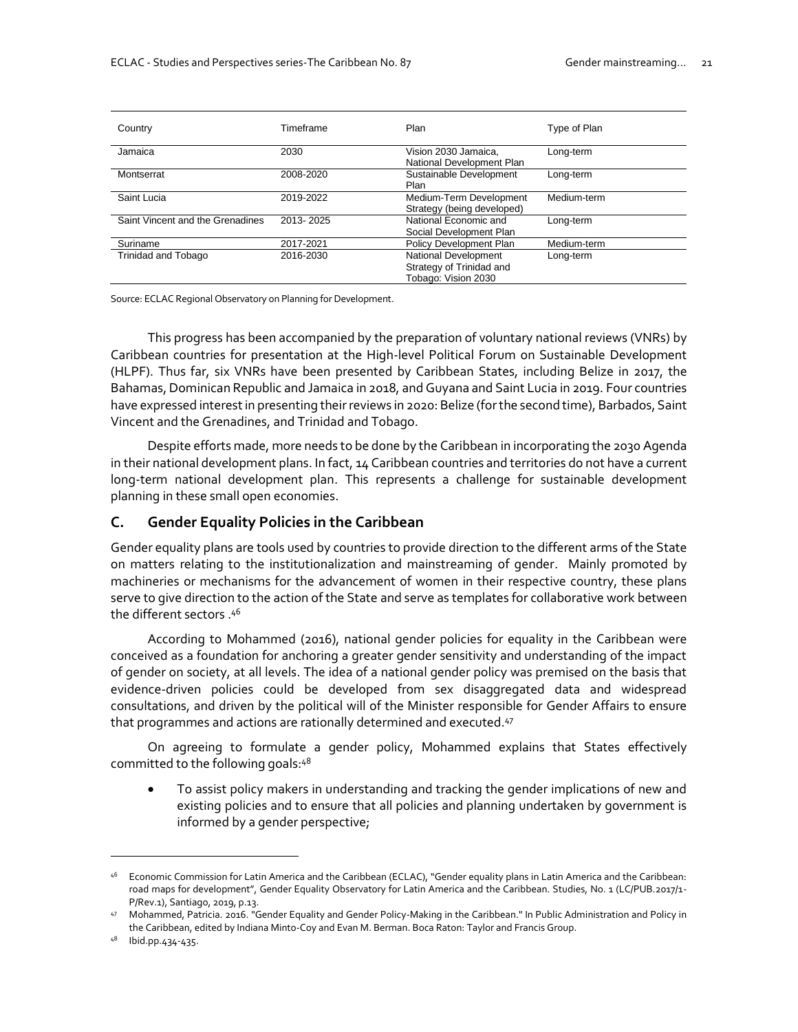| Country | Timeframe | Plan | Type of Plan |
|---|---|---|---|
| Jamaica | 2030 | Vision 2030 Jamaica, National Development Plan | Long-term |
| Montserrat | 2008-2020 | Sustainable Development Plan | Long-term |
| Saint Lucia | 2019-2022 | Medium-Term Development Strategy (being developed) | Medium-term |
| Saint Vincent and the Grenadines | 2013- 2025 | National Economic and Social Development Plan | Long-term |
| Suriname | 2017-2021 | Policy Development Plan | Medium-term |
| Trinidad and Tobago | 2016-2030 | National Development Strategy of Trinidad and Tobago: Vision 2030 | Long-term |

Source: ECLAC Regional Observatory on Planning for Development.

This progress has been accompanied by the preparation of voluntary national reviews (VNRs) by Caribbean countries for presentation at the High-level Political Forum on Sustainable Development (HLPF). Thus far, six VNRs have been presented by Caribbean States, including Belize in 2017, the Bahamas, Dominican Republic and Jamaica in 2018, and Guyana and Saint Lucia in 2019. Four countries have expressed interest in presenting their reviews in 2020: Belize (for the second time), Barbados, Saint Vincent and the Grenadines, and Trinidad and Tobago.

Despite efforts made, more needs to be done by the Caribbean in incorporating the 2030 Agenda in their national development plans. In fact, 14 Caribbean countries and territories do not have a current long-term national development plan. This represents a challenge for sustainable development planning in these small open economies.

## C. Gender Equality Policies in the Caribbean

Gender equality plans are tools used by countries to provide direction to the different arms of the State on matters relating to the institutionalization and mainstreaming of gender. Mainly promoted by machineries or mechanisms for the advancement of women in their respective country, these plans serve to give direction to the action of the State and serve as templates for collaborative work between the different sectors .[46]

According to Mohammed (2016), national gender policies for equality in the Caribbean were conceived as a foundation for anchoring a greater gender sensitivity and understanding of the impact of gender on society, at all levels. The idea of a national gender policy was premised on the basis that evidence-driven policies could be developed from sex disaggregated data and widespread consultations, and driven by the political will of the Minister responsible for Gender Affairs to ensure that programmes and actions are rationally determined and executed.[47]

On agreeing to formulate a gender policy, Mohammed explains that States effectively committed to the following goals:[48]

- To assist policy makers in understanding and tracking the gender implications of new and existing policies and to ensure that all policies and planning undertaken by government is informed by a gender perspective;

---

[46] Economic Commission for Latin America and the Caribbean (ECLAC), "Gender equality plans in Latin America and the Caribbean: road maps for development", Gender Equality Observatory for Latin America and the Caribbean. Studies, No. 1 (LC/PUB.2017/1-P/Rev.1), Santiago, 2019, p.13.

[47] Mohammed, Patricia. 2016. "Gender Equality and Gender Policy-Making in the Caribbean." In Public Administration and Policy in the Caribbean, edited by Indiana Minto-Coy and Evan M. Berman. Boca Raton: Taylor and Francis Group.

[48] Ibid.pp.434-435.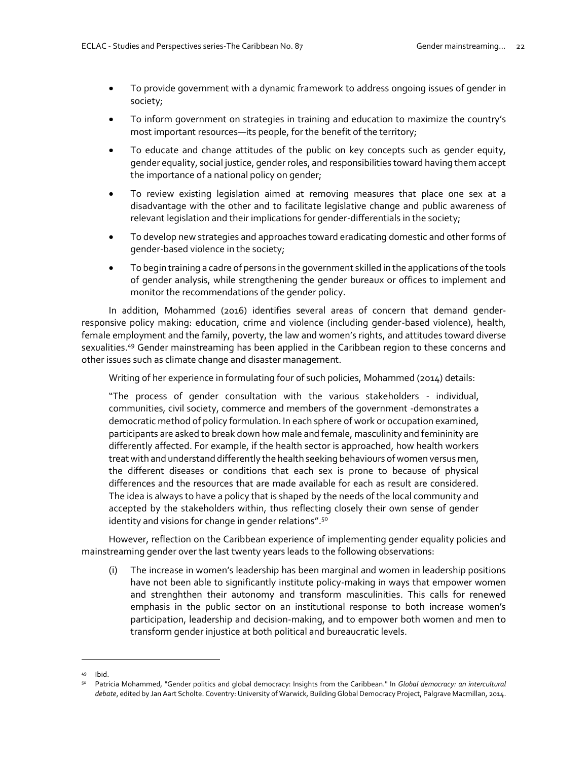- To provide government with a dynamic framework to address ongoing issues of gender in society;
- To inform government on strategies in training and education to maximize the country's most important resources—its people, for the benefit of the territory;
- To educate and change attitudes of the public on key concepts such as gender equity, gender equality, social justice, gender roles, and responsibilities toward having them accept the importance of a national policy on gender;
- To review existing legislation aimed at removing measures that place one sex at a disadvantage with the other and to facilitate legislative change and public awareness of relevant legislation and their implications for gender-differentials in the society;
- To develop new strategies and approaches toward eradicating domestic and other forms of gender-based violence in the society;
- To begin training a cadre of persons in the government skilled in the applications of the tools of gender analysis, while strengthening the gender bureaux or offices to implement and monitor the recommendations of the gender policy.

In addition, Mohammed (2016) identifies several areas of concern that demand gender-responsive policy making: education, crime and violence (including gender-based violence), health, female employment and the family, poverty, the law and women's rights, and attitudes toward diverse sexualities.[49] Gender mainstreaming has been applied in the Caribbean region to these concerns and other issues such as climate change and disaster management.

Writing of her experience in formulating four of such policies, Mohammed (2014) details:

> "The process of gender consultation with the various stakeholders - individual, communities, civil society, commerce and members of the government -demonstrates a democratic method of policy formulation. In each sphere of work or occupation examined, participants are asked to break down how male and female, masculinity and femininity are differently affected. For example, if the health sector is approached, how health workers treat with and understand differently the health seeking behaviours of women versus men, the different diseases or conditions that each sex is prone to because of physical differences and the resources that are made available for each as result are considered. The idea is always to have a policy that is shaped by the needs of the local community and accepted by the stakeholders within, thus reflecting closely their own sense of gender identity and visions for change in gender relations".[50]

However, reflection on the Caribbean experience of implementing gender equality policies and mainstreaming gender over the last twenty years leads to the following observations:

(i) The increase in women's leadership has been marginal and women in leadership positions have not been able to significantly institute policy-making in ways that empower women and strenghthen their autonomy and transform masculinities. This calls for renewed emphasis in the public sector on an institutional response to both increase women's participation, leadership and decision-making, and to empower both women and men to transform gender injustice at both political and bureaucratic levels.

---

[49] Ibid.

[50] Patricia Mohammed, "Gender politics and global democracy: Insights from the Caribbean." In *Global democracy: an intercultural debate*, edited by Jan Aart Scholte. Coventry: University of Warwick, Building Global Democracy Project, Palgrave Macmillan, 2014.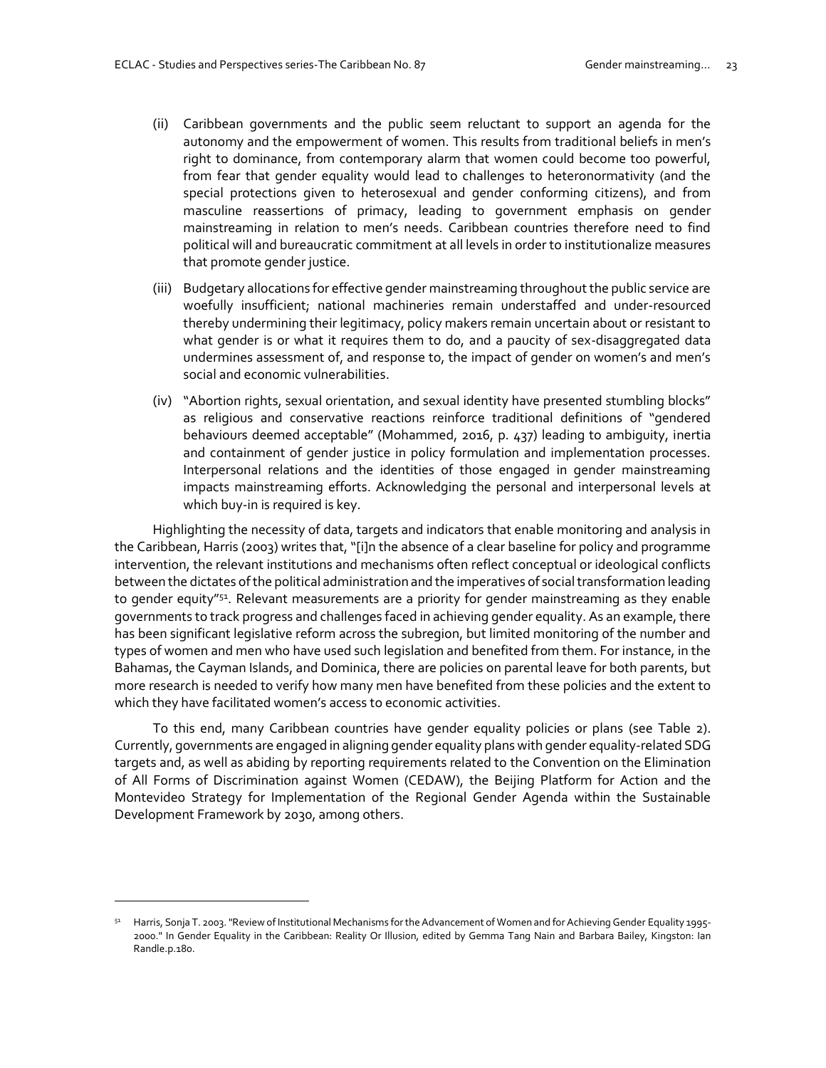(ii) Caribbean governments and the public seem reluctant to support an agenda for the autonomy and the empowerment of women. This results from traditional beliefs in men's right to dominance, from contemporary alarm that women could become too powerful, from fear that gender equality would lead to challenges to heteronormativity (and the special protections given to heterosexual and gender conforming citizens), and from masculine reassertions of primacy, leading to government emphasis on gender mainstreaming in relation to men's needs. Caribbean countries therefore need to find political will and bureaucratic commitment at all levels in order to institutionalize measures that promote gender justice.

(iii) Budgetary allocations for effective gender mainstreaming throughout the public service are woefully insufficient; national machineries remain understaffed and under-resourced thereby undermining their legitimacy, policy makers remain uncertain about or resistant to what gender is or what it requires them to do, and a paucity of sex-disaggregated data undermines assessment of, and response to, the impact of gender on women's and men's social and economic vulnerabilities.

(iv) "Abortion rights, sexual orientation, and sexual identity have presented stumbling blocks" as religious and conservative reactions reinforce traditional definitions of "gendered behaviours deemed acceptable" (Mohammed, 2016, p. 437) leading to ambiguity, inertia and containment of gender justice in policy formulation and implementation processes. Interpersonal relations and the identities of those engaged in gender mainstreaming impacts mainstreaming efforts. Acknowledging the personal and interpersonal levels at which buy-in is required is key.

Highlighting the necessity of data, targets and indicators that enable monitoring and analysis in the Caribbean, Harris (2003) writes that, "[i]n the absence of a clear baseline for policy and programme intervention, the relevant institutions and mechanisms often reflect conceptual or ideological conflicts between the dictates of the political administration and the imperatives of social transformation leading to gender equity"[51]. Relevant measurements are a priority for gender mainstreaming as they enable governments to track progress and challenges faced in achieving gender equality. As an example, there has been significant legislative reform across the subregion, but limited monitoring of the number and types of women and men who have used such legislation and benefited from them. For instance, in the Bahamas, the Cayman Islands, and Dominica, there are policies on parental leave for both parents, but more research is needed to verify how many men have benefited from these policies and the extent to which they have facilitated women's access to economic activities.

To this end, many Caribbean countries have gender equality policies or plans (see Table 2). Currently, governments are engaged in aligning gender equality plans with gender equality-related SDG targets and, as well as abiding by reporting requirements related to the Convention on the Elimination of All Forms of Discrimination against Women (CEDAW), the Beijing Platform for Action and the Montevideo Strategy for Implementation of the Regional Gender Agenda within the Sustainable Development Framework by 2030, among others.

---

[51] Harris, Sonja T. 2003. "Review of Institutional Mechanisms for the Advancement of Women and for Achieving Gender Equality 1995-2000." In Gender Equality in the Caribbean: Reality Or Illusion, edited by Gemma Tang Nain and Barbara Bailey, Kingston: Ian Randle.p.180.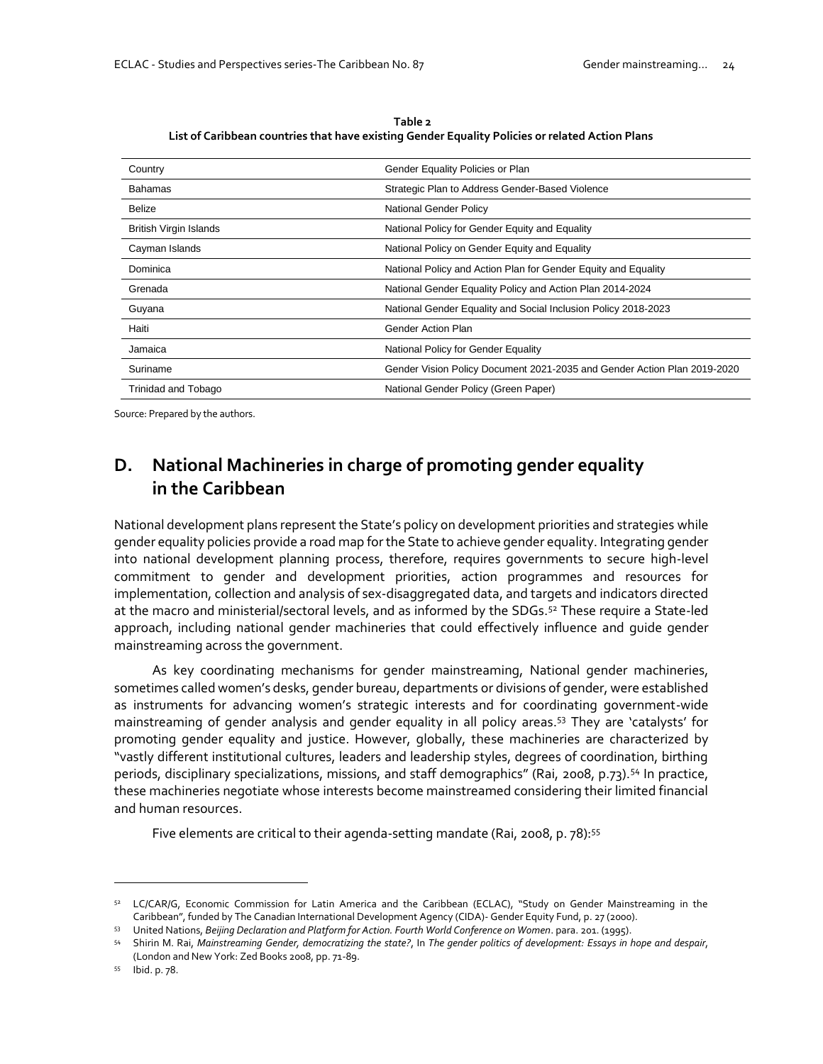**Table 2**
**List of Caribbean countries that have existing Gender Equality Policies or related Action Plans**

| Country | Gender Equality Policies or Plan |
|---|---|
| Bahamas | Strategic Plan to Address Gender-Based Violence |
| Belize | National Gender Policy |
| British Virgin Islands | National Policy for Gender Equity and Equality |
| Cayman Islands | National Policy on Gender Equity and Equality |
| Dominica | National Policy and Action Plan for Gender Equity and Equality |
| Grenada | National Gender Equality Policy and Action Plan 2014-2024 |
| Guyana | National Gender Equality and Social Inclusion Policy 2018-2023 |
| Haiti | Gender Action Plan |
| Jamaica | National Policy for Gender Equality |
| Suriname | Gender Vision Policy Document 2021-2035 and Gender Action Plan 2019-2020 |
| Trinidad and Tobago | National Gender Policy (Green Paper) |

Source: Prepared by the authors.

## D. National Machineries in charge of promoting gender equality in the Caribbean

National development plans represent the State's policy on development priorities and strategies while gender equality policies provide a road map for the State to achieve gender equality. Integrating gender into national development planning process, therefore, requires governments to secure high-level commitment to gender and development priorities, action programmes and resources for implementation, collection and analysis of sex-disaggregated data, and targets and indicators directed at the macro and ministerial/sectoral levels, and as informed by the SDGs.[52] These require a State-led approach, including national gender machineries that could effectively influence and guide gender mainstreaming across the government.

As key coordinating mechanisms for gender mainstreaming, National gender machineries, sometimes called women's desks, gender bureau, departments or divisions of gender, were established as instruments for advancing women's strategic interests and for coordinating government-wide mainstreaming of gender analysis and gender equality in all policy areas.[53] They are 'catalysts' for promoting gender equality and justice. However, globally, these machineries are characterized by "vastly different institutional cultures, leaders and leadership styles, degrees of coordination, birthing periods, disciplinary specializations, missions, and staff demographics" (Rai, 2008, p.73).[54] In practice, these machineries negotiate whose interests become mainstreamed considering their limited financial and human resources.

Five elements are critical to their agenda-setting mandate (Rai, 2008, p. 78):[55]

---

[52] LC/CAR/G, Economic Commission for Latin America and the Caribbean (ECLAC), "Study on Gender Mainstreaming in the Caribbean", funded by The Canadian International Development Agency (CIDA)- Gender Equity Fund, p. 27 (2000).

[53] United Nations, *Beijing Declaration and Platform for Action. Fourth World Conference on Women*. para. 201. (1995).

[54] Shirin M. Rai, *Mainstreaming Gender, democratizing the state?*, In *The gender politics of development: Essays in hope and despair*, (London and New York: Zed Books 2008, pp. 71-89.

[55] Ibid. p. 78.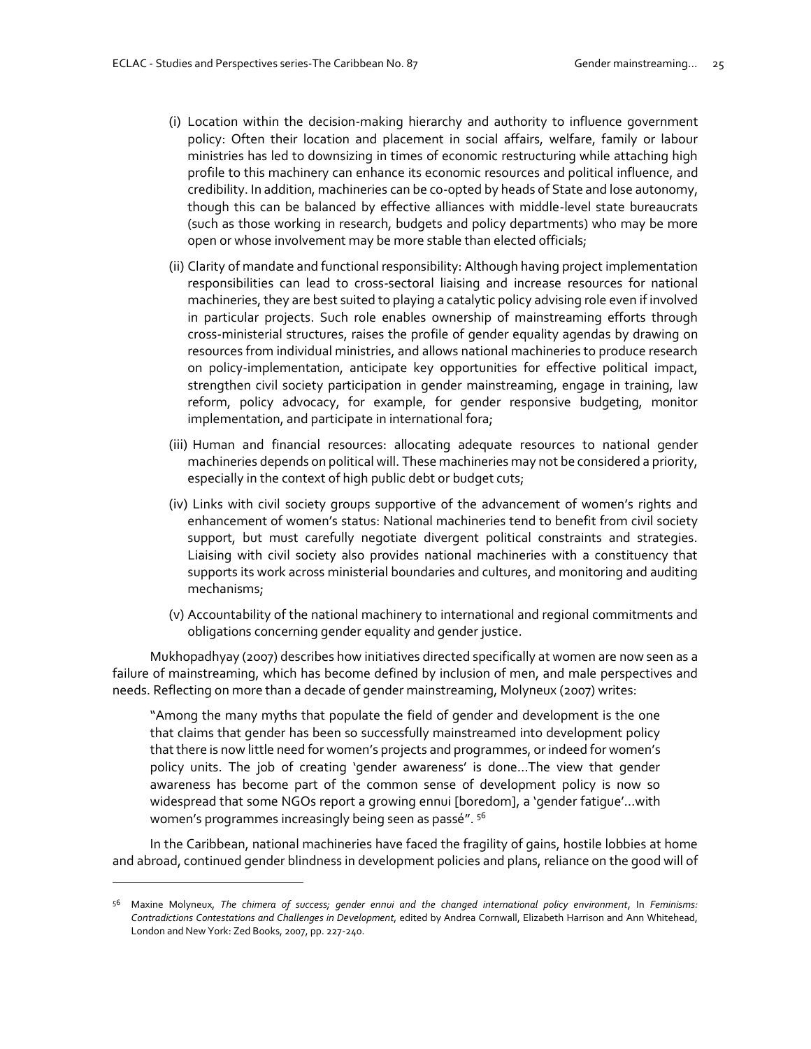(i) Location within the decision-making hierarchy and authority to influence government policy: Often their location and placement in social affairs, welfare, family or labour ministries has led to downsizing in times of economic restructuring while attaching high profile to this machinery can enhance its economic resources and political influence, and credibility. In addition, machineries can be co-opted by heads of State and lose autonomy, though this can be balanced by effective alliances with middle-level state bureaucrats (such as those working in research, budgets and policy departments) who may be more open or whose involvement may be more stable than elected officials;

(ii) Clarity of mandate and functional responsibility: Although having project implementation responsibilities can lead to cross-sectoral liaising and increase resources for national machineries, they are best suited to playing a catalytic policy advising role even if involved in particular projects. Such role enables ownership of mainstreaming efforts through cross-ministerial structures, raises the profile of gender equality agendas by drawing on resources from individual ministries, and allows national machineries to produce research on policy-implementation, anticipate key opportunities for effective political impact, strengthen civil society participation in gender mainstreaming, engage in training, law reform, policy advocacy, for example, for gender responsive budgeting, monitor implementation, and participate in international fora;

(iii) Human and financial resources: allocating adequate resources to national gender machineries depends on political will. These machineries may not be considered a priority, especially in the context of high public debt or budget cuts;

(iv) Links with civil society groups supportive of the advancement of women's rights and enhancement of women's status: National machineries tend to benefit from civil society support, but must carefully negotiate divergent political constraints and strategies. Liaising with civil society also provides national machineries with a constituency that supports its work across ministerial boundaries and cultures, and monitoring and auditing mechanisms;

(v) Accountability of the national machinery to international and regional commitments and obligations concerning gender equality and gender justice.

Mukhopadhyay (2007) describes how initiatives directed specifically at women are now seen as a failure of mainstreaming, which has become defined by inclusion of men, and male perspectives and needs. Reflecting on more than a decade of gender mainstreaming, Molyneux (2007) writes:

> "Among the many myths that populate the field of gender and development is the one that claims that gender has been so successfully mainstreamed into development policy that there is now little need for women's projects and programmes, or indeed for women's policy units. The job of creating 'gender awareness' is done…The view that gender awareness has become part of the common sense of development policy is now so widespread that some NGOs report a growing ennui [boredom], a 'gender fatigue'…with women's programmes increasingly being seen as passé". [56]

In the Caribbean, national machineries have faced the fragility of gains, hostile lobbies at home and abroad, continued gender blindness in development policies and plans, reliance on the good will of

---

[56] Maxine Molyneux, *The chimera of success; gender ennui and the changed international policy environment*, In *Feminisms: Contradictions Contestations and Challenges in Development*, edited by Andrea Cornwall, Elizabeth Harrison and Ann Whitehead, London and New York: Zed Books, 2007, pp. 227-240.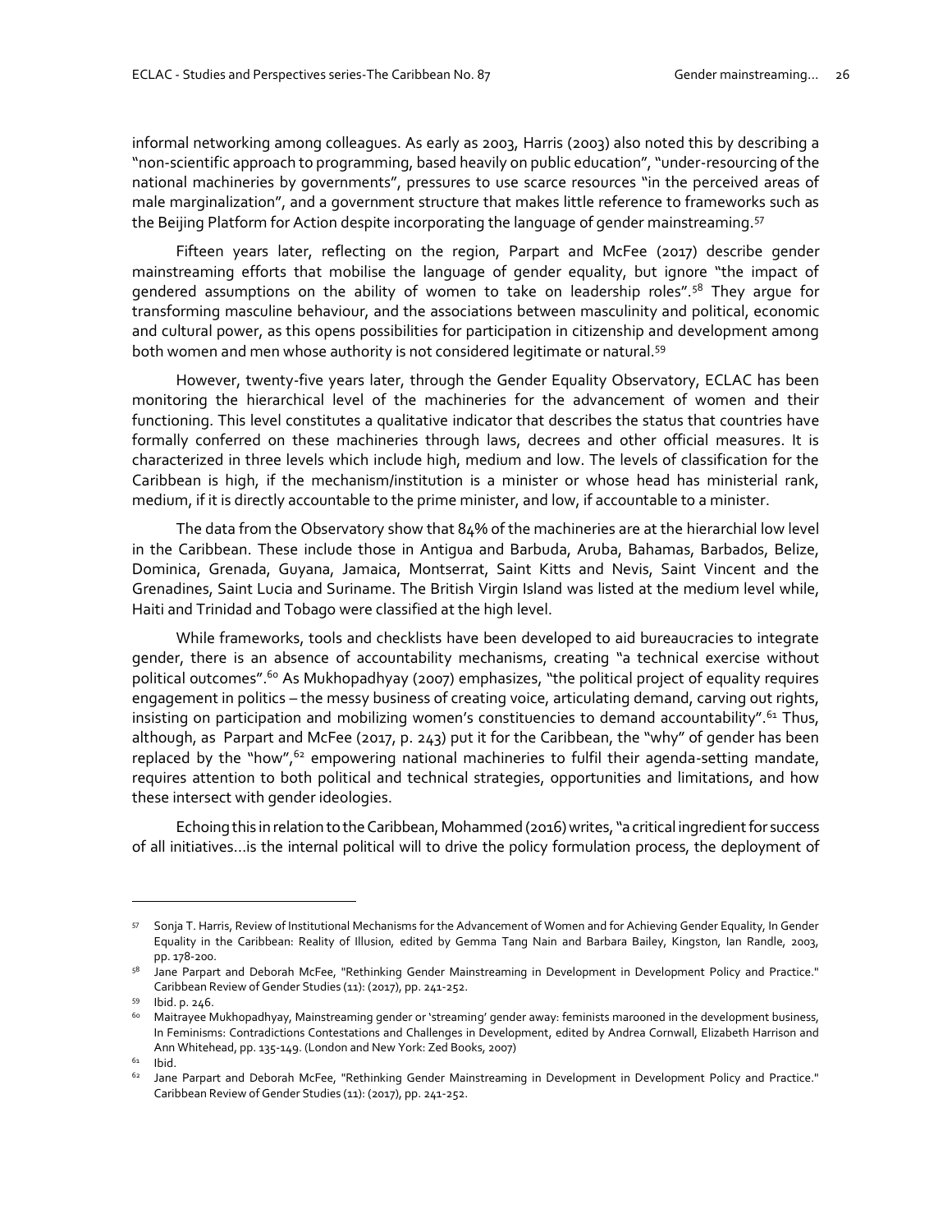informal networking among colleagues. As early as 2003, Harris (2003) also noted this by describing a "non-scientific approach to programming, based heavily on public education", "under-resourcing of the national machineries by governments", pressures to use scarce resources "in the perceived areas of male marginalization", and a government structure that makes little reference to frameworks such as the Beijing Platform for Action despite incorporating the language of gender mainstreaming.[57]

Fifteen years later, reflecting on the region, Parpart and McFee (2017) describe gender mainstreaming efforts that mobilise the language of gender equality, but ignore "the impact of gendered assumptions on the ability of women to take on leadership roles".[58] They argue for transforming masculine behaviour, and the associations between masculinity and political, economic and cultural power, as this opens possibilities for participation in citizenship and development among both women and men whose authority is not considered legitimate or natural.[59]

However, twenty-five years later, through the Gender Equality Observatory, ECLAC has been monitoring the hierarchical level of the machineries for the advancement of women and their functioning. This level constitutes a qualitative indicator that describes the status that countries have formally conferred on these machineries through laws, decrees and other official measures. It is characterized in three levels which include high, medium and low. The levels of classification for the Caribbean is high, if the mechanism/institution is a minister or whose head has ministerial rank, medium, if it is directly accountable to the prime minister, and low, if accountable to a minister.

The data from the Observatory show that 84% of the machineries are at the hierarchial low level in the Caribbean. These include those in Antigua and Barbuda, Aruba, Bahamas, Barbados, Belize, Dominica, Grenada, Guyana, Jamaica, Montserrat, Saint Kitts and Nevis, Saint Vincent and the Grenadines, Saint Lucia and Suriname. The British Virgin Island was listed at the medium level while, Haiti and Trinidad and Tobago were classified at the high level.

While frameworks, tools and checklists have been developed to aid bureaucracies to integrate gender, there is an absence of accountability mechanisms, creating "a technical exercise without political outcomes".[60] As Mukhopadhyay (2007) emphasizes, "the political project of equality requires engagement in politics – the messy business of creating voice, articulating demand, carving out rights, insisting on participation and mobilizing women's constituencies to demand accountability".[61] Thus, although, as Parpart and McFee (2017, p. 243) put it for the Caribbean, the "why" of gender has been replaced by the "how",[62] empowering national machineries to fulfil their agenda-setting mandate, requires attention to both political and technical strategies, opportunities and limitations, and how these intersect with gender ideologies.

Echoing this in relation to the Caribbean, Mohammed (2016) writes, "a critical ingredient for success of all initiatives…is the internal political will to drive the policy formulation process, the deployment of

---

[57] Sonja T. Harris, Review of Institutional Mechanisms for the Advancement of Women and for Achieving Gender Equality, In Gender Equality in the Caribbean: Reality of Illusion, edited by Gemma Tang Nain and Barbara Bailey, Kingston, Ian Randle, 2003, pp. 178-200.

[58] Jane Parpart and Deborah McFee, "Rethinking Gender Mainstreaming in Development in Development Policy and Practice." Caribbean Review of Gender Studies (11): (2017), pp. 241-252.

[59] Ibid. p. 246.

[60] Maitrayee Mukhopadhyay, Mainstreaming gender or 'streaming' gender away: feminists marooned in the development business, In Feminisms: Contradictions Contestations and Challenges in Development, edited by Andrea Cornwall, Elizabeth Harrison and Ann Whitehead, pp. 135-149. (London and New York: Zed Books, 2007)

[61] Ibid.

[62] Jane Parpart and Deborah McFee, "Rethinking Gender Mainstreaming in Development in Development Policy and Practice." Caribbean Review of Gender Studies (11): (2017), pp. 241-252.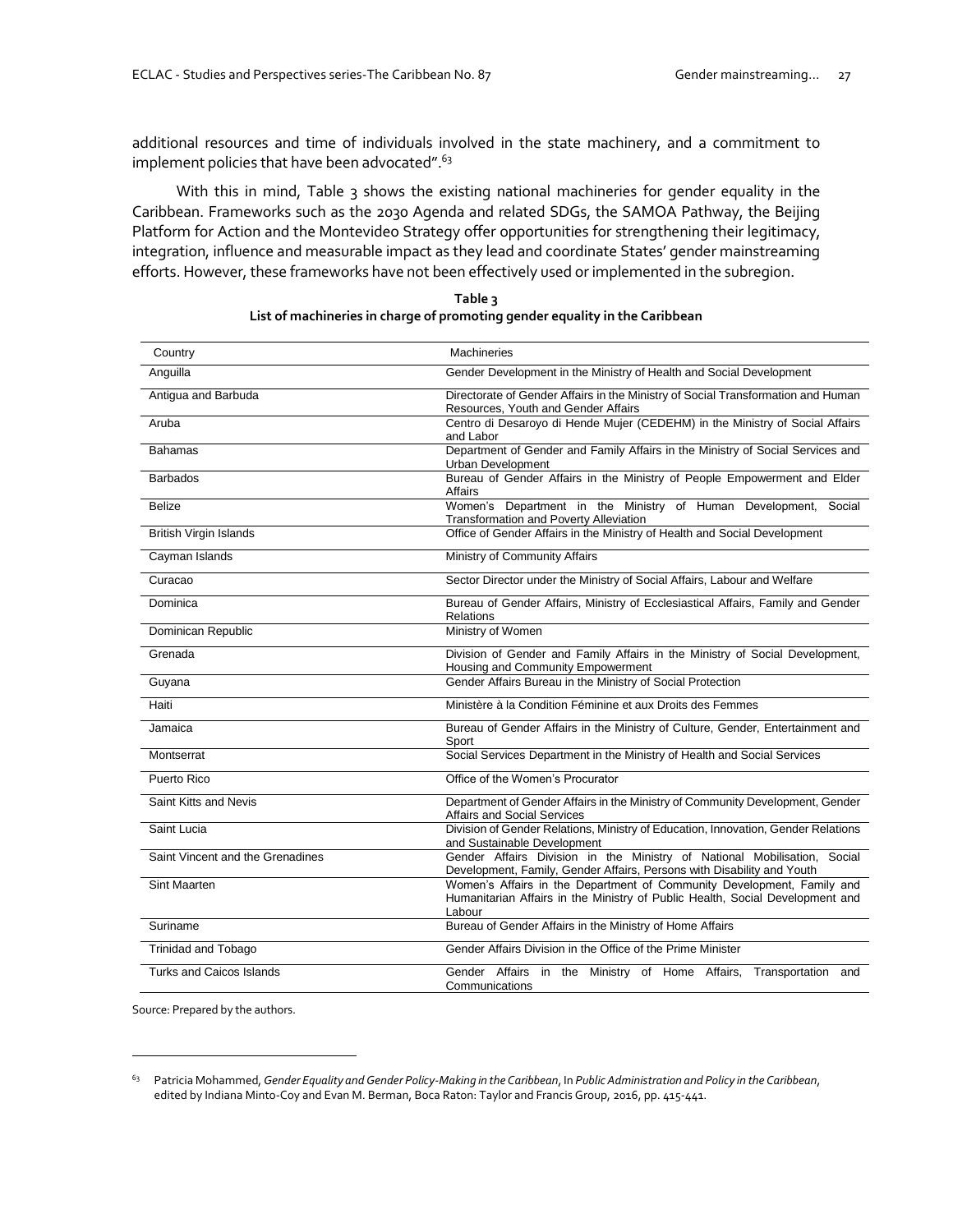additional resources and time of individuals involved in the state machinery, and a commitment to implement policies that have been advocated".[63]

With this in mind, Table 3 shows the existing national machineries for gender equality in the Caribbean. Frameworks such as the 2030 Agenda and related SDGs, the SAMOA Pathway, the Beijing Platform for Action and the Montevideo Strategy offer opportunities for strengthening their legitimacy, integration, influence and measurable impact as they lead and coordinate States' gender mainstreaming efforts. However, these frameworks have not been effectively used or implemented in the subregion.

**Table 3**
**List of machineries in charge of promoting gender equality in the Caribbean**

| Country | Machineries |
|---|---|
| Anguilla | Gender Development in the Ministry of Health and Social Development |
| Antigua and Barbuda | Directorate of Gender Affairs in the Ministry of Social Transformation and Human Resources, Youth and Gender Affairs |
| Aruba | Centro di Desaroyo di Hende Mujer (CEDEHM) in the Ministry of Social Affairs and Labor |
| Bahamas | Department of Gender and Family Affairs in the Ministry of Social Services and Urban Development |
| Barbados | Bureau of Gender Affairs in the Ministry of People Empowerment and Elder Affairs |
| Belize | Women's Department in the Ministry of Human Development, Social Transformation and Poverty Alleviation |
| British Virgin Islands | Office of Gender Affairs in the Ministry of Health and Social Development |
| Cayman Islands | Ministry of Community Affairs |
| Curacao | Sector Director under the Ministry of Social Affairs, Labour and Welfare |
| Dominica | Bureau of Gender Affairs, Ministry of Ecclesiastical Affairs, Family and Gender Relations |
| Dominican Republic | Ministry of Women |
| Grenada | Division of Gender and Family Affairs in the Ministry of Social Development, Housing and Community Empowerment |
| Guyana | Gender Affairs Bureau in the Ministry of Social Protection |
| Haiti | Ministère à la Condition Féminine et aux Droits des Femmes |
| Jamaica | Bureau of Gender Affairs in the Ministry of Culture, Gender, Entertainment and Sport |
| Montserrat | Social Services Department in the Ministry of Health and Social Services |
| Puerto Rico | Office of the Women's Procurator |
| Saint Kitts and Nevis | Department of Gender Affairs in the Ministry of Community Development, Gender Affairs and Social Services |
| Saint Lucia | Division of Gender Relations, Ministry of Education, Innovation, Gender Relations and Sustainable Development |
| Saint Vincent and the Grenadines | Gender Affairs Division in the Ministry of National Mobilisation, Social Development, Family, Gender Affairs, Persons with Disability and Youth |
| Sint Maarten | Women's Affairs in the Department of Community Development, Family and Humanitarian Affairs in the Ministry of Public Health, Social Development and Labour |
| Suriname | Bureau of Gender Affairs in the Ministry of Home Affairs |
| Trinidad and Tobago | Gender Affairs Division in the Office of the Prime Minister |
| Turks and Caicos Islands | Gender Affairs in the Ministry of Home Affairs, Transportation and Communications |

Source: Prepared by the authors.

[63] Patricia Mohammed, *Gender Equality and Gender Policy-Making in the Caribbean*, In *Public Administration and Policy in the Caribbean*, edited by Indiana Minto-Coy and Evan M. Berman, Boca Raton: Taylor and Francis Group, 2016, pp. 415-441.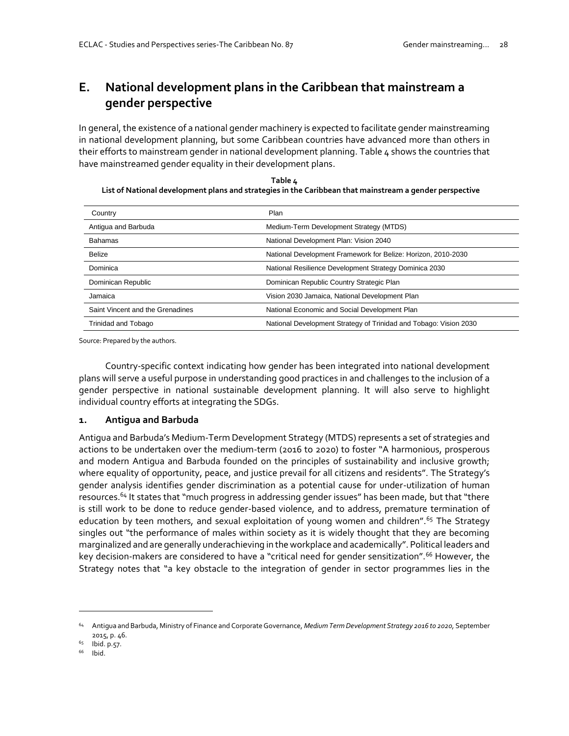## E. National development plans in the Caribbean that mainstream a gender perspective

In general, the existence of a national gender machinery is expected to facilitate gender mainstreaming in national development planning, but some Caribbean countries have advanced more than others in their efforts to mainstream gender in national development planning. Table 4 shows the countries that have mainstreamed gender equality in their development plans.

**Table 4**
**List of National development plans and strategies in the Caribbean that mainstream a gender perspective**

| Country | Plan |
|---|---|
| Antigua and Barbuda | Medium-Term Development Strategy (MTDS) |
| Bahamas | National Development Plan: Vision 2040 |
| Belize | National Development Framework for Belize: Horizon, 2010-2030 |
| Dominica | National Resilience Development Strategy Dominica 2030 |
| Dominican Republic | Dominican Republic Country Strategic Plan |
| Jamaica | Vision 2030 Jamaica, National Development Plan |
| Saint Vincent and the Grenadines | National Economic and Social Development Plan |
| Trinidad and Tobago | National Development Strategy of Trinidad and Tobago: Vision 2030 |

Source: Prepared by the authors.

Country-specific context indicating how gender has been integrated into national development plans will serve a useful purpose in understanding good practices in and challenges to the inclusion of a gender perspective in national sustainable development planning. It will also serve to highlight individual country efforts at integrating the SDGs.

### 1. Antigua and Barbuda

Antigua and Barbuda's Medium-Term Development Strategy (MTDS) represents a set of strategies and actions to be undertaken over the medium-term (2016 to 2020) to foster "A harmonious, prosperous and modern Antigua and Barbuda founded on the principles of sustainability and inclusive growth; where equality of opportunity, peace, and justice prevail for all citizens and residents". The Strategy's gender analysis identifies gender discrimination as a potential cause for under-utilization of human resources.[64] It states that "much progress in addressing gender issues" has been made, but that "there is still work to be done to reduce gender-based violence, and to address, premature termination of education by teen mothers, and sexual exploitation of young women and children".[65] The Strategy singles out "the performance of males within society as it is widely thought that they are becoming marginalized and are generally underachieving in the workplace and academically". Political leaders and key decision-makers are considered to have a "critical need for gender sensitization".[66] However, the Strategy notes that "a key obstacle to the integration of gender in sector programmes lies in the

---

[64] Antigua and Barbuda, Ministry of Finance and Corporate Governance, *Medium Term Development Strategy 2016 to 2020*, September 2015, p. 46.

[65] Ibid. p.57.

[66] Ibid.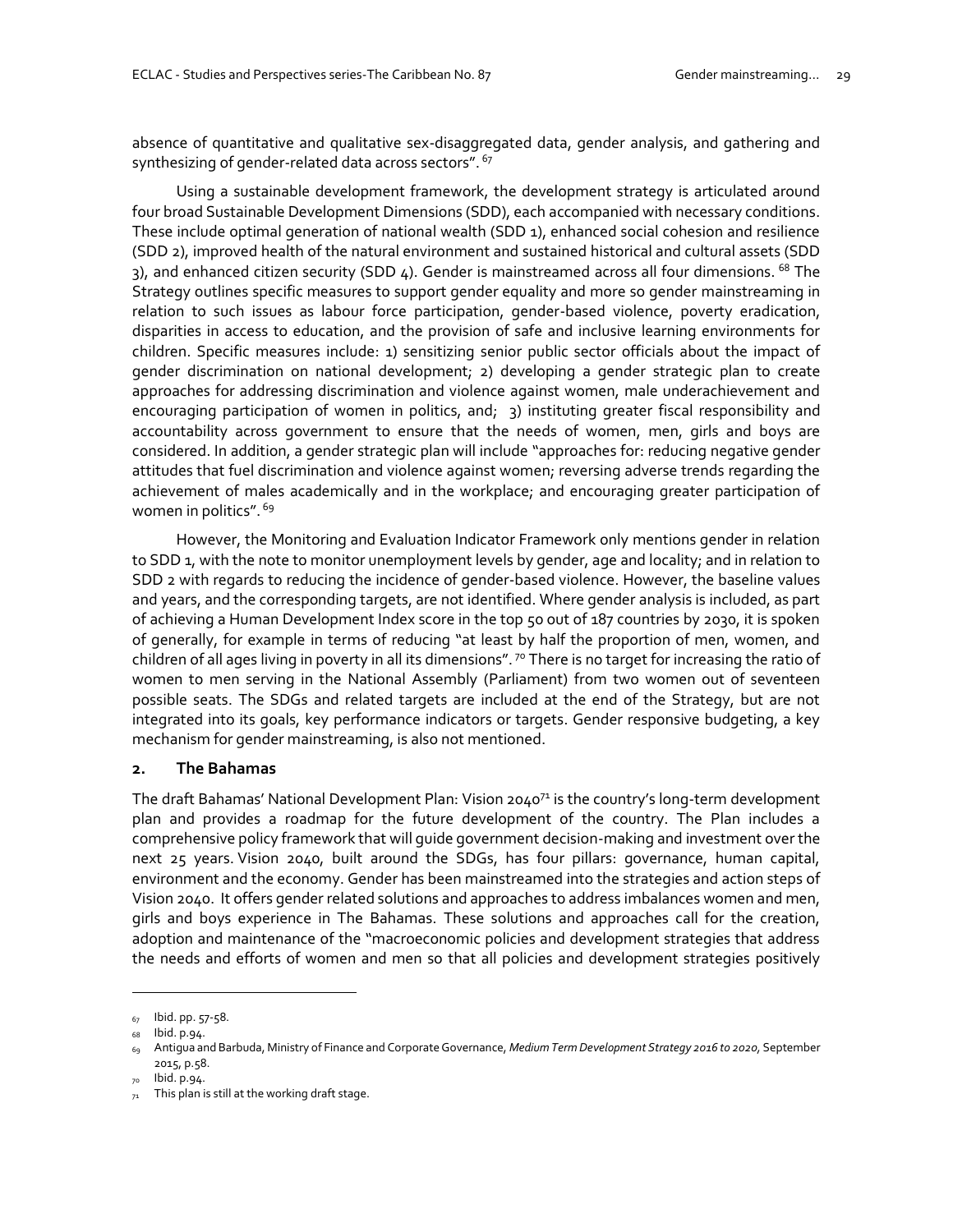absence of quantitative and qualitative sex-disaggregated data, gender analysis, and gathering and synthesizing of gender-related data across sectors". [67]

Using a sustainable development framework, the development strategy is articulated around four broad Sustainable Development Dimensions (SDD), each accompanied with necessary conditions. These include optimal generation of national wealth (SDD 1), enhanced social cohesion and resilience (SDD 2), improved health of the natural environment and sustained historical and cultural assets (SDD 3), and enhanced citizen security (SDD 4). Gender is mainstreamed across all four dimensions. [68] The Strategy outlines specific measures to support gender equality and more so gender mainstreaming in relation to such issues as labour force participation, gender-based violence, poverty eradication, disparities in access to education, and the provision of safe and inclusive learning environments for children. Specific measures include: 1) sensitizing senior public sector officials about the impact of gender discrimination on national development; 2) developing a gender strategic plan to create approaches for addressing discrimination and violence against women, male underachievement and encouraging participation of women in politics, and; 3) instituting greater fiscal responsibility and accountability across government to ensure that the needs of women, men, girls and boys are considered. In addition, a gender strategic plan will include "approaches for: reducing negative gender attitudes that fuel discrimination and violence against women; reversing adverse trends regarding the achievement of males academically and in the workplace; and encouraging greater participation of women in politics". [69]

However, the Monitoring and Evaluation Indicator Framework only mentions gender in relation to SDD 1, with the note to monitor unemployment levels by gender, age and locality; and in relation to SDD 2 with regards to reducing the incidence of gender-based violence. However, the baseline values and years, and the corresponding targets, are not identified. Where gender analysis is included, as part of achieving a Human Development Index score in the top 50 out of 187 countries by 2030, it is spoken of generally, for example in terms of reducing "at least by half the proportion of men, women, and children of all ages living in poverty in all its dimensions". [70] There is no target for increasing the ratio of women to men serving in the National Assembly (Parliament) from two women out of seventeen possible seats. The SDGs and related targets are included at the end of the Strategy, but are not integrated into its goals, key performance indicators or targets. Gender responsive budgeting, a key mechanism for gender mainstreaming, is also not mentioned.

## 2. The Bahamas

The draft Bahamas' National Development Plan: Vision 2040[71] is the country's long-term development plan and provides a roadmap for the future development of the country. The Plan includes a comprehensive policy framework that will guide government decision-making and investment over the next 25 years. Vision 2040, built around the SDGs, has four pillars: governance, human capital, environment and the economy. Gender has been mainstreamed into the strategies and action steps of Vision 2040. It offers gender related solutions and approaches to address imbalances women and men, girls and boys experience in The Bahamas. These solutions and approaches call for the creation, adoption and maintenance of the "macroeconomic policies and development strategies that address the needs and efforts of women and men so that all policies and development strategies positively

---

67 Ibid. pp. 57-58.

68 Ibid. p.94.

69 Antigua and Barbuda, Ministry of Finance and Corporate Governance, *Medium Term Development Strategy 2016 to 2020*, September 2015, p.58.

70 Ibid. p.94.

71 This plan is still at the working draft stage.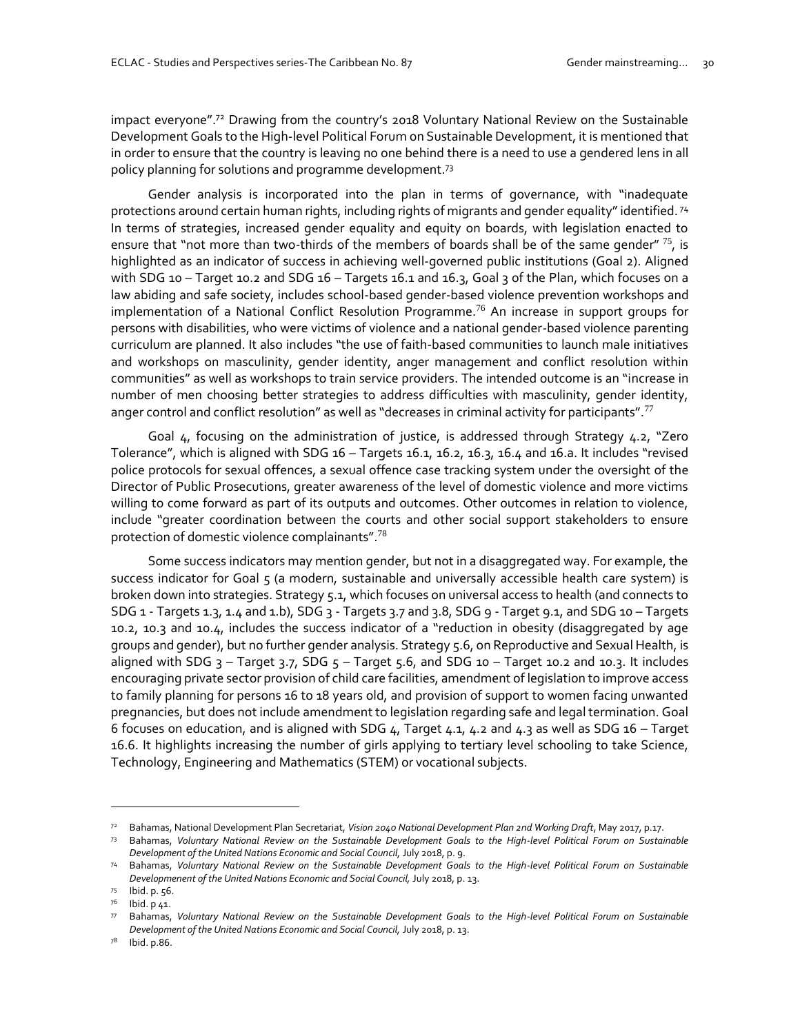impact everyone".[72] Drawing from the country's 2018 Voluntary National Review on the Sustainable Development Goals to the High-level Political Forum on Sustainable Development, it is mentioned that in order to ensure that the country is leaving no one behind there is a need to use a gendered lens in all policy planning for solutions and programme development.[73]

Gender analysis is incorporated into the plan in terms of governance, with "inadequate protections around certain human rights, including rights of migrants and gender equality" identified.[74] In terms of strategies, increased gender equality and equity on boards, with legislation enacted to ensure that "not more than two-thirds of the members of boards shall be of the same gender" [75], is highlighted as an indicator of success in achieving well-governed public institutions (Goal 2). Aligned with SDG 10 – Target 10.2 and SDG 16 – Targets 16.1 and 16.3, Goal 3 of the Plan, which focuses on a law abiding and safe society, includes school-based gender-based violence prevention workshops and implementation of a National Conflict Resolution Programme.[76] An increase in support groups for persons with disabilities, who were victims of violence and a national gender-based violence parenting curriculum are planned. It also includes "the use of faith-based communities to launch male initiatives and workshops on masculinity, gender identity, anger management and conflict resolution within communities" as well as workshops to train service providers. The intended outcome is an "increase in number of men choosing better strategies to address difficulties with masculinity, gender identity, anger control and conflict resolution" as well as "decreases in criminal activity for participants".[77]

Goal 4, focusing on the administration of justice, is addressed through Strategy 4.2, "Zero Tolerance", which is aligned with SDG 16 – Targets 16.1, 16.2, 16.3, 16.4 and 16.a. It includes "revised police protocols for sexual offences, a sexual offence case tracking system under the oversight of the Director of Public Prosecutions, greater awareness of the level of domestic violence and more victims willing to come forward as part of its outputs and outcomes. Other outcomes in relation to violence, include "greater coordination between the courts and other social support stakeholders to ensure protection of domestic violence complainants".[78]

Some success indicators may mention gender, but not in a disaggregated way. For example, the success indicator for Goal 5 (a modern, sustainable and universally accessible health care system) is broken down into strategies. Strategy 5.1, which focuses on universal access to health (and connects to SDG 1 - Targets 1.3, 1.4 and 1.b), SDG 3 - Targets 3.7 and 3.8, SDG 9 - Target 9.1, and SDG 10 – Targets 10.2, 10.3 and 10.4, includes the success indicator of a "reduction in obesity (disaggregated by age groups and gender), but no further gender analysis. Strategy 5.6, on Reproductive and Sexual Health, is aligned with SDG 3 – Target 3.7, SDG 5 – Target 5.6, and SDG 10 – Target 10.2 and 10.3. It includes encouraging private sector provision of child care facilities, amendment of legislation to improve access to family planning for persons 16 to 18 years old, and provision of support to women facing unwanted pregnancies, but does not include amendment to legislation regarding safe and legal termination. Goal 6 focuses on education, and is aligned with SDG 4, Target 4.1, 4.2 and 4.3 as well as SDG 16 – Target 16.6. It highlights increasing the number of girls applying to tertiary level schooling to take Science, Technology, Engineering and Mathematics (STEM) or vocational subjects.

---

[72] Bahamas, National Development Plan Secretariat, *Vision 2040 National Development Plan 2nd Working Draft*, May 2017, p.17.

[73] Bahamas, *Voluntary National Review on the Sustainable Development Goals to the High-level Political Forum on Sustainable Development of the United Nations Economic and Social Council,* July 2018, p. 9.

[74] Bahamas, *Voluntary National Review on the Sustainable Development Goals to the High-level Political Forum on Sustainable Developmenent of the United Nations Economic and Social Council,* July 2018, p. 13.

[75] Ibid. p. 56.

[76] Ibid. p 41.

[77] Bahamas, *Voluntary National Review on the Sustainable Development Goals to the High-level Political Forum on Sustainable Development of the United Nations Economic and Social Council,* July 2018, p. 13.

[78] Ibid. p.86.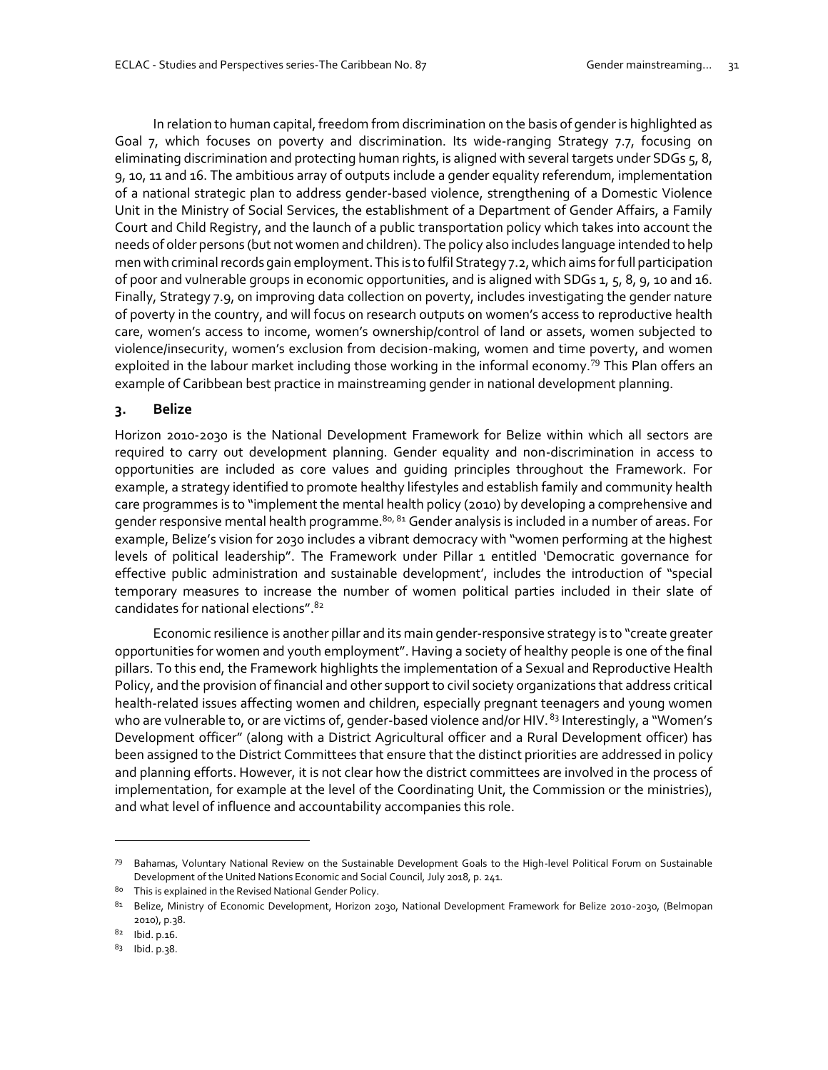In relation to human capital, freedom from discrimination on the basis of gender is highlighted as Goal 7, which focuses on poverty and discrimination. Its wide-ranging Strategy 7.7, focusing on eliminating discrimination and protecting human rights, is aligned with several targets under SDGs 5, 8, 9, 10, 11 and 16. The ambitious array of outputs include a gender equality referendum, implementation of a national strategic plan to address gender-based violence, strengthening of a Domestic Violence Unit in the Ministry of Social Services, the establishment of a Department of Gender Affairs, a Family Court and Child Registry, and the launch of a public transportation policy which takes into account the needs of older persons (but not women and children). The policy also includes language intended to help men with criminal records gain employment. This is to fulfil Strategy 7.2, which aims for full participation of poor and vulnerable groups in economic opportunities, and is aligned with SDGs 1, 5, 8, 9, 10 and 16. Finally, Strategy 7.9, on improving data collection on poverty, includes investigating the gender nature of poverty in the country, and will focus on research outputs on women's access to reproductive health care, women's access to income, women's ownership/control of land or assets, women subjected to violence/insecurity, women's exclusion from decision-making, women and time poverty, and women exploited in the labour market including those working in the informal economy.[79] This Plan offers an example of Caribbean best practice in mainstreaming gender in national development planning.

### 3. Belize

Horizon 2010-2030 is the National Development Framework for Belize within which all sectors are required to carry out development planning. Gender equality and non-discrimination in access to opportunities are included as core values and guiding principles throughout the Framework. For example, a strategy identified to promote healthy lifestyles and establish family and community health care programmes is to "implement the mental health policy (2010) by developing a comprehensive and gender responsive mental health programme.[80, 81] Gender analysis is included in a number of areas. For example, Belize's vision for 2030 includes a vibrant democracy with "women performing at the highest levels of political leadership". The Framework under Pillar 1 entitled 'Democratic governance for effective public administration and sustainable development', includes the introduction of "special temporary measures to increase the number of women political parties included in their slate of candidates for national elections".[82]

Economic resilience is another pillar and its main gender-responsive strategy is to "create greater opportunities for women and youth employment". Having a society of healthy people is one of the final pillars. To this end, the Framework highlights the implementation of a Sexual and Reproductive Health Policy, and the provision of financial and other support to civil society organizations that address critical health-related issues affecting women and children, especially pregnant teenagers and young women who are vulnerable to, or are victims of, gender-based violence and/or HIV.[83] Interestingly, a "Women's Development officer" (along with a District Agricultural officer and a Rural Development officer) has been assigned to the District Committees that ensure that the distinct priorities are addressed in policy and planning efforts. However, it is not clear how the district committees are involved in the process of implementation, for example at the level of the Coordinating Unit, the Commission or the ministries), and what level of influence and accountability accompanies this role.

---

[79] Bahamas, Voluntary National Review on the Sustainable Development Goals to the High-level Political Forum on Sustainable Development of the United Nations Economic and Social Council, July 2018, p. 241.

[80] This is explained in the Revised National Gender Policy.

[81] Belize, Ministry of Economic Development, Horizon 2030, National Development Framework for Belize 2010-2030, (Belmopan 2010), p.38.

[82] Ibid. p.16.

[83] Ibid. p.38.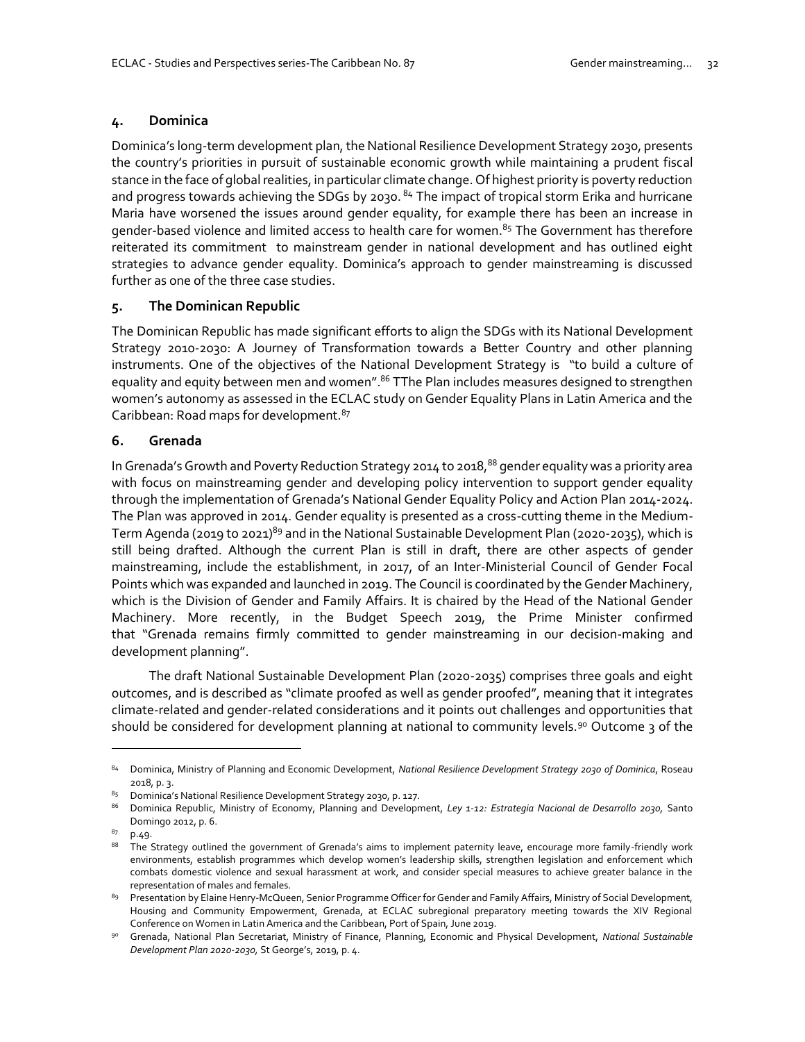### 4. Dominica

Dominica's long-term development plan, the National Resilience Development Strategy 2030, presents the country's priorities in pursuit of sustainable economic growth while maintaining a prudent fiscal stance in the face of global realities, in particular climate change. Of highest priority is poverty reduction and progress towards achieving the SDGs by 2030. [84] The impact of tropical storm Erika and hurricane Maria have worsened the issues around gender equality, for example there has been an increase in gender-based violence and limited access to health care for women.[85] The Government has therefore reiterated its commitment to mainstream gender in national development and has outlined eight strategies to advance gender equality. Dominica's approach to gender mainstreaming is discussed further as one of the three case studies.

### 5. The Dominican Republic

The Dominican Republic has made significant efforts to align the SDGs with its National Development Strategy 2010-2030: A Journey of Transformation towards a Better Country and other planning instruments. One of the objectives of the National Development Strategy is "to build a culture of equality and equity between men and women".[86] TThe Plan includes measures designed to strengthen women's autonomy as assessed in the ECLAC study on Gender Equality Plans in Latin America and the Caribbean: Road maps for development.[87]

### 6. Grenada

In Grenada's Growth and Poverty Reduction Strategy 2014 to 2018,[88] gender equality was a priority area with focus on mainstreaming gender and developing policy intervention to support gender equality through the implementation of Grenada's National Gender Equality Policy and Action Plan 2014-2024. The Plan was approved in 2014. Gender equality is presented as a cross-cutting theme in the Medium-Term Agenda (2019 to 2021)[89] and in the National Sustainable Development Plan (2020-2035), which is still being drafted. Although the current Plan is still in draft, there are other aspects of gender mainstreaming, include the establishment, in 2017, of an Inter-Ministerial Council of Gender Focal Points which was expanded and launched in 2019. The Council is coordinated by the Gender Machinery, which is the Division of Gender and Family Affairs. It is chaired by the Head of the National Gender Machinery. More recently, in the Budget Speech 2019, the Prime Minister confirmed that "Grenada remains firmly committed to gender mainstreaming in our decision-making and development planning".

The draft National Sustainable Development Plan (2020-2035) comprises three goals and eight outcomes, and is described as "climate proofed as well as gender proofed", meaning that it integrates climate-related and gender-related considerations and it points out challenges and opportunities that should be considered for development planning at national to community levels.[90] Outcome 3 of the

---

[84] Dominica, Ministry of Planning and Economic Development, *National Resilience Development Strategy 2030 of Dominica*, Roseau 2018, p. 3.

[85] Dominica's National Resilience Development Strategy 2030, p. 127.

[86] Dominica Republic, Ministry of Economy, Planning and Development, *Ley 1-12: Estrategia Nacional de Desarrollo 2030*, Santo Domingo 2012, p. 6.

[87] p.49.

[88] The Strategy outlined the government of Grenada's aims to implement paternity leave, encourage more family-friendly work environments, establish programmes which develop women's leadership skills, strengthen legislation and enforcement which combats domestic violence and sexual harassment at work, and consider special measures to achieve greater balance in the representation of males and females.

[89] Presentation by Elaine Henry-McQueen, Senior Programme Officer for Gender and Family Affairs, Ministry of Social Development, Housing and Community Empowerment, Grenada, at ECLAC subregional preparatory meeting towards the XIV Regional Conference on Women in Latin America and the Caribbean, Port of Spain, June 2019.

[90] Grenada, National Plan Secretariat, Ministry of Finance, Planning, Economic and Physical Development, *National Sustainable Development Plan 2020-2030*, St George's, 2019, p. 4.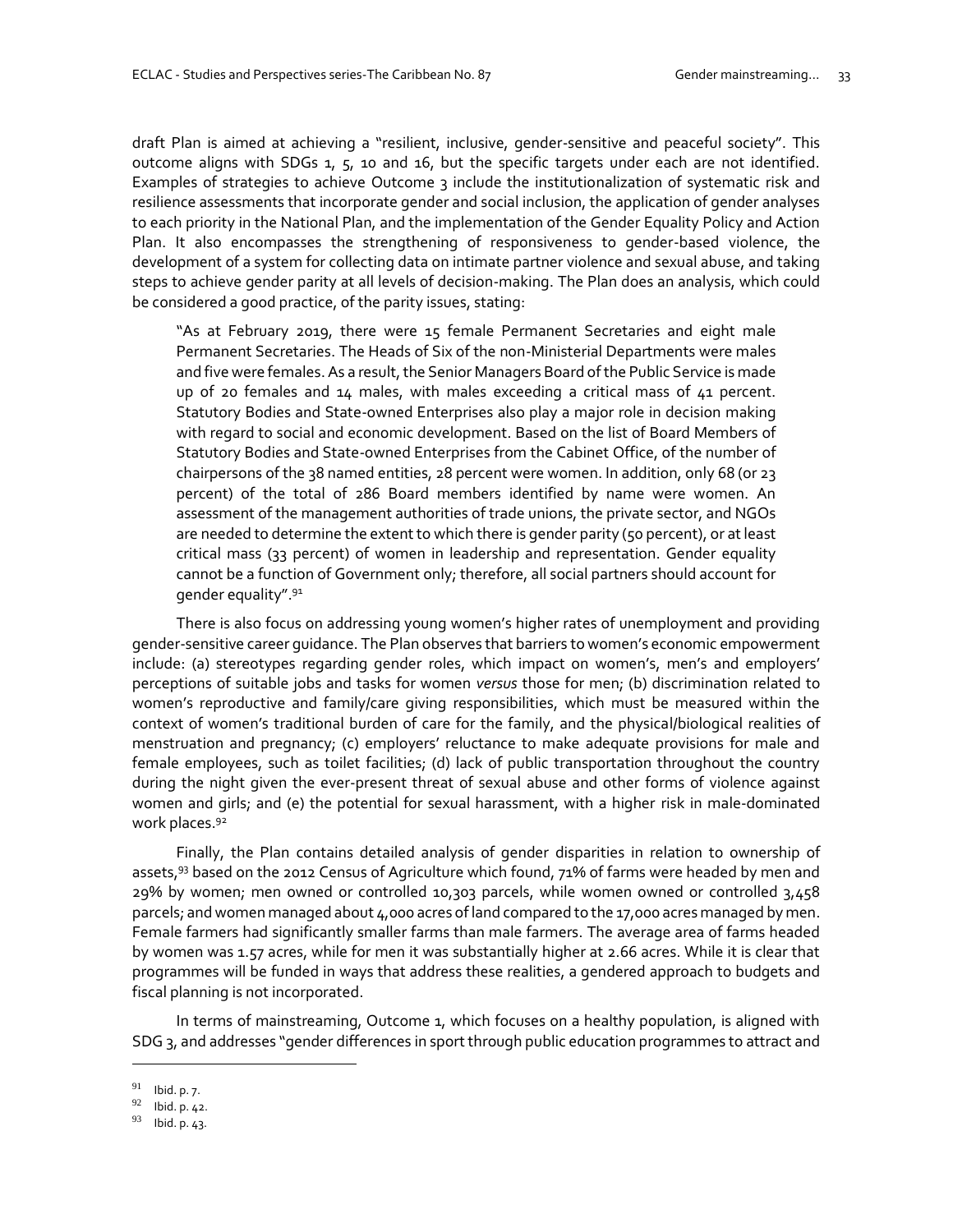draft Plan is aimed at achieving a "resilient, inclusive, gender-sensitive and peaceful society". This outcome aligns with SDGs 1, 5, 10 and 16, but the specific targets under each are not identified. Examples of strategies to achieve Outcome 3 include the institutionalization of systematic risk and resilience assessments that incorporate gender and social inclusion, the application of gender analyses to each priority in the National Plan, and the implementation of the Gender Equality Policy and Action Plan. It also encompasses the strengthening of responsiveness to gender-based violence, the development of a system for collecting data on intimate partner violence and sexual abuse, and taking steps to achieve gender parity at all levels of decision-making. The Plan does an analysis, which could be considered a good practice, of the parity issues, stating:

> "As at February 2019, there were 15 female Permanent Secretaries and eight male Permanent Secretaries. The Heads of Six of the non-Ministerial Departments were males and five were females. As a result, the Senior Managers Board of the Public Service is made up of 20 females and 14 males, with males exceeding a critical mass of 41 percent. Statutory Bodies and State-owned Enterprises also play a major role in decision making with regard to social and economic development. Based on the list of Board Members of Statutory Bodies and State-owned Enterprises from the Cabinet Office, of the number of chairpersons of the 38 named entities, 28 percent were women. In addition, only 68 (or 23 percent) of the total of 286 Board members identified by name were women. An assessment of the management authorities of trade unions, the private sector, and NGOs are needed to determine the extent to which there is gender parity (50 percent), or at least critical mass (33 percent) of women in leadership and representation. Gender equality cannot be a function of Government only; therefore, all social partners should account for gender equality".[91]

There is also focus on addressing young women's higher rates of unemployment and providing gender-sensitive career guidance. The Plan observes that barriers to women's economic empowerment include: (a) stereotypes regarding gender roles, which impact on women's, men's and employers' perceptions of suitable jobs and tasks for women *versus* those for men; (b) discrimination related to women's reproductive and family/care giving responsibilities, which must be measured within the context of women's traditional burden of care for the family, and the physical/biological realities of menstruation and pregnancy; (c) employers' reluctance to make adequate provisions for male and female employees, such as toilet facilities; (d) lack of public transportation throughout the country during the night given the ever-present threat of sexual abuse and other forms of violence against women and girls; and (e) the potential for sexual harassment, with a higher risk in male-dominated work places.[92]

Finally, the Plan contains detailed analysis of gender disparities in relation to ownership of assets,[93] based on the 2012 Census of Agriculture which found, 71% of farms were headed by men and 29% by women; men owned or controlled 10,303 parcels, while women owned or controlled 3,458 parcels; and women managed about 4,000 acres of land compared to the 17,000 acres managed by men. Female farmers had significantly smaller farms than male farmers. The average area of farms headed by women was 1.57 acres, while for men it was substantially higher at 2.66 acres. While it is clear that programmes will be funded in ways that address these realities, a gendered approach to budgets and fiscal planning is not incorporated.

In terms of mainstreaming, Outcome 1, which focuses on a healthy population, is aligned with SDG 3, and addresses "gender differences in sport through public education programmes to attract and

---

[91] Ibid. p. 7.

[92] Ibid. p. 42.

[93] Ibid. p. 43.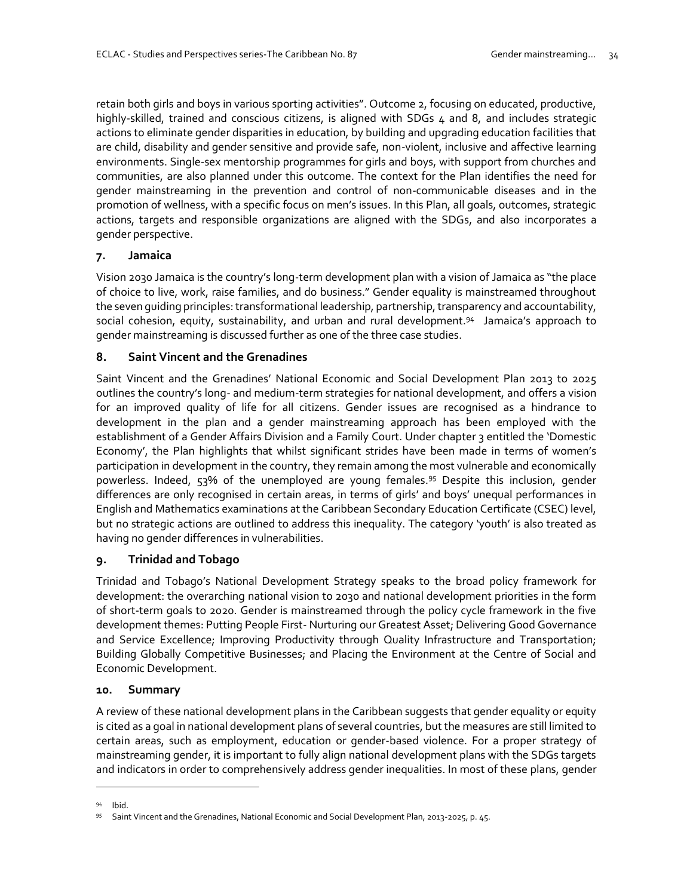retain both girls and boys in various sporting activities". Outcome 2, focusing on educated, productive, highly-skilled, trained and conscious citizens, is aligned with SDGs 4 and 8, and includes strategic actions to eliminate gender disparities in education, by building and upgrading education facilities that are child, disability and gender sensitive and provide safe, non-violent, inclusive and affective learning environments. Single-sex mentorship programmes for girls and boys, with support from churches and communities, are also planned under this outcome. The context for the Plan identifies the need for gender mainstreaming in the prevention and control of non-communicable diseases and in the promotion of wellness, with a specific focus on men's issues. In this Plan, all goals, outcomes, strategic actions, targets and responsible organizations are aligned with the SDGs, and also incorporates a gender perspective.

### 7. Jamaica

Vision 2030 Jamaica is the country's long-term development plan with a vision of Jamaica as "the place of choice to live, work, raise families, and do business." Gender equality is mainstreamed throughout the seven guiding principles: transformational leadership, partnership, transparency and accountability, social cohesion, equity, sustainability, and urban and rural development.[94] Jamaica's approach to gender mainstreaming is discussed further as one of the three case studies.

### 8. Saint Vincent and the Grenadines

Saint Vincent and the Grenadines' National Economic and Social Development Plan 2013 to 2025 outlines the country's long- and medium-term strategies for national development, and offers a vision for an improved quality of life for all citizens. Gender issues are recognised as a hindrance to development in the plan and a gender mainstreaming approach has been employed with the establishment of a Gender Affairs Division and a Family Court. Under chapter 3 entitled the 'Domestic Economy', the Plan highlights that whilst significant strides have been made in terms of women's participation in development in the country, they remain among the most vulnerable and economically powerless. Indeed, 53% of the unemployed are young females.[95] Despite this inclusion, gender differences are only recognised in certain areas, in terms of girls' and boys' unequal performances in English and Mathematics examinations at the Caribbean Secondary Education Certificate (CSEC) level, but no strategic actions are outlined to address this inequality. The category 'youth' is also treated as having no gender differences in vulnerabilities.

### 9. Trinidad and Tobago

Trinidad and Tobago's National Development Strategy speaks to the broad policy framework for development: the overarching national vision to 2030 and national development priorities in the form of short-term goals to 2020. Gender is mainstreamed through the policy cycle framework in the five development themes: Putting People First- Nurturing our Greatest Asset; Delivering Good Governance and Service Excellence; Improving Productivity through Quality Infrastructure and Transportation; Building Globally Competitive Businesses; and Placing the Environment at the Centre of Social and Economic Development.

### 10. Summary

A review of these national development plans in the Caribbean suggests that gender equality or equity is cited as a goal in national development plans of several countries, but the measures are still limited to certain areas, such as employment, education or gender-based violence. For a proper strategy of mainstreaming gender, it is important to fully align national development plans with the SDGs targets and indicators in order to comprehensively address gender inequalities. In most of these plans, gender

---

[94] Ibid.

[95] Saint Vincent and the Grenadines, National Economic and Social Development Plan, 2013-2025, p. 45.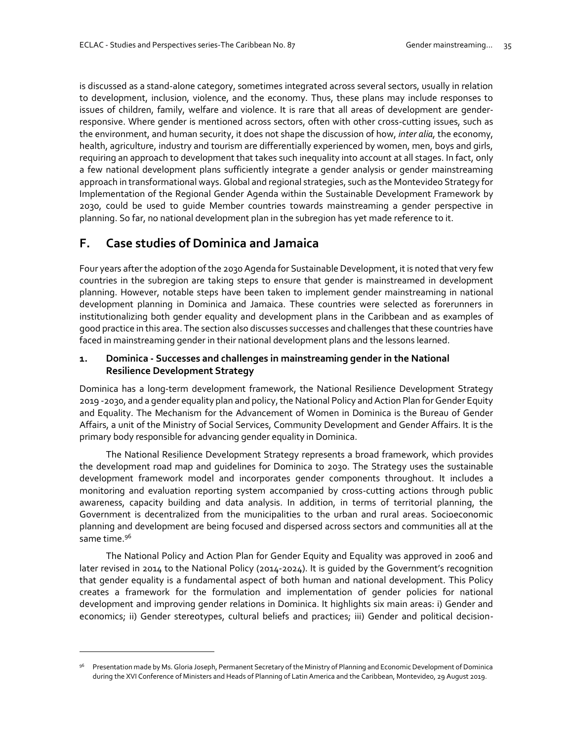is discussed as a stand-alone category, sometimes integrated across several sectors, usually in relation to development, inclusion, violence, and the economy. Thus, these plans may include responses to issues of children, family, welfare and violence. It is rare that all areas of development are gender-responsive. Where gender is mentioned across sectors, often with other cross-cutting issues, such as the environment, and human security, it does not shape the discussion of how, *inter alia*, the economy, health, agriculture, industry and tourism are differentially experienced by women, men, boys and girls, requiring an approach to development that takes such inequality into account at all stages. In fact, only a few national development plans sufficiently integrate a gender analysis or gender mainstreaming approach in transformational ways. Global and regional strategies, such as the Montevideo Strategy for Implementation of the Regional Gender Agenda within the Sustainable Development Framework by 2030, could be used to guide Member countries towards mainstreaming a gender perspective in planning. So far, no national development plan in the subregion has yet made reference to it.

## F. Case studies of Dominica and Jamaica

Four years after the adoption of the 2030 Agenda for Sustainable Development, it is noted that very few countries in the subregion are taking steps to ensure that gender is mainstreamed in development planning. However, notable steps have been taken to implement gender mainstreaming in national development planning in Dominica and Jamaica. These countries were selected as forerunners in institutionalizing both gender equality and development plans in the Caribbean and as examples of good practice in this area. The section also discusses successes and challenges that these countries have faced in mainstreaming gender in their national development plans and the lessons learned.

### 1. Dominica - Successes and challenges in mainstreaming gender in the National Resilience Development Strategy

Dominica has a long-term development framework, the National Resilience Development Strategy 2019 -2030, and a gender equality plan and policy, the National Policy and Action Plan for Gender Equity and Equality. The Mechanism for the Advancement of Women in Dominica is the Bureau of Gender Affairs, a unit of the Ministry of Social Services, Community Development and Gender Affairs. It is the primary body responsible for advancing gender equality in Dominica.

The National Resilience Development Strategy represents a broad framework, which provides the development road map and guidelines for Dominica to 2030. The Strategy uses the sustainable development framework model and incorporates gender components throughout. It includes a monitoring and evaluation reporting system accompanied by cross-cutting actions through public awareness, capacity building and data analysis. In addition, in terms of territorial planning, the Government is decentralized from the municipalities to the urban and rural areas. Socioeconomic planning and development are being focused and dispersed across sectors and communities all at the same time.[96]

The National Policy and Action Plan for Gender Equity and Equality was approved in 2006 and later revised in 2014 to the National Policy (2014-2024). It is guided by the Government's recognition that gender equality is a fundamental aspect of both human and national development. This Policy creates a framework for the formulation and implementation of gender policies for national development and improving gender relations in Dominica. It highlights six main areas: i) Gender and economics; ii) Gender stereotypes, cultural beliefs and practices; iii) Gender and political decision-

[96] Presentation made by Ms. Gloria Joseph, Permanent Secretary of the Ministry of Planning and Economic Development of Dominica during the XVI Conference of Ministers and Heads of Planning of Latin America and the Caribbean, Montevideo, 29 August 2019.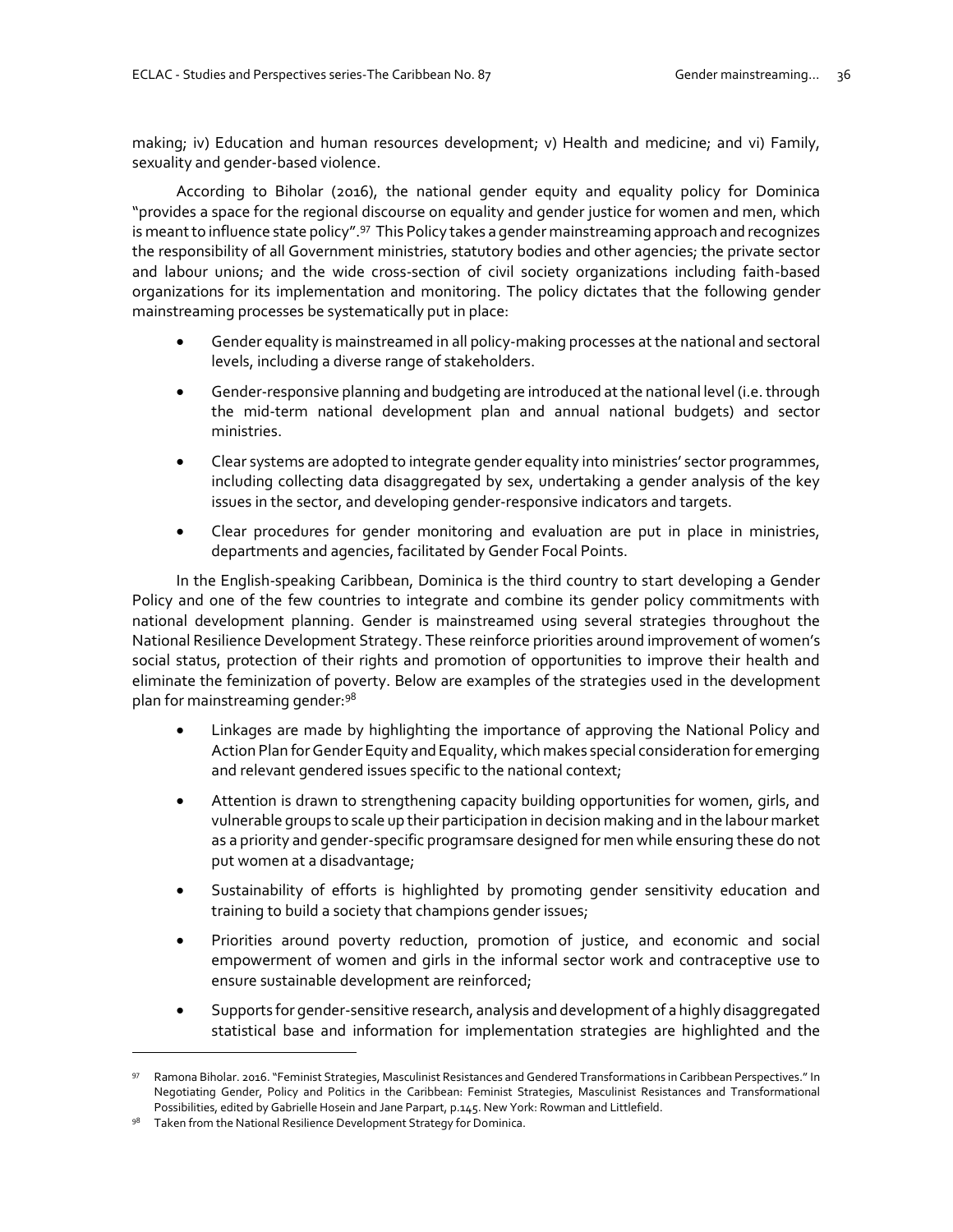making; iv) Education and human resources development; v) Health and medicine; and vi) Family, sexuality and gender-based violence.

According to Biholar (2016), the national gender equity and equality policy for Dominica "provides a space for the regional discourse on equality and gender justice for women and men, which is meant to influence state policy".[97] This Policy takes a gender mainstreaming approach and recognizes the responsibility of all Government ministries, statutory bodies and other agencies; the private sector and labour unions; and the wide cross-section of civil society organizations including faith-based organizations for its implementation and monitoring. The policy dictates that the following gender mainstreaming processes be systematically put in place:

- Gender equality is mainstreamed in all policy-making processes at the national and sectoral levels, including a diverse range of stakeholders.
- Gender-responsive planning and budgeting are introduced at the national level (i.e. through the mid-term national development plan and annual national budgets) and sector ministries.
- Clear systems are adopted to integrate gender equality into ministries' sector programmes, including collecting data disaggregated by sex, undertaking a gender analysis of the key issues in the sector, and developing gender-responsive indicators and targets.
- Clear procedures for gender monitoring and evaluation are put in place in ministries, departments and agencies, facilitated by Gender Focal Points.

In the English-speaking Caribbean, Dominica is the third country to start developing a Gender Policy and one of the few countries to integrate and combine its gender policy commitments with national development planning. Gender is mainstreamed using several strategies throughout the National Resilience Development Strategy. These reinforce priorities around improvement of women's social status, protection of their rights and promotion of opportunities to improve their health and eliminate the feminization of poverty. Below are examples of the strategies used in the development plan for mainstreaming gender:[98]

- Linkages are made by highlighting the importance of approving the National Policy and Action Plan for Gender Equity and Equality, which makes special consideration for emerging and relevant gendered issues specific to the national context;
- Attention is drawn to strengthening capacity building opportunities for women, girls, and vulnerable groups to scale up their participation in decision making and in the labour market as a priority and gender-specific programsare designed for men while ensuring these do not put women at a disadvantage;
- Sustainability of efforts is highlighted by promoting gender sensitivity education and training to build a society that champions gender issues;
- Priorities around poverty reduction, promotion of justice, and economic and social empowerment of women and girls in the informal sector work and contraceptive use to ensure sustainable development are reinforced;
- Supports for gender-sensitive research, analysis and development of a highly disaggregated statistical base and information for implementation strategies are highlighted and the

[97] Ramona Biholar. 2016. "Feminist Strategies, Masculinist Resistances and Gendered Transformations in Caribbean Perspectives." In Negotiating Gender, Policy and Politics in the Caribbean: Feminist Strategies, Masculinist Resistances and Transformational Possibilities, edited by Gabrielle Hosein and Jane Parpart, p.145. New York: Rowman and Littlefield.

[98] Taken from the National Resilience Development Strategy for Dominica.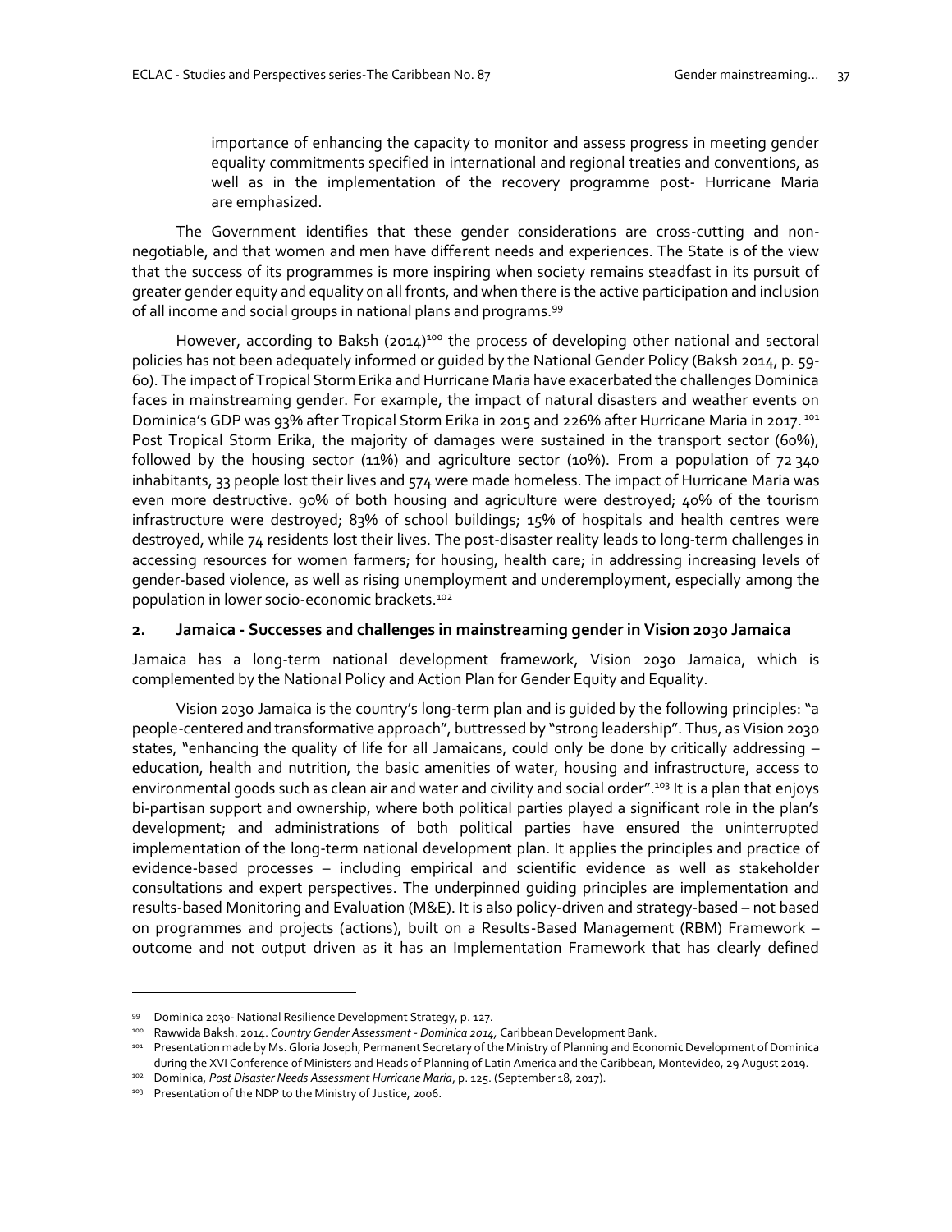importance of enhancing the capacity to monitor and assess progress in meeting gender equality commitments specified in international and regional treaties and conventions, as well as in the implementation of the recovery programme post- Hurricane Maria are emphasized.

The Government identifies that these gender considerations are cross-cutting and non-negotiable, and that women and men have different needs and experiences. The State is of the view that the success of its programmes is more inspiring when society remains steadfast in its pursuit of greater gender equity and equality on all fronts, and when there is the active participation and inclusion of all income and social groups in national plans and programs.[99]

However, according to Baksh (2014)[100] the process of developing other national and sectoral policies has not been adequately informed or guided by the National Gender Policy (Baksh 2014, p. 59-60). The impact of Tropical Storm Erika and Hurricane Maria have exacerbated the challenges Dominica faces in mainstreaming gender. For example, the impact of natural disasters and weather events on Dominica's GDP was 93% after Tropical Storm Erika in 2015 and 226% after Hurricane Maria in 2017.[101] Post Tropical Storm Erika, the majority of damages were sustained in the transport sector (60%), followed by the housing sector (11%) and agriculture sector (10%). From a population of 72 340 inhabitants, 33 people lost their lives and 574 were made homeless. The impact of Hurricane Maria was even more destructive. 90% of both housing and agriculture were destroyed; 40% of the tourism infrastructure were destroyed; 83% of school buildings; 15% of hospitals and health centres were destroyed, while 74 residents lost their lives. The post-disaster reality leads to long-term challenges in accessing resources for women farmers; for housing, health care; in addressing increasing levels of gender-based violence, as well as rising unemployment and underemployment, especially among the population in lower socio-economic brackets.[102]

## 2. Jamaica - Successes and challenges in mainstreaming gender in Vision 2030 Jamaica

Jamaica has a long-term national development framework, Vision 2030 Jamaica, which is complemented by the National Policy and Action Plan for Gender Equity and Equality.

Vision 2030 Jamaica is the country's long-term plan and is guided by the following principles: "a people-centered and transformative approach", buttressed by "strong leadership". Thus, as Vision 2030 states, "enhancing the quality of life for all Jamaicans, could only be done by critically addressing – education, health and nutrition, the basic amenities of water, housing and infrastructure, access to environmental goods such as clean air and water and civility and social order".[103] It is a plan that enjoys bi-partisan support and ownership, where both political parties played a significant role in the plan's development; and administrations of both political parties have ensured the uninterrupted implementation of the long-term national development plan. It applies the principles and practice of evidence-based processes – including empirical and scientific evidence as well as stakeholder consultations and expert perspectives. The underpinned guiding principles are implementation and results-based Monitoring and Evaluation (M&E). It is also policy-driven and strategy-based – not based on programmes and projects (actions), built on a Results-Based Management (RBM) Framework – outcome and not output driven as it has an Implementation Framework that has clearly defined

---

[99] Dominica 2030- National Resilience Development Strategy, p. 127.

[100] Rawwida Baksh. 2014. *Country Gender Assessment - Dominica 2014*, Caribbean Development Bank.

[101] Presentation made by Ms. Gloria Joseph, Permanent Secretary of the Ministry of Planning and Economic Development of Dominica during the XVI Conference of Ministers and Heads of Planning of Latin America and the Caribbean, Montevideo, 29 August 2019.

[102] Dominica, *Post Disaster Needs Assessment Hurricane Maria*, p. 125. (September 18, 2017).

[103] Presentation of the NDP to the Ministry of Justice, 2006.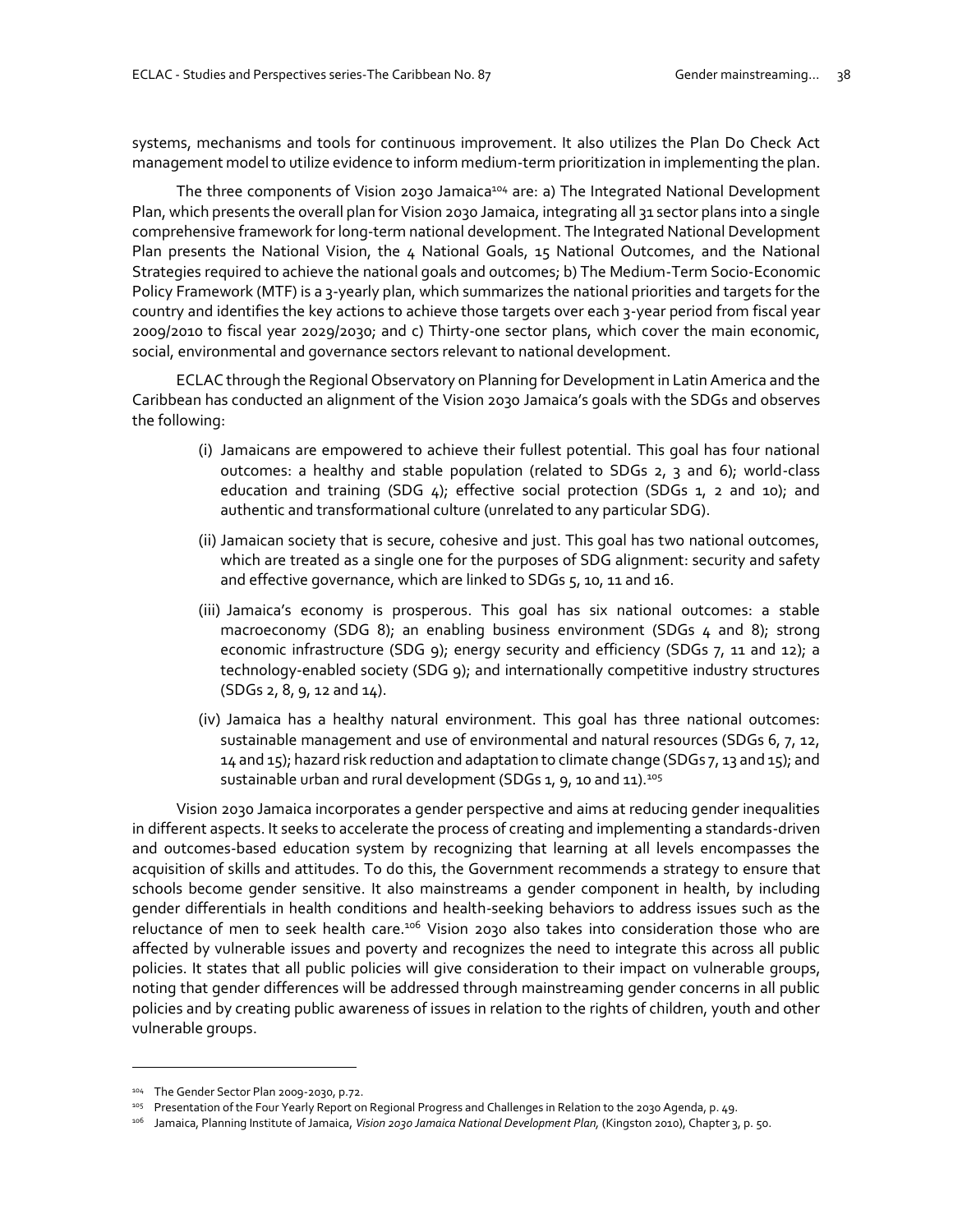systems, mechanisms and tools for continuous improvement. It also utilizes the Plan Do Check Act management model to utilize evidence to inform medium-term prioritization in implementing the plan.

The three components of Vision 2030 Jamaica[104] are: a) The Integrated National Development Plan, which presents the overall plan for Vision 2030 Jamaica, integrating all 31 sector plans into a single comprehensive framework for long-term national development. The Integrated National Development Plan presents the National Vision, the 4 National Goals, 15 National Outcomes, and the National Strategies required to achieve the national goals and outcomes; b) The Medium-Term Socio-Economic Policy Framework (MTF) is a 3-yearly plan, which summarizes the national priorities and targets for the country and identifies the key actions to achieve those targets over each 3-year period from fiscal year 2009/2010 to fiscal year 2029/2030; and c) Thirty-one sector plans, which cover the main economic, social, environmental and governance sectors relevant to national development.

ECLAC through the Regional Observatory on Planning for Development in Latin America and the Caribbean has conducted an alignment of the Vision 2030 Jamaica's goals with the SDGs and observes the following:

(i) Jamaicans are empowered to achieve their fullest potential. This goal has four national outcomes: a healthy and stable population (related to SDGs 2, 3 and 6); world-class education and training (SDG 4); effective social protection (SDGs 1, 2 and 10); and authentic and transformational culture (unrelated to any particular SDG).

(ii) Jamaican society that is secure, cohesive and just. This goal has two national outcomes, which are treated as a single one for the purposes of SDG alignment: security and safety and effective governance, which are linked to SDGs 5, 10, 11 and 16.

(iii) Jamaica's economy is prosperous. This goal has six national outcomes: a stable macroeconomy (SDG 8); an enabling business environment (SDGs 4 and 8); strong economic infrastructure (SDG 9); energy security and efficiency (SDGs 7, 11 and 12); a technology-enabled society (SDG 9); and internationally competitive industry structures (SDGs 2, 8, 9, 12 and 14).

(iv) Jamaica has a healthy natural environment. This goal has three national outcomes: sustainable management and use of environmental and natural resources (SDGs 6, 7, 12, 14 and 15); hazard risk reduction and adaptation to climate change (SDGs 7, 13 and 15); and sustainable urban and rural development (SDGs 1, 9, 10 and 11).[105]

Vision 2030 Jamaica incorporates a gender perspective and aims at reducing gender inequalities in different aspects. It seeks to accelerate the process of creating and implementing a standards-driven and outcomes-based education system by recognizing that learning at all levels encompasses the acquisition of skills and attitudes. To do this, the Government recommends a strategy to ensure that schools become gender sensitive. It also mainstreams a gender component in health, by including gender differentials in health conditions and health-seeking behaviors to address issues such as the reluctance of men to seek health care.[106] Vision 2030 also takes into consideration those who are affected by vulnerable issues and poverty and recognizes the need to integrate this across all public policies. It states that all public policies will give consideration to their impact on vulnerable groups, noting that gender differences will be addressed through mainstreaming gender concerns in all public policies and by creating public awareness of issues in relation to the rights of children, youth and other vulnerable groups.

---

[104] The Gender Sector Plan 2009-2030, p.72.

[105] Presentation of the Four Yearly Report on Regional Progress and Challenges in Relation to the 2030 Agenda, p. 49.

[106] Jamaica, Planning Institute of Jamaica, *Vision 2030 Jamaica National Development Plan*, (Kingston 2010), Chapter 3, p. 50.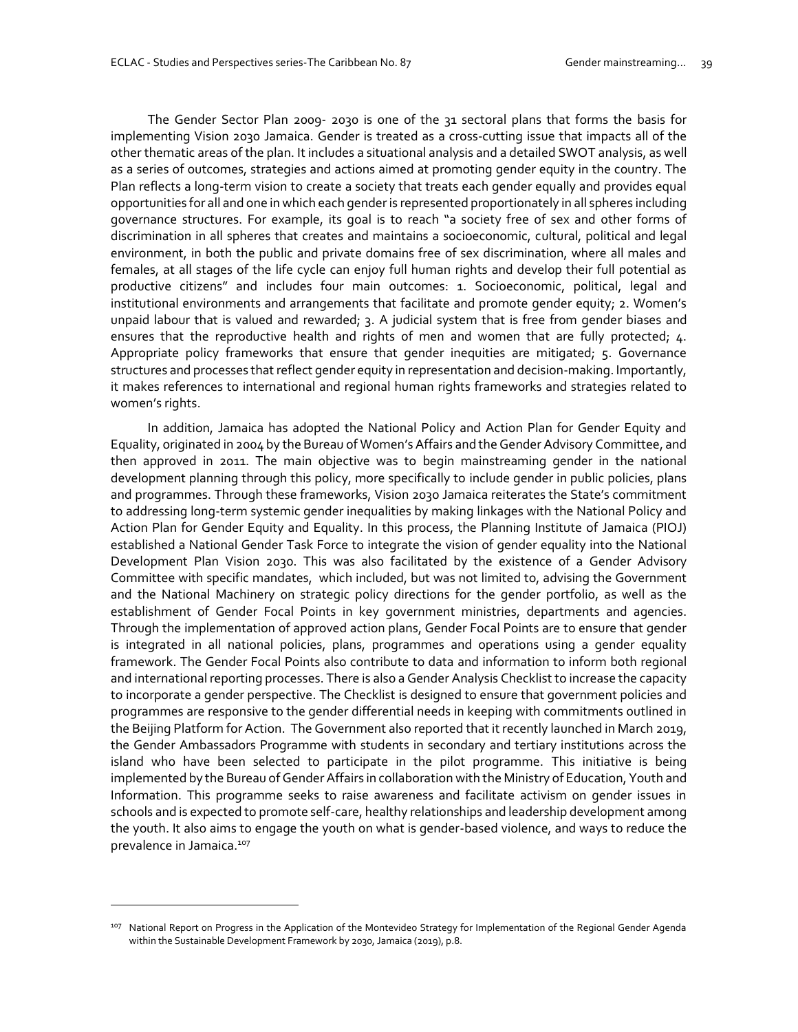The Gender Sector Plan 2009- 2030 is one of the 31 sectoral plans that forms the basis for implementing Vision 2030 Jamaica. Gender is treated as a cross-cutting issue that impacts all of the other thematic areas of the plan. It includes a situational analysis and a detailed SWOT analysis, as well as a series of outcomes, strategies and actions aimed at promoting gender equity in the country. The Plan reflects a long-term vision to create a society that treats each gender equally and provides equal opportunities for all and one in which each gender is represented proportionately in all spheres including governance structures. For example, its goal is to reach "a society free of sex and other forms of discrimination in all spheres that creates and maintains a socioeconomic, cultural, political and legal environment, in both the public and private domains free of sex discrimination, where all males and females, at all stages of the life cycle can enjoy full human rights and develop their full potential as productive citizens" and includes four main outcomes: 1. Socioeconomic, political, legal and institutional environments and arrangements that facilitate and promote gender equity; 2. Women's unpaid labour that is valued and rewarded; 3. A judicial system that is free from gender biases and ensures that the reproductive health and rights of men and women that are fully protected; 4. Appropriate policy frameworks that ensure that gender inequities are mitigated; 5. Governance structures and processes that reflect gender equity in representation and decision-making. Importantly, it makes references to international and regional human rights frameworks and strategies related to women's rights.

In addition, Jamaica has adopted the National Policy and Action Plan for Gender Equity and Equality, originated in 2004 by the Bureau of Women's Affairs and the Gender Advisory Committee, and then approved in 2011. The main objective was to begin mainstreaming gender in the national development planning through this policy, more specifically to include gender in public policies, plans and programmes. Through these frameworks, Vision 2030 Jamaica reiterates the State's commitment to addressing long-term systemic gender inequalities by making linkages with the National Policy and Action Plan for Gender Equity and Equality. In this process, the Planning Institute of Jamaica (PIOJ) established a National Gender Task Force to integrate the vision of gender equality into the National Development Plan Vision 2030. This was also facilitated by the existence of a Gender Advisory Committee with specific mandates, which included, but was not limited to, advising the Government and the National Machinery on strategic policy directions for the gender portfolio, as well as the establishment of Gender Focal Points in key government ministries, departments and agencies. Through the implementation of approved action plans, Gender Focal Points are to ensure that gender is integrated in all national policies, plans, programmes and operations using a gender equality framework. The Gender Focal Points also contribute to data and information to inform both regional and international reporting processes. There is also a Gender Analysis Checklist to increase the capacity to incorporate a gender perspective. The Checklist is designed to ensure that government policies and programmes are responsive to the gender differential needs in keeping with commitments outlined in the Beijing Platform for Action. The Government also reported that it recently launched in March 2019, the Gender Ambassadors Programme with students in secondary and tertiary institutions across the island who have been selected to participate in the pilot programme. This initiative is being implemented by the Bureau of Gender Affairs in collaboration with the Ministry of Education, Youth and Information. This programme seeks to raise awareness and facilitate activism on gender issues in schools and is expected to promote self-care, healthy relationships and leadership development among the youth. It also aims to engage the youth on what is gender-based violence, and ways to reduce the prevalence in Jamaica.[107]

---

[107] National Report on Progress in the Application of the Montevideo Strategy for Implementation of the Regional Gender Agenda within the Sustainable Development Framework by 2030, Jamaica (2019), p.8.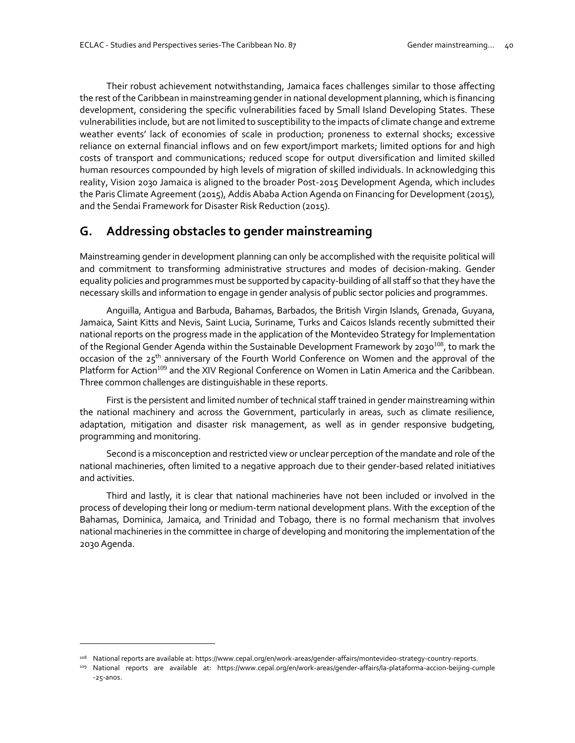Their robust achievement notwithstanding, Jamaica faces challenges similar to those affecting the rest of the Caribbean in mainstreaming gender in national development planning, which is financing development, considering the specific vulnerabilities faced by Small Island Developing States. These vulnerabilities include, but are not limited to susceptibility to the impacts of climate change and extreme weather events' lack of economies of scale in production; proneness to external shocks; excessive reliance on external financial inflows and on few export/import markets; limited options for and high costs of transport and communications; reduced scope for output diversification and limited skilled human resources compounded by high levels of migration of skilled individuals. In acknowledging this reality, Vision 2030 Jamaica is aligned to the broader Post-2015 Development Agenda, which includes the Paris Climate Agreement (2015), Addis Ababa Action Agenda on Financing for Development (2015), and the Sendai Framework for Disaster Risk Reduction (2015).

## G. Addressing obstacles to gender mainstreaming

Mainstreaming gender in development planning can only be accomplished with the requisite political will and commitment to transforming administrative structures and modes of decision-making. Gender equality policies and programmes must be supported by capacity-building of all staff so that they have the necessary skills and information to engage in gender analysis of public sector policies and programmes.

Anguilla, Antigua and Barbuda, Bahamas, Barbados, the British Virgin Islands, Grenada, Guyana, Jamaica, Saint Kitts and Nevis, Saint Lucia, Suriname, Turks and Caicos Islands recently submitted their national reports on the progress made in the application of the Montevideo Strategy for Implementation of the Regional Gender Agenda within the Sustainable Development Framework by 2030[108], to mark the occasion of the 25th anniversary of the Fourth World Conference on Women and the approval of the Platform for Action[109] and the XIV Regional Conference on Women in Latin America and the Caribbean. Three common challenges are distinguishable in these reports.

First is the persistent and limited number of technical staff trained in gender mainstreaming within the national machinery and across the Government, particularly in areas, such as climate resilience, adaptation, mitigation and disaster risk management, as well as in gender responsive budgeting, programming and monitoring.

Second is a misconception and restricted view or unclear perception of the mandate and role of the national machineries, often limited to a negative approach due to their gender-based related initiatives and activities.

Third and lastly, it is clear that national machineries have not been included or involved in the process of developing their long or medium-term national development plans. With the exception of the Bahamas, Dominica, Jamaica, and Trinidad and Tobago, there is no formal mechanism that involves national machineries in the committee in charge of developing and monitoring the implementation of the 2030 Agenda.

---

[108] National reports are available at: https://www.cepal.org/en/work-areas/gender-affairs/montevideo-strategy-country-reports.

[109] National reports are available at: https://www.cepal.org/en/work-areas/gender-affairs/la-plataforma-accion-beijing-cumple-25-anos.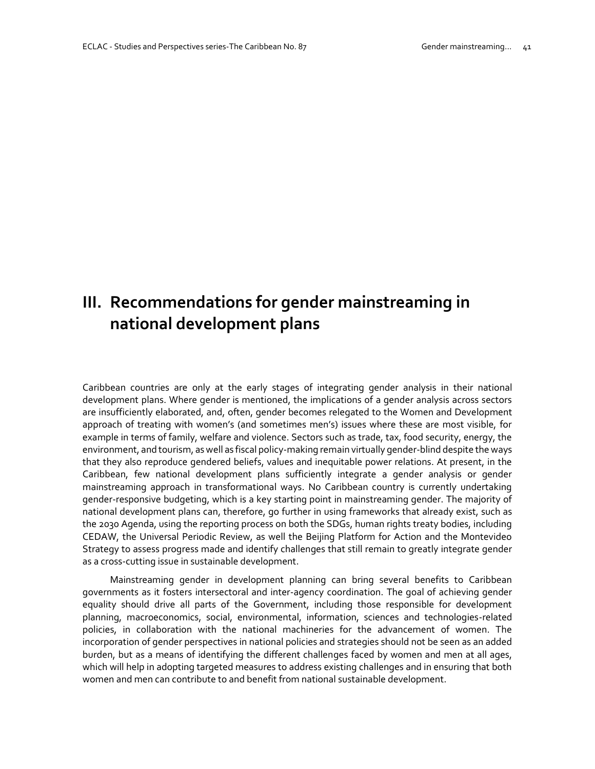# III. Recommendations for gender mainstreaming in national development plans

Caribbean countries are only at the early stages of integrating gender analysis in their national development plans. Where gender is mentioned, the implications of a gender analysis across sectors are insufficiently elaborated, and, often, gender becomes relegated to the Women and Development approach of treating with women's (and sometimes men's) issues where these are most visible, for example in terms of family, welfare and violence. Sectors such as trade, tax, food security, energy, the environment, and tourism, as well as fiscal policy-making remain virtually gender-blind despite the ways that they also reproduce gendered beliefs, values and inequitable power relations. At present, in the Caribbean, few national development plans sufficiently integrate a gender analysis or gender mainstreaming approach in transformational ways. No Caribbean country is currently undertaking gender-responsive budgeting, which is a key starting point in mainstreaming gender. The majority of national development plans can, therefore, go further in using frameworks that already exist, such as the 2030 Agenda, using the reporting process on both the SDGs, human rights treaty bodies, including CEDAW, the Universal Periodic Review, as well the Beijing Platform for Action and the Montevideo Strategy to assess progress made and identify challenges that still remain to greatly integrate gender as a cross-cutting issue in sustainable development.

Mainstreaming gender in development planning can bring several benefits to Caribbean governments as it fosters intersectoral and inter-agency coordination. The goal of achieving gender equality should drive all parts of the Government, including those responsible for development planning, macroeconomics, social, environmental, information, sciences and technologies-related policies, in collaboration with the national machineries for the advancement of women. The incorporation of gender perspectives in national policies and strategies should not be seen as an added burden, but as a means of identifying the different challenges faced by women and men at all ages, which will help in adopting targeted measures to address existing challenges and in ensuring that both women and men can contribute to and benefit from national sustainable development.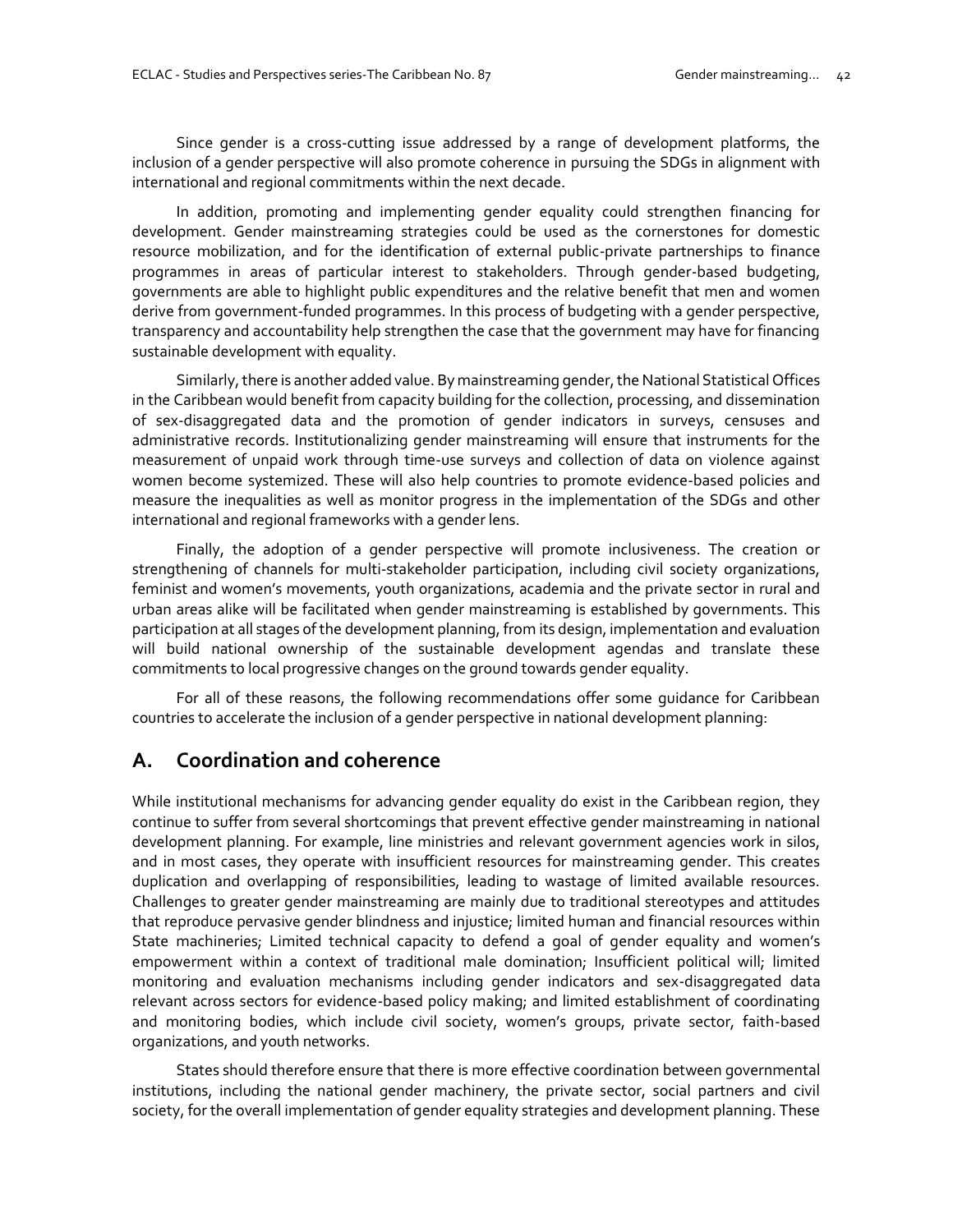Since gender is a cross-cutting issue addressed by a range of development platforms, the inclusion of a gender perspective will also promote coherence in pursuing the SDGs in alignment with international and regional commitments within the next decade.

In addition, promoting and implementing gender equality could strengthen financing for development. Gender mainstreaming strategies could be used as the cornerstones for domestic resource mobilization, and for the identification of external public-private partnerships to finance programmes in areas of particular interest to stakeholders. Through gender-based budgeting, governments are able to highlight public expenditures and the relative benefit that men and women derive from government-funded programmes. In this process of budgeting with a gender perspective, transparency and accountability help strengthen the case that the government may have for financing sustainable development with equality.

Similarly, there is another added value. By mainstreaming gender, the National Statistical Offices in the Caribbean would benefit from capacity building for the collection, processing, and dissemination of sex-disaggregated data and the promotion of gender indicators in surveys, censuses and administrative records. Institutionalizing gender mainstreaming will ensure that instruments for the measurement of unpaid work through time-use surveys and collection of data on violence against women become systemized. These will also help countries to promote evidence-based policies and measure the inequalities as well as monitor progress in the implementation of the SDGs and other international and regional frameworks with a gender lens.

Finally, the adoption of a gender perspective will promote inclusiveness. The creation or strengthening of channels for multi-stakeholder participation, including civil society organizations, feminist and women's movements, youth organizations, academia and the private sector in rural and urban areas alike will be facilitated when gender mainstreaming is established by governments. This participation at all stages of the development planning, from its design, implementation and evaluation will build national ownership of the sustainable development agendas and translate these commitments to local progressive changes on the ground towards gender equality.

For all of these reasons, the following recommendations offer some guidance for Caribbean countries to accelerate the inclusion of a gender perspective in national development planning:

## A. Coordination and coherence

While institutional mechanisms for advancing gender equality do exist in the Caribbean region, they continue to suffer from several shortcomings that prevent effective gender mainstreaming in national development planning. For example, line ministries and relevant government agencies work in silos, and in most cases, they operate with insufficient resources for mainstreaming gender. This creates duplication and overlapping of responsibilities, leading to wastage of limited available resources. Challenges to greater gender mainstreaming are mainly due to traditional stereotypes and attitudes that reproduce pervasive gender blindness and injustice; limited human and financial resources within State machineries; Limited technical capacity to defend a goal of gender equality and women's empowerment within a context of traditional male domination; Insufficient political will; limited monitoring and evaluation mechanisms including gender indicators and sex-disaggregated data relevant across sectors for evidence-based policy making; and limited establishment of coordinating and monitoring bodies, which include civil society, women's groups, private sector, faith-based organizations, and youth networks.

States should therefore ensure that there is more effective coordination between governmental institutions, including the national gender machinery, the private sector, social partners and civil society, for the overall implementation of gender equality strategies and development planning. These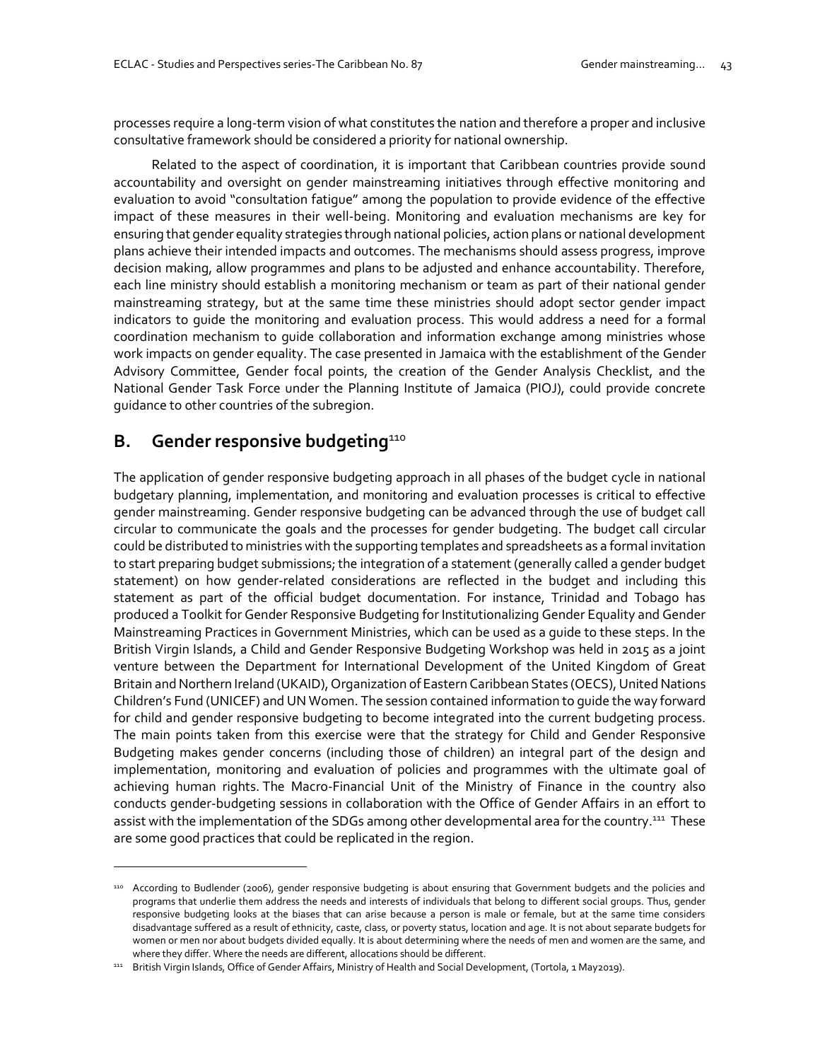processes require a long-term vision of what constitutes the nation and therefore a proper and inclusive consultative framework should be considered a priority for national ownership.

Related to the aspect of coordination, it is important that Caribbean countries provide sound accountability and oversight on gender mainstreaming initiatives through effective monitoring and evaluation to avoid "consultation fatigue" among the population to provide evidence of the effective impact of these measures in their well-being. Monitoring and evaluation mechanisms are key for ensuring that gender equality strategies through national policies, action plans or national development plans achieve their intended impacts and outcomes. The mechanisms should assess progress, improve decision making, allow programmes and plans to be adjusted and enhance accountability. Therefore, each line ministry should establish a monitoring mechanism or team as part of their national gender mainstreaming strategy, but at the same time these ministries should adopt sector gender impact indicators to guide the monitoring and evaluation process. This would address a need for a formal coordination mechanism to guide collaboration and information exchange among ministries whose work impacts on gender equality. The case presented in Jamaica with the establishment of the Gender Advisory Committee, Gender focal points, the creation of the Gender Analysis Checklist, and the National Gender Task Force under the Planning Institute of Jamaica (PIOJ), could provide concrete guidance to other countries of the subregion.

## B. Gender responsive budgeting[110]

The application of gender responsive budgeting approach in all phases of the budget cycle in national budgetary planning, implementation, and monitoring and evaluation processes is critical to effective gender mainstreaming. Gender responsive budgeting can be advanced through the use of budget call circular to communicate the goals and the processes for gender budgeting. The budget call circular could be distributed to ministries with the supporting templates and spreadsheets as a formal invitation to start preparing budget submissions; the integration of a statement (generally called a gender budget statement) on how gender-related considerations are reflected in the budget and including this statement as part of the official budget documentation. For instance, Trinidad and Tobago has produced a Toolkit for Gender Responsive Budgeting for Institutionalizing Gender Equality and Gender Mainstreaming Practices in Government Ministries, which can be used as a guide to these steps. In the British Virgin Islands, a Child and Gender Responsive Budgeting Workshop was held in 2015 as a joint venture between the Department for International Development of the United Kingdom of Great Britain and Northern Ireland (UKAID), Organization of Eastern Caribbean States (OECS), United Nations Children's Fund (UNICEF) and UN Women. The session contained information to guide the way forward for child and gender responsive budgeting to become integrated into the current budgeting process. The main points taken from this exercise were that the strategy for Child and Gender Responsive Budgeting makes gender concerns (including those of children) an integral part of the design and implementation, monitoring and evaluation of policies and programmes with the ultimate goal of achieving human rights. The Macro-Financial Unit of the Ministry of Finance in the country also conducts gender-budgeting sessions in collaboration with the Office of Gender Affairs in an effort to assist with the implementation of the SDGs among other developmental area for the country.[111] These are some good practices that could be replicated in the region.

---

[110] According to Budlender (2006), gender responsive budgeting is about ensuring that Government budgets and the policies and programs that underlie them address the needs and interests of individuals that belong to different social groups. Thus, gender responsive budgeting looks at the biases that can arise because a person is male or female, but at the same time considers disadvantage suffered as a result of ethnicity, caste, class, or poverty status, location and age. It is not about separate budgets for women or men nor about budgets divided equally. It is about determining where the needs of men and women are the same, and where they differ. Where the needs are different, allocations should be different.

[111] British Virgin Islands, Office of Gender Affairs, Ministry of Health and Social Development, (Tortola, 1 May2019).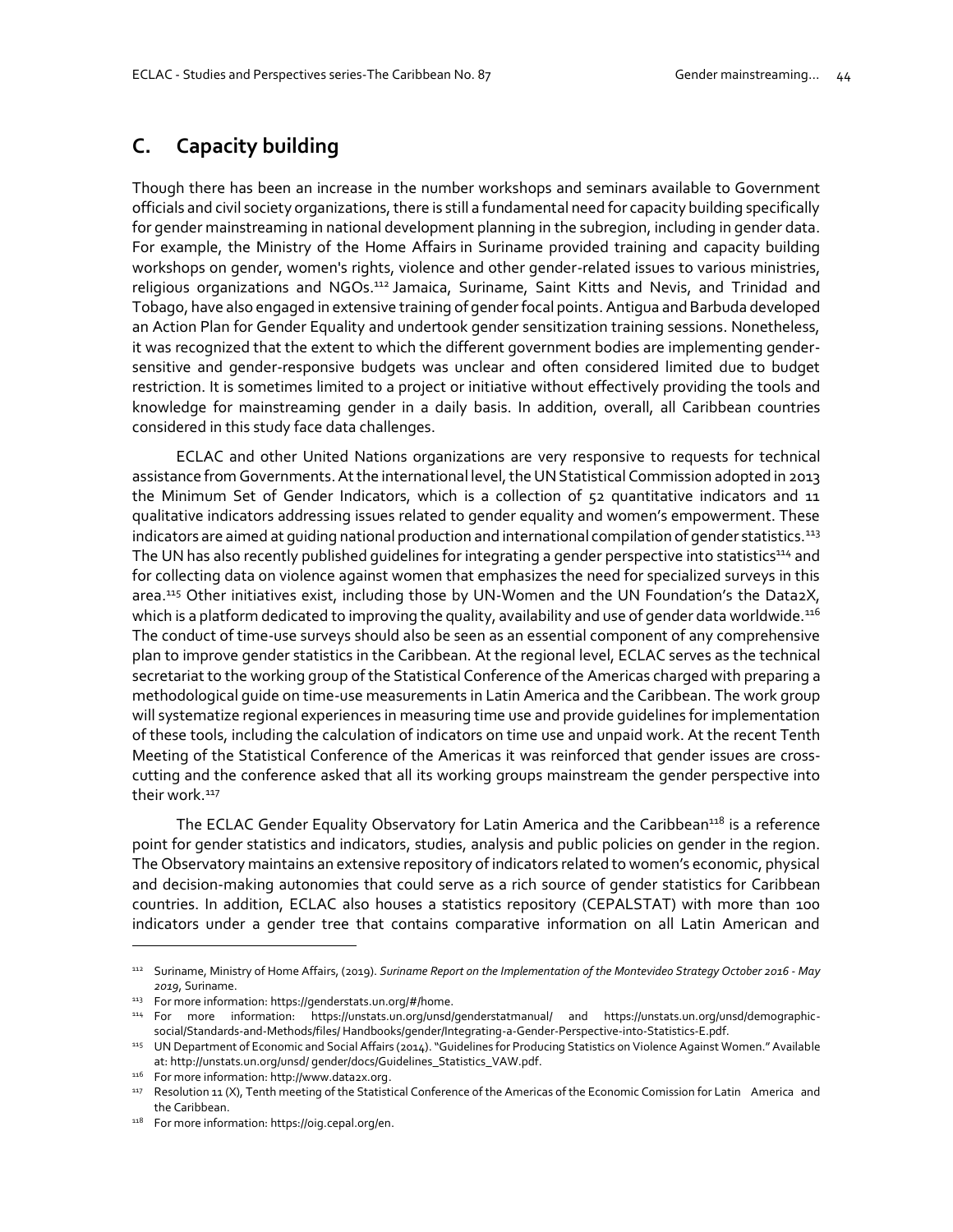## C. Capacity building

Though there has been an increase in the number workshops and seminars available to Government officials and civil society organizations, there is still a fundamental need for capacity building specifically for gender mainstreaming in national development planning in the subregion, including in gender data. For example, the Ministry of the Home Affairs in Suriname provided training and capacity building workshops on gender, women's rights, violence and other gender-related issues to various ministries, religious organizations and NGOs.[112] Jamaica, Suriname, Saint Kitts and Nevis, and Trinidad and Tobago, have also engaged in extensive training of gender focal points. Antigua and Barbuda developed an Action Plan for Gender Equality and undertook gender sensitization training sessions. Nonetheless, it was recognized that the extent to which the different government bodies are implementing gender-sensitive and gender-responsive budgets was unclear and often considered limited due to budget restriction. It is sometimes limited to a project or initiative without effectively providing the tools and knowledge for mainstreaming gender in a daily basis. In addition, overall, all Caribbean countries considered in this study face data challenges.

ECLAC and other United Nations organizations are very responsive to requests for technical assistance from Governments. At the international level, the UN Statistical Commission adopted in 2013 the Minimum Set of Gender Indicators, which is a collection of 52 quantitative indicators and 11 qualitative indicators addressing issues related to gender equality and women's empowerment. These indicators are aimed at guiding national production and international compilation of gender statistics.[113] The UN has also recently published guidelines for integrating a gender perspective into statistics[114] and for collecting data on violence against women that emphasizes the need for specialized surveys in this area.[115] Other initiatives exist, including those by UN-Women and the UN Foundation's the Data2X, which is a platform dedicated to improving the quality, availability and use of gender data worldwide.[116] The conduct of time-use surveys should also be seen as an essential component of any comprehensive plan to improve gender statistics in the Caribbean. At the regional level, ECLAC serves as the technical secretariat to the working group of the Statistical Conference of the Americas charged with preparing a methodological guide on time-use measurements in Latin America and the Caribbean. The work group will systematize regional experiences in measuring time use and provide guidelines for implementation of these tools, including the calculation of indicators on time use and unpaid work. At the recent Tenth Meeting of the Statistical Conference of the Americas it was reinforced that gender issues are cross-cutting and the conference asked that all its working groups mainstream the gender perspective into their work.[117]

The ECLAC Gender Equality Observatory for Latin America and the Caribbean[118] is a reference point for gender statistics and indicators, studies, analysis and public policies on gender in the region. The Observatory maintains an extensive repository of indicators related to women's economic, physical and decision-making autonomies that could serve as a rich source of gender statistics for Caribbean countries. In addition, ECLAC also houses a statistics repository (CEPALSTAT) with more than 100 indicators under a gender tree that contains comparative information on all Latin American and

---

[112] Suriname, Ministry of Home Affairs, (2019). *Suriname Report on the Implementation of the Montevideo Strategy October 2016 - May 2019*, Suriname.

[113] For more information: https://genderstats.un.org/#/home.

[114] For more information: https://unstats.un.org/unsd/genderstatmanual/ and https://unstats.un.org/unsd/demographic-social/Standards-and-Methods/files/ Handbooks/gender/Integrating-a-Gender-Perspective-into-Statistics-E.pdf.

[115] UN Department of Economic and Social Affairs (2014). "Guidelines for Producing Statistics on Violence Against Women." Available at: http://unstats.un.org/unsd/ gender/docs/Guidelines_Statistics_VAW.pdf.

[116] For more information: http://www.data2x.org.

[117] Resolution 11 (X), Tenth meeting of the Statistical Conference of the Americas of the Economic Comission for Latin America and the Caribbean.

[118] For more information: https://oig.cepal.org/en.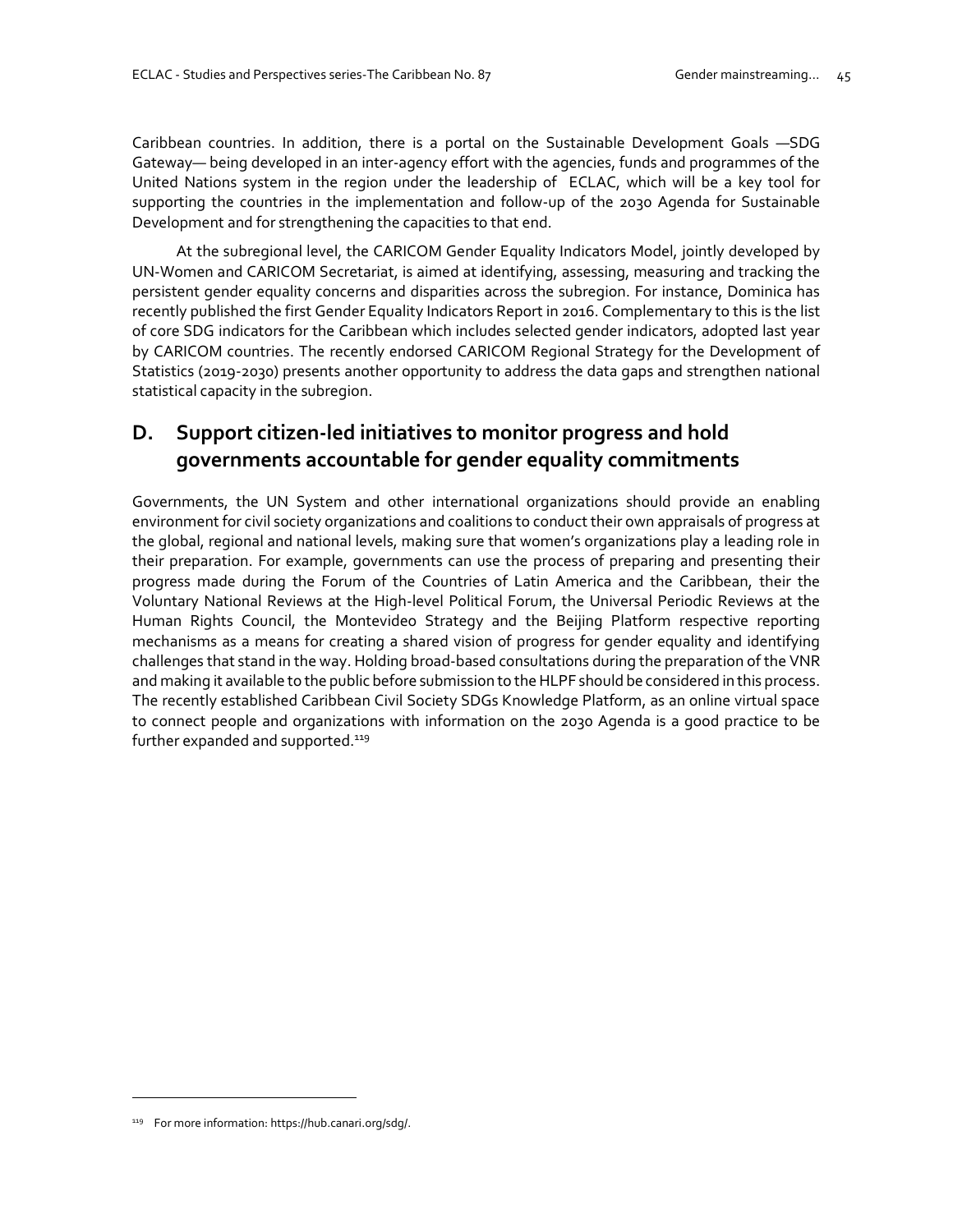Caribbean countries. In addition, there is a portal on the Sustainable Development Goals —SDG Gateway— being developed in an inter-agency effort with the agencies, funds and programmes of the United Nations system in the region under the leadership of ECLAC, which will be a key tool for supporting the countries in the implementation and follow-up of the 2030 Agenda for Sustainable Development and for strengthening the capacities to that end.

At the subregional level, the CARICOM Gender Equality Indicators Model, jointly developed by UN-Women and CARICOM Secretariat, is aimed at identifying, assessing, measuring and tracking the persistent gender equality concerns and disparities across the subregion. For instance, Dominica has recently published the first Gender Equality Indicators Report in 2016. Complementary to this is the list of core SDG indicators for the Caribbean which includes selected gender indicators, adopted last year by CARICOM countries. The recently endorsed CARICOM Regional Strategy for the Development of Statistics (2019-2030) presents another opportunity to address the data gaps and strengthen national statistical capacity in the subregion.

## D. Support citizen-led initiatives to monitor progress and hold governments accountable for gender equality commitments

Governments, the UN System and other international organizations should provide an enabling environment for civil society organizations and coalitions to conduct their own appraisals of progress at the global, regional and national levels, making sure that women's organizations play a leading role in their preparation. For example, governments can use the process of preparing and presenting their progress made during the Forum of the Countries of Latin America and the Caribbean, their the Voluntary National Reviews at the High-level Political Forum, the Universal Periodic Reviews at the Human Rights Council, the Montevideo Strategy and the Beijing Platform respective reporting mechanisms as a means for creating a shared vision of progress for gender equality and identifying challenges that stand in the way. Holding broad-based consultations during the preparation of the VNR and making it available to the public before submission to the HLPF should be considered in this process. The recently established Caribbean Civil Society SDGs Knowledge Platform, as an online virtual space to connect people and organizations with information on the 2030 Agenda is a good practice to be further expanded and supported.[119]

[119] For more information: https://hub.canari.org/sdg/.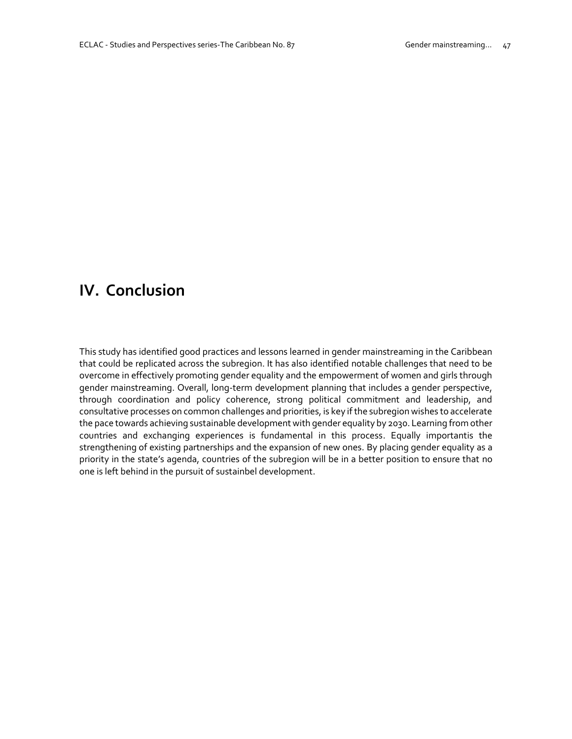# IV. Conclusion

This study has identified good practices and lessons learned in gender mainstreaming in the Caribbean that could be replicated across the subregion. It has also identified notable challenges that need to be overcome in effectively promoting gender equality and the empowerment of women and girls through gender mainstreaming. Overall, long-term development planning that includes a gender perspective, through coordination and policy coherence, strong political commitment and leadership, and consultative processes on common challenges and priorities, is key if the subregion wishes to accelerate the pace towards achieving sustainable development with gender equality by 2030. Learning from other countries and exchanging experiences is fundamental in this process. Equally importantis the strengthening of existing partnerships and the expansion of new ones. By placing gender equality as a priority in the state's agenda, countries of the subregion will be in a better position to ensure that no one is left behind in the pursuit of sustainbel development.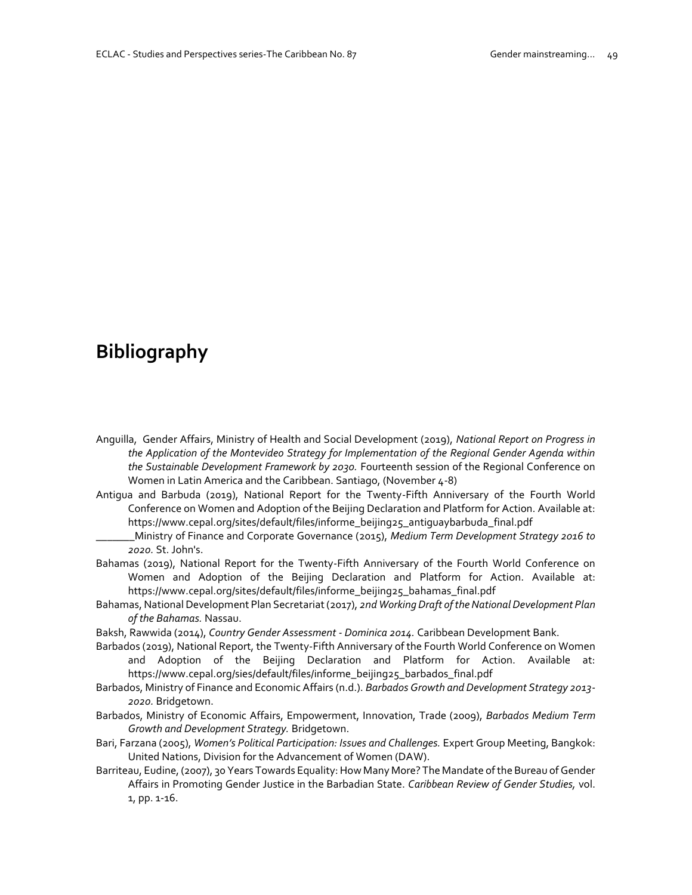# Bibliography

Anguilla, Gender Affairs, Ministry of Health and Social Development (2019), *National Report on Progress in the Application of the Montevideo Strategy for Implementation of the Regional Gender Agenda within the Sustainable Development Framework by 2030.* Fourteenth session of the Regional Conference on Women in Latin America and the Caribbean. Santiago, (November 4-8)

Antigua and Barbuda (2019), National Report for the Twenty-Fifth Anniversary of the Fourth World Conference on Women and Adoption of the Beijing Declaration and Platform for Action. Available at: https://www.cepal.org/sites/default/files/informe_beijing25_antiguaybarbuda_final.pdf

_______Ministry of Finance and Corporate Governance (2015), *Medium Term Development Strategy 2016 to 2020.* St. John's.

Bahamas (2019), National Report for the Twenty-Fifth Anniversary of the Fourth World Conference on Women and Adoption of the Beijing Declaration and Platform for Action. Available at: https://www.cepal.org/sites/default/files/informe_beijing25_bahamas_final.pdf

Bahamas, National Development Plan Secretariat (2017), *2nd Working Draft of the National Development Plan of the Bahamas.* Nassau.

Baksh, Rawwida (2014), *Country Gender Assessment - Dominica 2014.* Caribbean Development Bank.

Barbados (2019), National Report, the Twenty-Fifth Anniversary of the Fourth World Conference on Women and Adoption of the Beijing Declaration and Platform for Action. Available at: https://www.cepal.org/sies/default/files/informe_beijing25_barbados_final.pdf

Barbados, Ministry of Finance and Economic Affairs (n.d.). *Barbados Growth and Development Strategy 2013-2020.* Bridgetown.

Barbados, Ministry of Economic Affairs, Empowerment, Innovation, Trade (2009), *Barbados Medium Term Growth and Development Strategy.* Bridgetown.

Bari, Farzana (2005), *Women's Political Participation: Issues and Challenges.* Expert Group Meeting, Bangkok: United Nations, Division for the Advancement of Women (DAW).

Barriteau, Eudine, (2007), 30 Years Towards Equality: How Many More? The Mandate of the Bureau of Gender Affairs in Promoting Gender Justice in the Barbadian State. *Caribbean Review of Gender Studies,* vol. 1, pp. 1-16.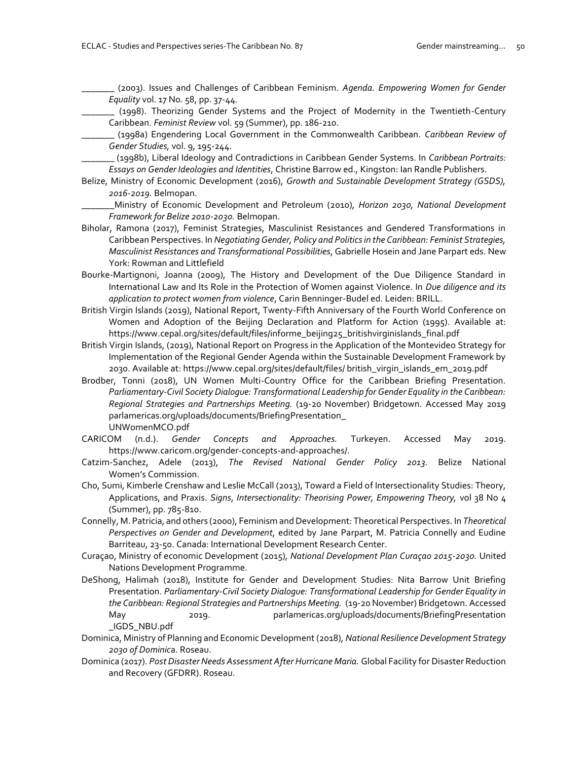_______ (2003). Issues and Challenges of Caribbean Feminism. *Agenda. Empowering Women for Gender Equality* vol. 17 No. 58, pp. 37-44.

_______ (1998). Theorizing Gender Systems and the Project of Modernity in the Twentieth-Century Caribbean. *Feminist Review* vol. 59 (Summer), pp. 186-210.

_______ (1998a) Engendering Local Government in the Commonwealth Caribbean. *Caribbean Review of Gender Studies,* vol. 9, 195-244.

_______ (1998b), Liberal Ideology and Contradictions in Caribbean Gender Systems. In *Caribbean Portraits: Essays on Gender Ideologies and Identities*, Christine Barrow ed., Kingston: Ian Randle Publishers.

Belize, Ministry of Economic Development (2016), *Growth and Sustainable Development Strategy (GSDS), 2016-2019.* Belmopan.

_______Ministry of Economic Development and Petroleum (2010), *Horizon 2030, National Development Framework for Belize 2010-2030.* Belmopan.

Biholar, Ramona (2017), Feminist Strategies, Masculinist Resistances and Gendered Transformations in Caribbean Perspectives. In *Negotiating Gender, Policy and Politics in the Caribbean: Feminist Strategies, Masculinist Resistances and Transformational Possibilities*, Gabrielle Hosein and Jane Parpart eds. New York: Rowman and Littlefield

Bourke-Martignoni, Joanna (2009), The History and Development of the Due Diligence Standard in International Law and Its Role in the Protection of Women against Violence. In *Due diligence and its application to protect women from violence*, Carin Benninger-Budel ed. Leiden: BRILL.

British Virgin Islands (2019), National Report, Twenty-Fifth Anniversary of the Fourth World Conference on Women and Adoption of the Beijing Declaration and Platform for Action (1995). Available at: https://www.cepal.org/sites/default/files/informe_beijing25_britishvirginislands_final.pdf

British Virgin Islands, (2019), National Report on Progress in the Application of the Montevideo Strategy for Implementation of the Regional Gender Agenda within the Sustainable Development Framework by 2030. Available at: https://www.cepal.org/sites/default/files/ british_virgin_islands_em_2019.pdf

Brodber, Tonni (2018), UN Women Multi-Country Office for the Caribbean Briefing Presentation. *Parliamentary-Civil Society Dialogue: Transformational Leadership for Gender Equality in the Caribbean: Regional Strategies and Partnerships Meeting.* (19-20 November) Bridgetown. Accessed May 2019 parlamericas.org/uploads/documents/BriefingPresentation_ UNWomenMCO.pdf

CARICOM (n.d.). *Gender Concepts and Approaches.* Turkeyen. Accessed May 2019. https://www.caricom.org/gender-concepts-and-approaches/.

Catzim-Sanchez, Adele (2013), *The Revised National Gender Policy 2013.* Belize National Women's Commission.

Cho, Sumi, Kimberle Crenshaw and Leslie McCall (2013), Toward a Field of Intersectionality Studies: Theory, Applications, and Praxis. *Signs*, *Intersectionality: Theorising Power, Empowering Theory,* vol 38 No 4 (Summer), pp. 785-810.

Connelly, M. Patricia, and others (2000), Feminism and Development: Theoretical Perspectives. In *Theoretical Perspectives on Gender and Development*, edited by Jane Parpart, M. Patricia Connelly and Eudine Barriteau, 23-50. Canada: International Development Research Center.

Curaçao, Ministry of economic Development (2015), *National Development Plan Curaçao 2015-2030.* United Nations Development Programme.

DeShong, Halimah (2018), Institute for Gender and Development Studies: Nita Barrow Unit Briefing Presentation. *Parliamentary-Civil Society Dialogue: Transformational Leadership for Gender Equality in the Caribbean: Regional Strategies and Partnerships Meeting.* (19-20 November) Bridgetown. Accessed May 2019. parlamericas.org/uploads/documents/BriefingPresentation _IGDS_NBU.pdf

Dominica, Ministry of Planning and Economic Development (2018), *National Resilience Development Strategy 2030 of Dominica*. Roseau.

Dominica (2017). *Post Disaster Needs Assessment After Hurricane Maria.* Global Facility for Disaster Reduction and Recovery (GFDRR). Roseau.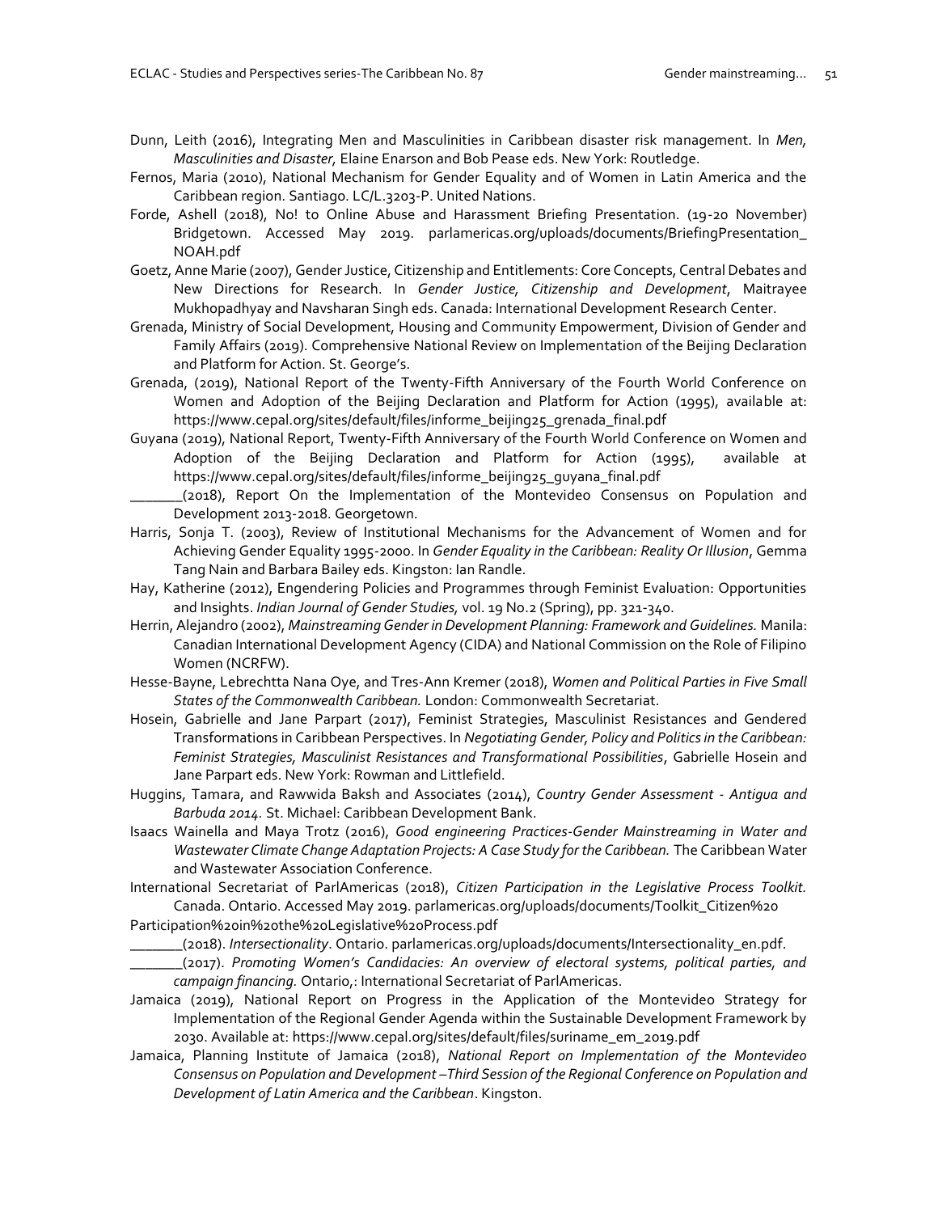Dunn, Leith (2016), Integrating Men and Masculinities in Caribbean disaster risk management. In *Men, Masculinities and Disaster,* Elaine Enarson and Bob Pease eds. New York: Routledge.

Fernos, Maria (2010), National Mechanism for Gender Equality and of Women in Latin America and the Caribbean region. Santiago. LC/L.3203-P. United Nations.

Forde, Ashell (2018), No! to Online Abuse and Harassment Briefing Presentation. (19-20 November) Bridgetown. Accessed May 2019. parlamericas.org/uploads/documents/BriefingPresentation_NOAH.pdf

Goetz, Anne Marie (2007), Gender Justice, Citizenship and Entitlements: Core Concepts, Central Debates and New Directions for Research. In *Gender Justice, Citizenship and Development*, Maitrayee Mukhopadhyay and Navsharan Singh eds. Canada: International Development Research Center.

Grenada, Ministry of Social Development, Housing and Community Empowerment, Division of Gender and Family Affairs (2019). Comprehensive National Review on Implementation of the Beijing Declaration and Platform for Action. St. George's.

Grenada, (2019), National Report of the Twenty-Fifth Anniversary of the Fourth World Conference on Women and Adoption of the Beijing Declaration and Platform for Action (1995), available at: https://www.cepal.org/sites/default/files/informe_beijing25_grenada_final.pdf

Guyana (2019), National Report, Twenty-Fifth Anniversary of the Fourth World Conference on Women and Adoption of the Beijing Declaration and Platform for Action (1995), available at https://www.cepal.org/sites/default/files/informe_beijing25_guyana_final.pdf

_______(2018), Report On the Implementation of the Montevideo Consensus on Population and Development 2013-2018. Georgetown.

Harris, Sonja T. (2003), Review of Institutional Mechanisms for the Advancement of Women and for Achieving Gender Equality 1995-2000. In *Gender Equality in the Caribbean: Reality Or Illusion*, Gemma Tang Nain and Barbara Bailey eds. Kingston: Ian Randle.

Hay, Katherine (2012), Engendering Policies and Programmes through Feminist Evaluation: Opportunities and Insights. *Indian Journal of Gender Studies,* vol. 19 No.2 (Spring), pp. 321-340.

Herrin, Alejandro (2002), *Mainstreaming Gender in Development Planning: Framework and Guidelines.* Manila: Canadian International Development Agency (CIDA) and National Commission on the Role of Filipino Women (NCRFW).

Hesse-Bayne, Lebrechtta Nana Oye, and Tres-Ann Kremer (2018), *Women and Political Parties in Five Small States of the Commonwealth Caribbean.* London: Commonwealth Secretariat.

Hosein, Gabrielle and Jane Parpart (2017), Feminist Strategies, Masculinist Resistances and Gendered Transformations in Caribbean Perspectives. In *Negotiating Gender, Policy and Politics in the Caribbean: Feminist Strategies, Masculinist Resistances and Transformational Possibilities*, Gabrielle Hosein and Jane Parpart eds. New York: Rowman and Littlefield.

Huggins, Tamara, and Rawwida Baksh and Associates (2014), *Country Gender Assessment - Antigua and Barbuda 2014*. St. Michael: Caribbean Development Bank.

Isaacs Wainella and Maya Trotz (2016), *Good engineering Practices-Gender Mainstreaming in Water and Wastewater Climate Change Adaptation Projects: A Case Study for the Caribbean.* The Caribbean Water and Wastewater Association Conference.

International Secretariat of ParlAmericas (2018), *Citizen Participation in the Legislative Process Toolkit.* Canada. Ontario. Accessed May 2019. parlamericas.org/uploads/documents/Toolkit_Citizen%20Participation%20in%20the%20Legislative%20Process.pdf

_______(2018). *Intersectionality*. Ontario. parlamericas.org/uploads/documents/Intersectionality_en.pdf.

_______(2017). *Promoting Women's Candidacies: An overview of electoral systems, political parties, and campaign financing.* Ontario,: International Secretariat of ParlAmericas.

Jamaica (2019), National Report on Progress in the Application of the Montevideo Strategy for Implementation of the Regional Gender Agenda within the Sustainable Development Framework by 2030. Available at: https://www.cepal.org/sites/default/files/suriname_em_2019.pdf

Jamaica, Planning Institute of Jamaica (2018), *National Report on Implementation of the Montevideo Consensus on Population and Development –Third Session of the Regional Conference on Population and Development of Latin America and the Caribbean*. Kingston.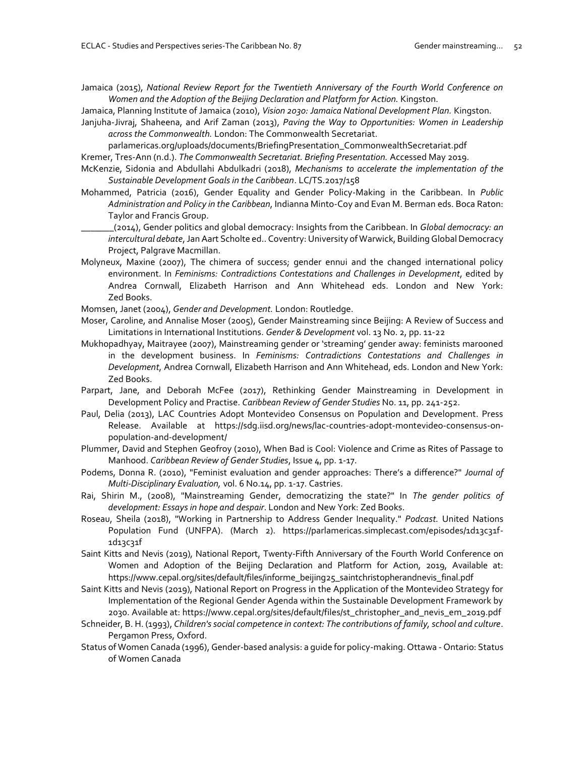Jamaica (2015), *National Review Report for the Twentieth Anniversary of the Fourth World Conference on Women and the Adoption of the Beijing Declaration and Platform for Action.* Kingston.

Jamaica, Planning Institute of Jamaica (2010), *Vision 2030: Jamaica National Development Plan.* Kingston.

Janjuha-Jivraj, Shaheena, and Arif Zaman (2013), *Paving the Way to Opportunities: Women in Leadership across the Commonwealth.* London: The Commonwealth Secretariat. parlamericas.org/uploads/documents/BriefingPresentation_CommonwealthSecretariat.pdf

Kremer, Tres-Ann (n.d.). *The Commonwealth Secretariat. Briefing Presentation.* Accessed May 2019.

McKenzie, Sidonia and Abdullahi Abdulkadri (2018), *Mechanisms to accelerate the implementation of the Sustainable Development Goals in the Caribbean*. LC/TS.2017/158

Mohammed, Patricia (2016), Gender Equality and Gender Policy-Making in the Caribbean. In *Public Administration and Policy in the Caribbean*, Indianna Minto-Coy and Evan M. Berman eds. Boca Raton: Taylor and Francis Group.

_______(2014), Gender politics and global democracy: Insights from the Caribbean. In *Global democracy: an intercultural debate*, Jan Aart Scholte ed.. Coventry: University of Warwick, Building Global Democracy Project, Palgrave Macmillan.

Molyneux, Maxine (2007), The chimera of success; gender ennui and the changed international policy environment. In *Feminisms: Contradictions Contestations and Challenges in Development*, edited by Andrea Cornwall, Elizabeth Harrison and Ann Whitehead eds. London and New York: Zed Books.

Momsen, Janet (2004), *Gender and Development.* London: Routledge.

Moser, Caroline, and Annalise Moser (2005), Gender Mainstreaming since Beijing: A Review of Success and Limitations in International Institutions. *Gender & Development* vol. 13 No. 2, pp. 11-22

Mukhopadhyay, Maitrayee (2007), Mainstreaming gender or 'streaming' gender away: feminists marooned in the development business. In *Feminisms: Contradictions Contestations and Challenges in Development*, Andrea Cornwall, Elizabeth Harrison and Ann Whitehead, eds. London and New York: Zed Books.

Parpart, Jane, and Deborah McFee (2017), Rethinking Gender Mainstreaming in Development in Development Policy and Practise. *Caribbean Review of Gender Studies* No. 11, pp. 241-252.

Paul, Delia (2013), LAC Countries Adopt Montevideo Consensus on Population and Development. Press Release. Available at https://sdg.iisd.org/news/lac-countries-adopt-montevideo-consensus-on-population-and-development/

Plummer, David and Stephen Geofroy (2010), When Bad is Cool: Violence and Crime as Rites of Passage to Manhood. *Caribbean Review of Gender Studies*, Issue 4, pp. 1-17.

Podems, Donna R. (2010), "Feminist evaluation and gender approaches: There's a difference?" *Journal of Multi-Disciplinary Evaluation,* vol. 6 No.14, pp. 1-17. Castries.

Rai, Shirin M., (2008), "Mainstreaming Gender, democratizing the state?" In *The gender politics of development: Essays in hope and despair*. London and New York: Zed Books.

Roseau, Sheila (2018), "Working in Partnership to Address Gender Inequality." *Podcast.* United Nations Population Fund (UNFPA). (March 2). https://parlamericas.simplecast.com/episodes/1d13c31f-1d13c31f

Saint Kitts and Nevis (2019), National Report, Twenty-Fifth Anniversary of the Fourth World Conference on Women and Adoption of the Beijing Declaration and Platform for Action, 2019, Available at: https://www.cepal.org/sites/default/files/informe_beijing25_saintchristopherandnevis_final.pdf

Saint Kitts and Nevis (2019), National Report on Progress in the Application of the Montevideo Strategy for Implementation of the Regional Gender Agenda within the Sustainable Development Framework by 2030. Available at: https://www.cepal.org/sites/default/files/st_christopher_and_nevis_em_2019.pdf

Schneider, B. H. (1993), *Children's social competence in context: The contributions of family, school and culture*. Pergamon Press, Oxford.

Status of Women Canada (1996), Gender-based analysis: a guide for policy-making. Ottawa - Ontario: Status of Women Canada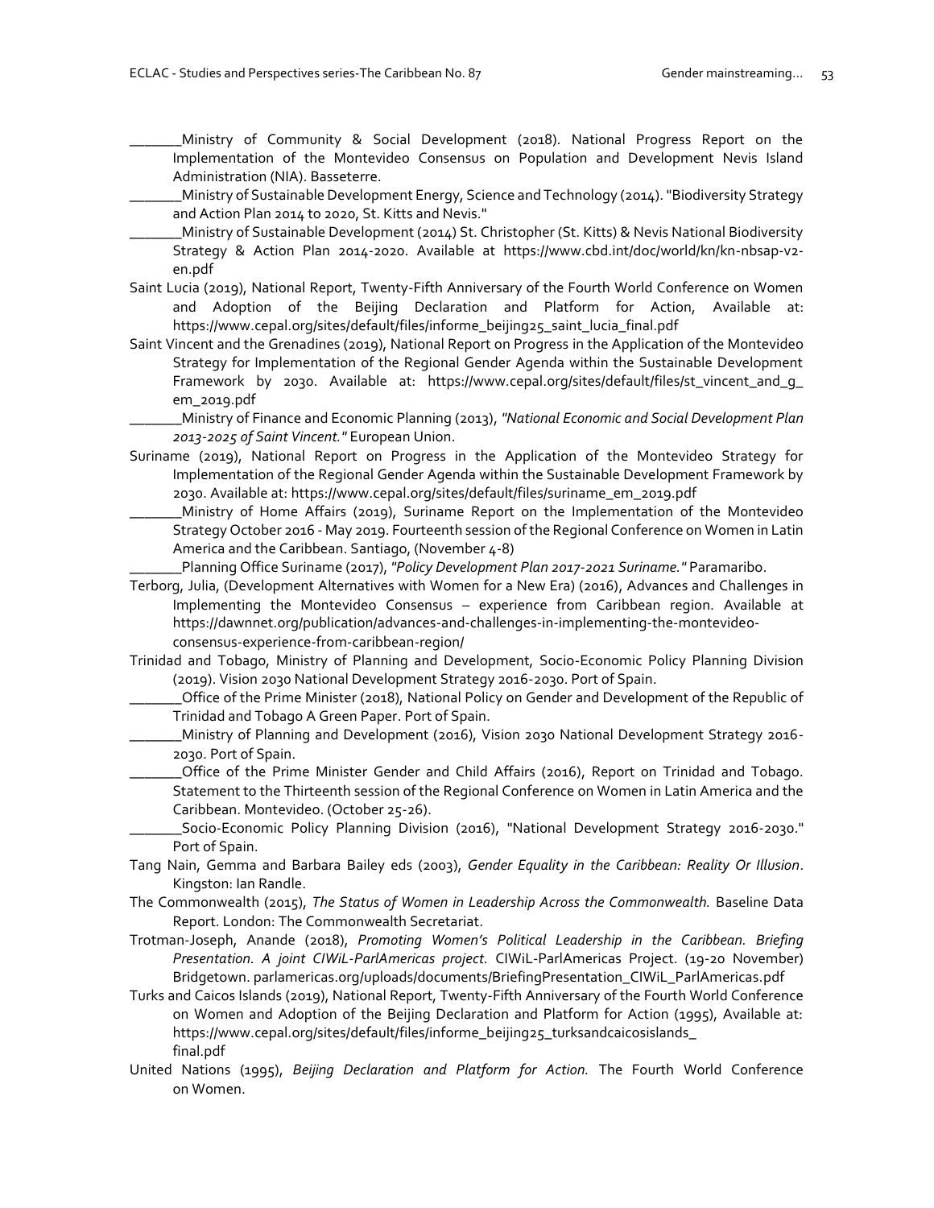_______Ministry of Community & Social Development (2018). National Progress Report on the Implementation of the Montevideo Consensus on Population and Development Nevis Island Administration (NIA). Basseterre.

_______Ministry of Sustainable Development Energy, Science and Technology (2014). "Biodiversity Strategy and Action Plan 2014 to 2020, St. Kitts and Nevis."

_______Ministry of Sustainable Development (2014) St. Christopher (St. Kitts) & Nevis National Biodiversity Strategy & Action Plan 2014-2020. Available at https://www.cbd.int/doc/world/kn/kn-nbsap-v2-en.pdf

Saint Lucia (2019), National Report, Twenty-Fifth Anniversary of the Fourth World Conference on Women and Adoption of the Beijing Declaration and Platform for Action, Available at: https://www.cepal.org/sites/default/files/informe_beijing25_saint_lucia_final.pdf

Saint Vincent and the Grenadines (2019), National Report on Progress in the Application of the Montevideo Strategy for Implementation of the Regional Gender Agenda within the Sustainable Development Framework by 2030. Available at: https://www.cepal.org/sites/default/files/st_vincent_and_g_em_2019.pdf

_______Ministry of Finance and Economic Planning (2013), *"National Economic and Social Development Plan 2013-2025 of Saint Vincent."* European Union.

Suriname (2019), National Report on Progress in the Application of the Montevideo Strategy for Implementation of the Regional Gender Agenda within the Sustainable Development Framework by 2030. Available at: https://www.cepal.org/sites/default/files/suriname_em_2019.pdf

_______Ministry of Home Affairs (2019), Suriname Report on the Implementation of the Montevideo Strategy October 2016 - May 2019. Fourteenth session of the Regional Conference on Women in Latin America and the Caribbean. Santiago, (November 4-8)

_______Planning Office Suriname (2017), *"Policy Development Plan 2017-2021 Suriname."* Paramaribo.

Terborg, Julia, (Development Alternatives with Women for a New Era) (2016), Advances and Challenges in Implementing the Montevideo Consensus – experience from Caribbean region. Available at https://dawnnet.org/publication/advances-and-challenges-in-implementing-the-montevideo-consensus-experience-from-caribbean-region/

Trinidad and Tobago, Ministry of Planning and Development, Socio-Economic Policy Planning Division (2019). Vision 2030 National Development Strategy 2016-2030. Port of Spain.

_______Office of the Prime Minister (2018), National Policy on Gender and Development of the Republic of Trinidad and Tobago A Green Paper. Port of Spain.

_______Ministry of Planning and Development (2016), Vision 2030 National Development Strategy 2016-2030. Port of Spain.

_______Office of the Prime Minister Gender and Child Affairs (2016), Report on Trinidad and Tobago. Statement to the Thirteenth session of the Regional Conference on Women in Latin America and the Caribbean. Montevideo. (October 25-26).

_______Socio-Economic Policy Planning Division (2016), "National Development Strategy 2016-2030." Port of Spain.

Tang Nain, Gemma and Barbara Bailey eds (2003), *Gender Equality in the Caribbean: Reality Or Illusion*. Kingston: Ian Randle.

The Commonwealth (2015), *The Status of Women in Leadership Across the Commonwealth.* Baseline Data Report. London: The Commonwealth Secretariat.

Trotman-Joseph, Anande (2018), *Promoting Women's Political Leadership in the Caribbean. Briefing Presentation. A joint CIWiL-ParlAmericas project.* CIWiL-ParlAmericas Project. (19-20 November) Bridgetown. parlamericas.org/uploads/documents/BriefingPresentation_CIWiL_ParlAmericas.pdf

Turks and Caicos Islands (2019), National Report, Twenty-Fifth Anniversary of the Fourth World Conference on Women and Adoption of the Beijing Declaration and Platform for Action (1995), Available at: https://www.cepal.org/sites/default/files/informe_beijing25_turksandcaicosislands_final.pdf

United Nations (1995), *Beijing Declaration and Platform for Action.* The Fourth World Conference on Women.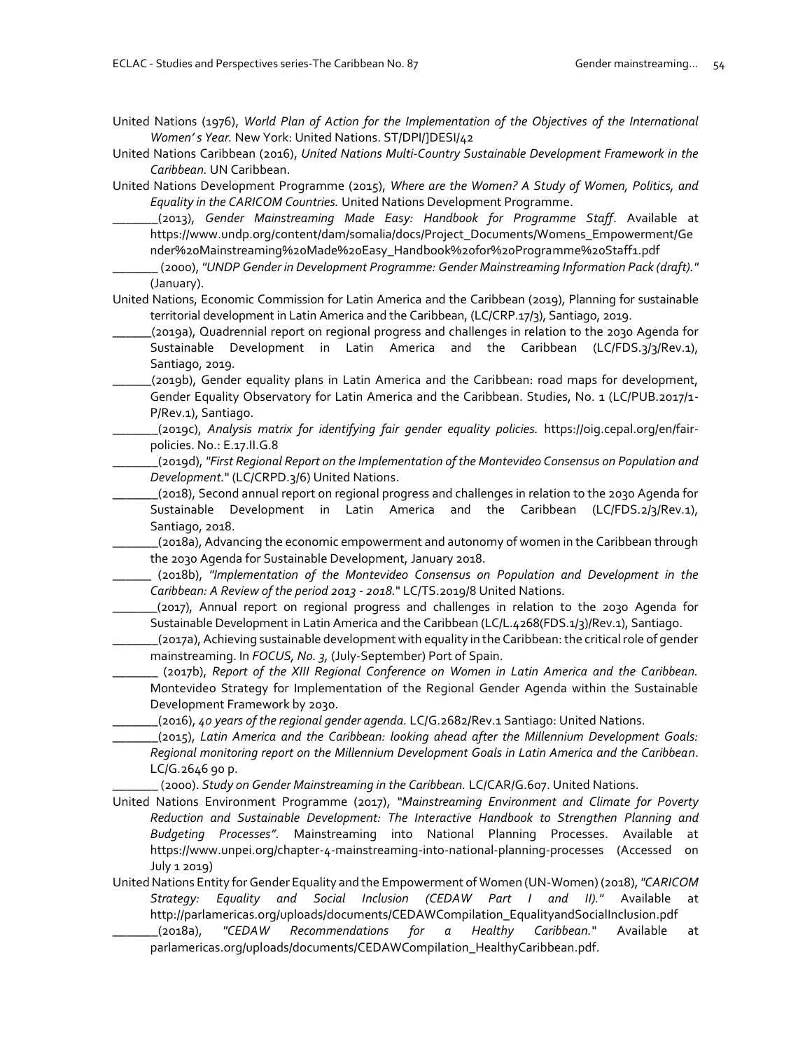United Nations (1976), *World Plan of Action for the Implementation of the Objectives of the International Women' s Year.* New York: United Nations. ST/DPI/]DESI/42

United Nations Caribbean (2016), *United Nations Multi-Country Sustainable Development Framework in the Caribbean.* UN Caribbean.

United Nations Development Programme (2015), *Where are the Women? A Study of Women, Politics, and Equality in the CARICOM Countries.* United Nations Development Programme.

_______(2013), *Gender Mainstreaming Made Easy: Handbook for Programme Staff*. Available at https://www.undp.org/content/dam/somalia/docs/Project_Documents/Womens_Empowerment/Gender%20Mainstreaming%20Made%20Easy_Handbook%20for%20Programme%20Staff1.pdf

_______ (2000), *"UNDP Gender in Development Programme: Gender Mainstreaming Information Pack (draft)."* (January).

United Nations, Economic Commission for Latin America and the Caribbean (2019), Planning for sustainable territorial development in Latin America and the Caribbean, (LC/CRP.17/3), Santiago, 2019.

______(2019a), Quadrennial report on regional progress and challenges in relation to the 2030 Agenda for Sustainable Development in Latin America and the Caribbean (LC/FDS.3/3/Rev.1), Santiago, 2019.

______(2019b), Gender equality plans in Latin America and the Caribbean: road maps for development, Gender Equality Observatory for Latin America and the Caribbean. Studies, No. 1 (LC/PUB.2017/1-P/Rev.1), Santiago.

_______(2019c), *Analysis matrix for identifying fair gender equality policies.* https://oig.cepal.org/en/fair-policies. No.: E.17.II.G.8

_______(2019d), *"First Regional Report on the Implementation of the Montevideo Consensus on Population and Development."* (LC/CRPD.3/6) United Nations.

_______(2018), Second annual report on regional progress and challenges in relation to the 2030 Agenda for Sustainable Development in Latin America and the Caribbean (LC/FDS.2/3/Rev.1), Santiago, 2018.

_______(2018a), Advancing the economic empowerment and autonomy of women in the Caribbean through the 2030 Agenda for Sustainable Development, January 2018.

______ (2018b), *"Implementation of the Montevideo Consensus on Population and Development in the Caribbean: A Review of the period 2013 - 2018."* LC/TS.2019/8 United Nations.

_______(2017), Annual report on regional progress and challenges in relation to the 2030 Agenda for Sustainable Development in Latin America and the Caribbean (LC/L.4268(FDS.1/3)/Rev.1), Santiago.

_______(2017a), Achieving sustainable development with equality in the Caribbean: the critical role of gender mainstreaming. In *FOCUS, No. 3,* (July-September) Port of Spain.

_______ (2017b), *Report of the XIII Regional Conference on Women in Latin America and the Caribbean.* Montevideo Strategy for Implementation of the Regional Gender Agenda within the Sustainable Development Framework by 2030.

_______(2016), *40 years of the regional gender agenda.* LC/G.2682/Rev.1 Santiago: United Nations.

_______(2015), *Latin America and the Caribbean: looking ahead after the Millennium Development Goals: Regional monitoring report on the Millennium Development Goals in Latin America and the Caribbean*. LC/G.2646 90 p.

_______ (2000). *Study on Gender Mainstreaming in the Caribbean.* LC/CAR/G.607. United Nations.

United Nations Environment Programme (2017), *"Mainstreaming Environment and Climate for Poverty Reduction and Sustainable Development: The Interactive Handbook to Strengthen Planning and Budgeting Processes".* Mainstreaming into National Planning Processes. Available at https://www.unpei.org/chapter-4-mainstreaming-into-national-planning-processes (Accessed on July 1 2019)

United Nations Entity for Gender Equality and the Empowerment of Women (UN-Women) (2018), *"CARICOM Strategy: Equality and Social Inclusion (CEDAW Part I and II)."* Available at http://parlamericas.org/uploads/documents/CEDAWCompilation_EqualityandSocialInclusion.pdf

_______(2018a), *"CEDAW Recommendations for a Healthy Caribbean."* Available at parlamericas.org/uploads/documents/CEDAWCompilation_HealthyCaribbean.pdf.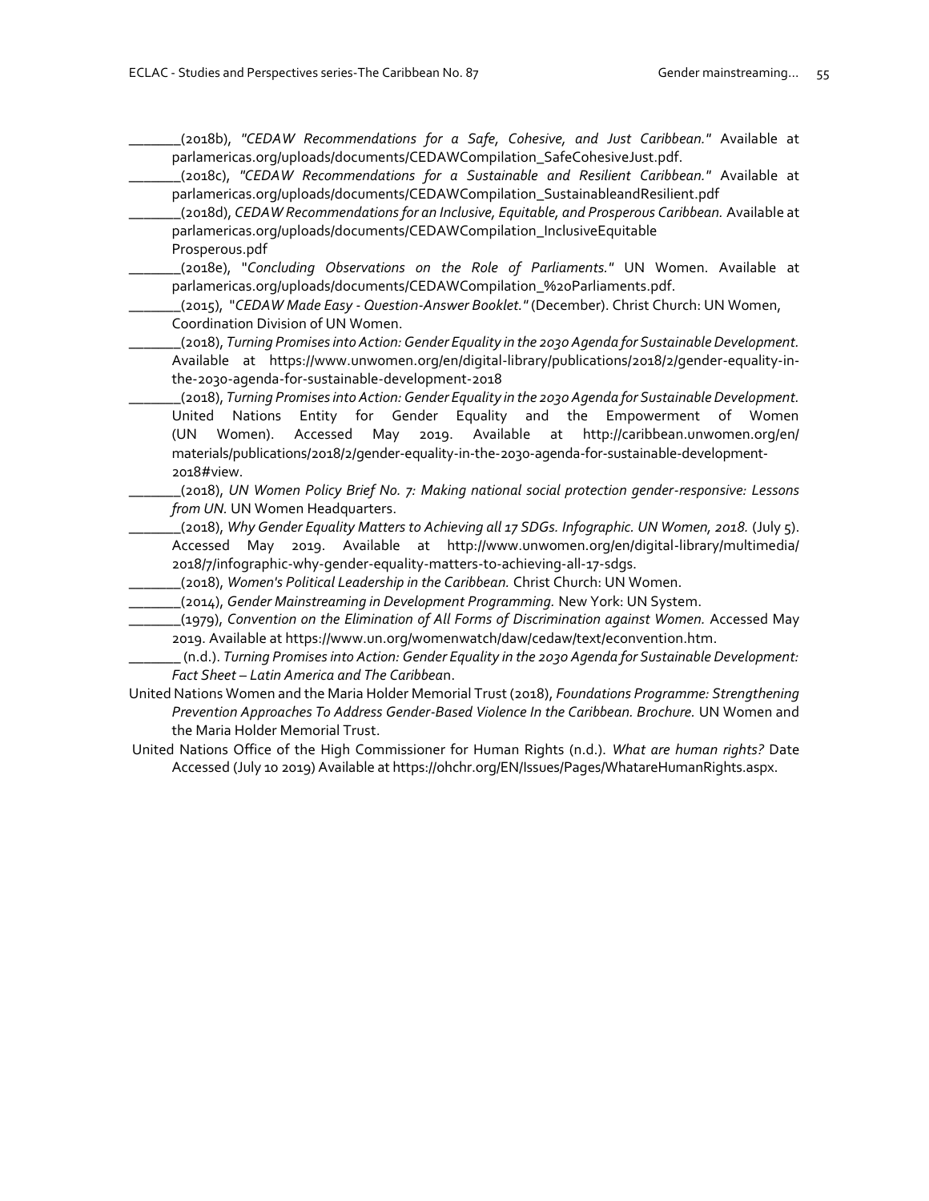_______(2018b), *"CEDAW Recommendations for a Safe, Cohesive, and Just Caribbean."* Available at parlamericas.org/uploads/documents/CEDAWCompilation_SafeCohesiveJust.pdf.

_______(2018c), *"CEDAW Recommendations for a Sustainable and Resilient Caribbean."* Available at parlamericas.org/uploads/documents/CEDAWCompilation_SustainableandResilient.pdf

_______(2018d), *CEDAW Recommendations for an Inclusive, Equitable, and Prosperous Caribbean.* Available at parlamericas.org/uploads/documents/CEDAWCompilation_InclusiveEquitable Prosperous.pdf

_______(2018e), "*Concluding Observations on the Role of Parliaments.*" UN Women. Available at parlamericas.org/uploads/documents/CEDAWCompilation_%20Parliaments.pdf.

_______(2015), "*CEDAW Made Easy - Question-Answer Booklet.*" (December). Christ Church: UN Women, Coordination Division of UN Women.

_______(2018), *Turning Promises into Action: Gender Equality in the 2030 Agenda for Sustainable Development.* Available at https://www.unwomen.org/en/digital-library/publications/2018/2/gender-equality-in-the-2030-agenda-for-sustainable-development-2018

_______(2018), *Turning Promises into Action: Gender Equality in the 2030 Agenda for Sustainable Development.* United Nations Entity for Gender Equality and the Empowerment of Women (UN Women). Accessed May 2019. Available at http://caribbean.unwomen.org/en/materials/publications/2018/2/gender-equality-in-the-2030-agenda-for-sustainable-development-2018#view.

_______(2018), *UN Women Policy Brief No. 7: Making national social protection gender-responsive: Lessons from UN.* UN Women Headquarters.

_______(2018), *Why Gender Equality Matters to Achieving all 17 SDGs. Infographic. UN Women, 2018.* (July 5). Accessed May 2019. Available at http://www.unwomen.org/en/digital-library/multimedia/2018/7/infographic-why-gender-equality-matters-to-achieving-all-17-sdgs.

_______(2018), *Women's Political Leadership in the Caribbean.* Christ Church: UN Women.

_______(2014), *Gender Mainstreaming in Development Programming.* New York: UN System.

_______(1979), *Convention on the Elimination of All Forms of Discrimination against Women.* Accessed May 2019. Available at https://www.un.org/womenwatch/daw/cedaw/text/econvention.htm.

_______ (n.d.). *Turning Promises into Action: Gender Equality in the 2030 Agenda for Sustainable Development: Fact Sheet – Latin America and The Caribbea*n.

United Nations Women and the Maria Holder Memorial Trust (2018), *Foundations Programme: Strengthening Prevention Approaches To Address Gender-Based Violence In the Caribbean. Brochure.* UN Women and the Maria Holder Memorial Trust.

United Nations Office of the High Commissioner for Human Rights (n.d.). *What are human rights?* Date Accessed (July 10 2019) Available at https://ohchr.org/EN/Issues/Pages/WhatareHumanRights.aspx.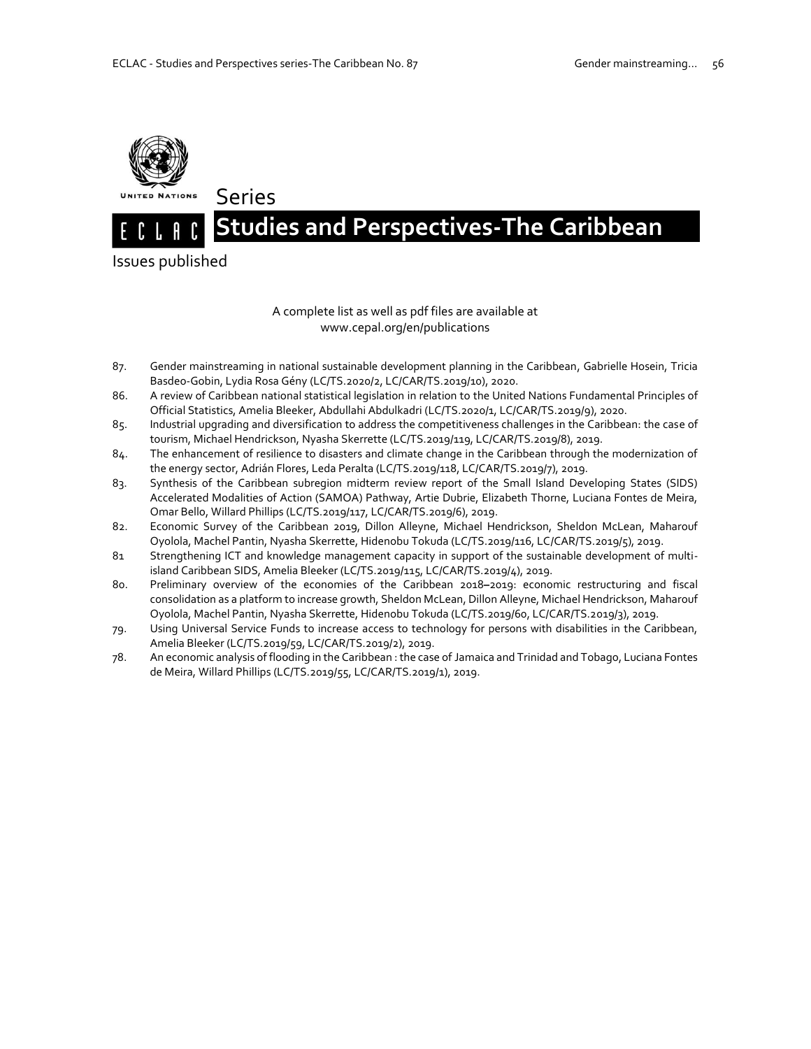Series

# Studies and Perspectives-The Caribbean

Issues published

A complete list as well as pdf files are available at
www.cepal.org/en/publications

87. Gender mainstreaming in national sustainable development planning in the Caribbean, Gabrielle Hosein, Tricia Basdeo-Gobin, Lydia Rosa Gény (LC/TS.2020/2, LC/CAR/TS.2019/10), 2020.
86. A review of Caribbean national statistical legislation in relation to the United Nations Fundamental Principles of Official Statistics, Amelia Bleeker, Abdullahi Abdulkadri (LC/TS.2020/1, LC/CAR/TS.2019/9), 2020.
85. Industrial upgrading and diversification to address the competitiveness challenges in the Caribbean: the case of tourism, Michael Hendrickson, Nyasha Skerrette (LC/TS.2019/119, LC/CAR/TS.2019/8), 2019.
84. The enhancement of resilience to disasters and climate change in the Caribbean through the modernization of the energy sector, Adrián Flores, Leda Peralta (LC/TS.2019/118, LC/CAR/TS.2019/7), 2019.
83. Synthesis of the Caribbean subregion midterm review report of the Small Island Developing States (SIDS) Accelerated Modalities of Action (SAMOA) Pathway, Artie Dubrie, Elizabeth Thorne, Luciana Fontes de Meira, Omar Bello, Willard Phillips (LC/TS.2019/117, LC/CAR/TS.2019/6), 2019.
82. Economic Survey of the Caribbean 2019, Dillon Alleyne, Michael Hendrickson, Sheldon McLean, Maharouf Oyolola, Machel Pantin, Nyasha Skerrette, Hidenobu Tokuda (LC/TS.2019/116, LC/CAR/TS.2019/5), 2019.
81. Strengthening ICT and knowledge management capacity in support of the sustainable development of multi-island Caribbean SIDS, Amelia Bleeker (LC/TS.2019/115, LC/CAR/TS.2019/4), 2019.
80. Preliminary overview of the economies of the Caribbean 2018–2019: economic restructuring and fiscal consolidation as a platform to increase growth, Sheldon McLean, Dillon Alleyne, Michael Hendrickson, Maharouf Oyolola, Machel Pantin, Nyasha Skerrette, Hidenobu Tokuda (LC/TS.2019/60, LC/CAR/TS.2019/3), 2019.
79. Using Universal Service Funds to increase access to technology for persons with disabilities in the Caribbean, Amelia Bleeker (LC/TS.2019/59, LC/CAR/TS.2019/2), 2019.
78. An economic analysis of flooding in the Caribbean : the case of Jamaica and Trinidad and Tobago, Luciana Fontes de Meira, Willard Phillips (LC/TS.2019/55, LC/CAR/TS.2019/1), 2019.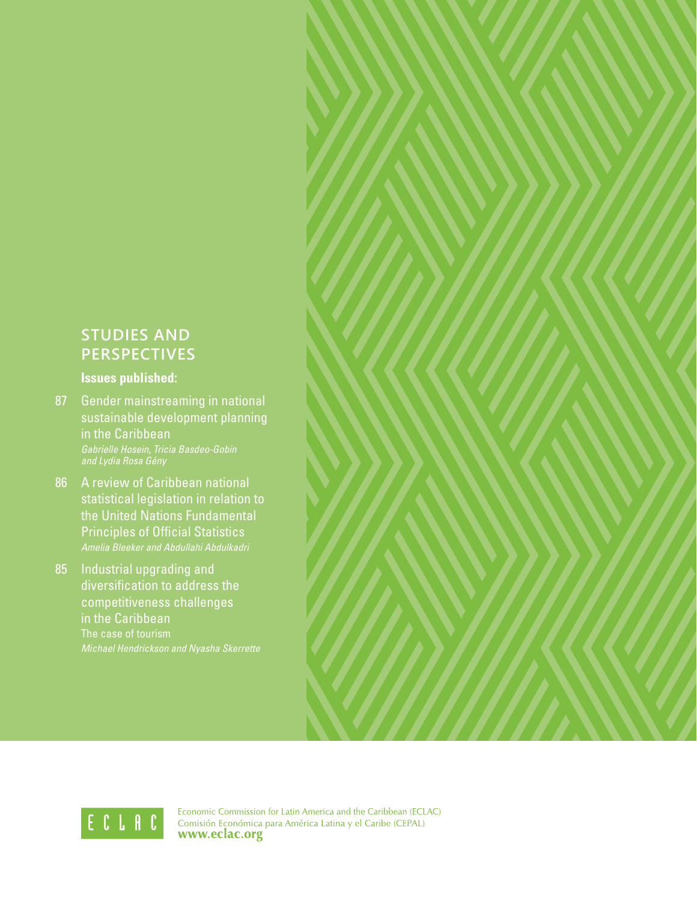## STUDIES AND PERSPECTIVES

**Issues published:**

87 Gender mainstreaming in national sustainable development planning in the Caribbean
*Gabrielle Hosein, Tricia Basdeo-Gobin and Lydia Rosa Gény*

86 A review of Caribbean national statistical legislation in relation to the United Nations Fundamental Principles of Official Statistics
*Amelia Bleeker and Abdullahi Abdulkadri*

85 Industrial upgrading and diversification to address the competitiveness challenges in the Caribbean
The case of tourism
*Michael Hendrickson and Nyasha Skerrette*

ECLAC

Economic Commission for Latin America and the Caribbean (ECLAC)
Comisión Económica para América Latina y el Caribe (CEPAL)
**www.eclac.org**